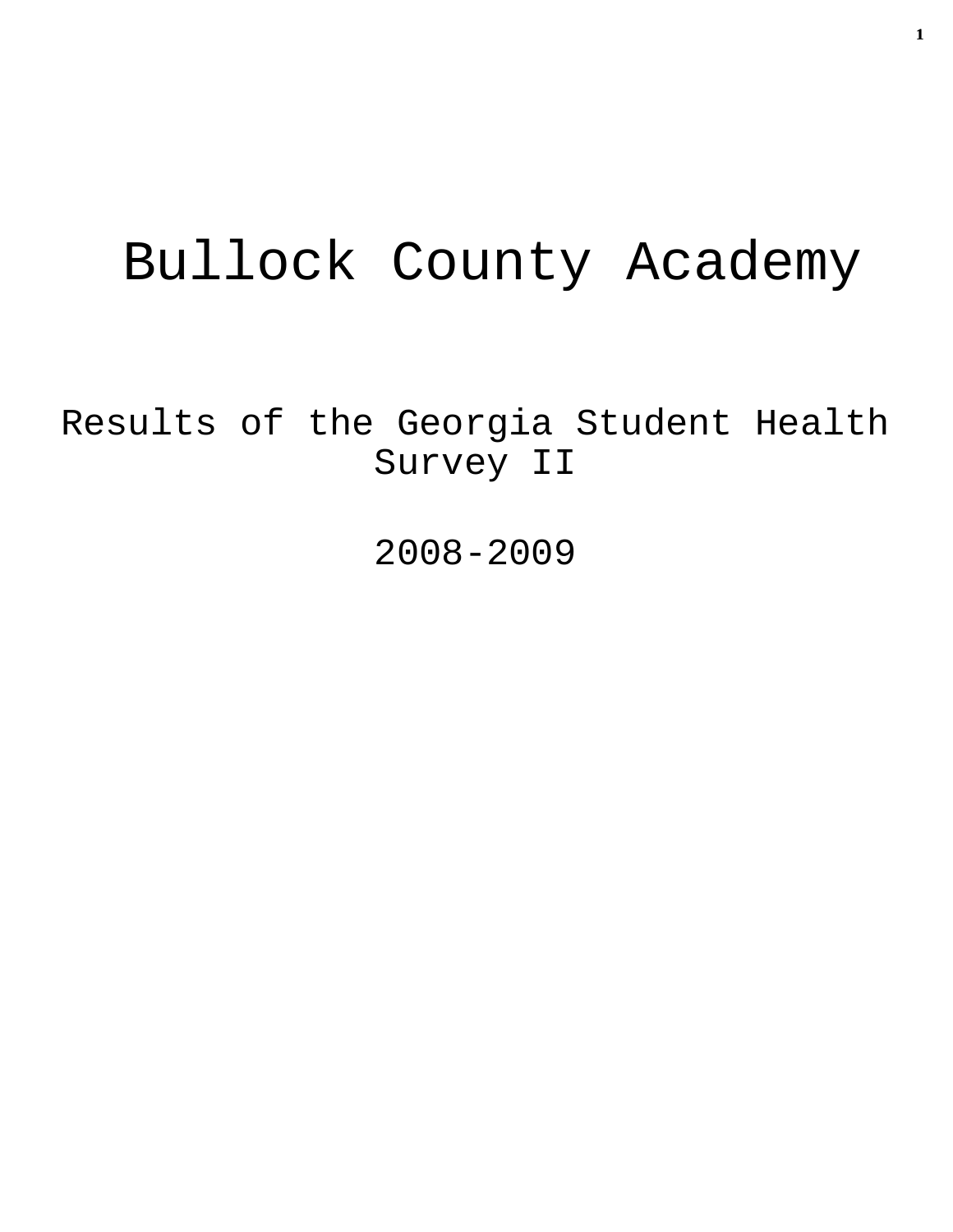# Bullock County Academy

## Results of the Georgia Student Health Survey II

## 2008-2009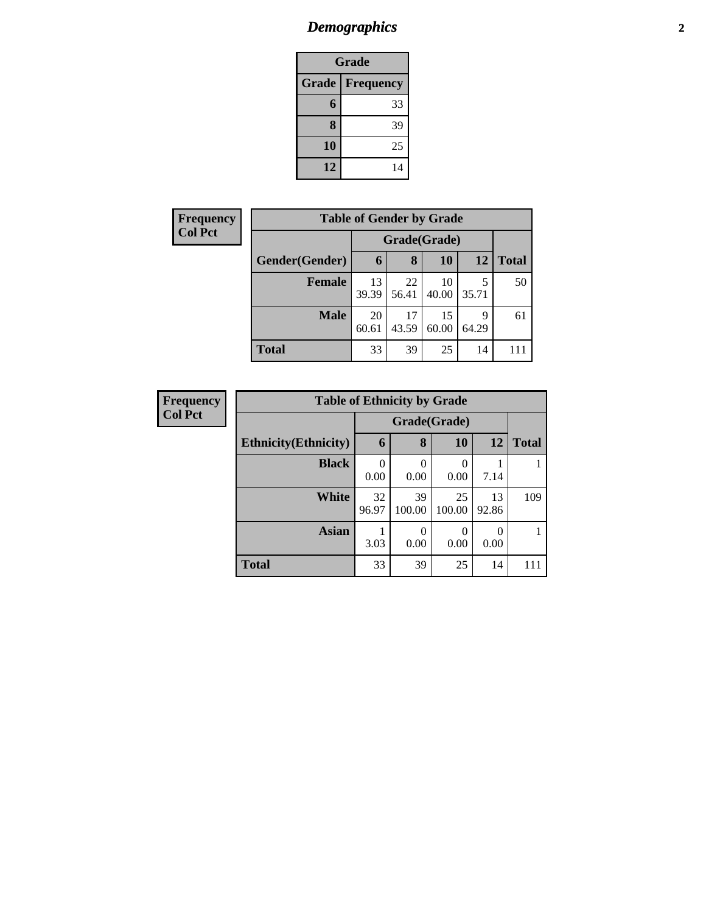# Demographics

| Grade | |
|---|---|
| **Grade** | **Frequency** |
| **6** | 33 |
| **8** | 39 |
| **10** | 25 |
| **12** | 14 |

**Frequency**
**Col Pct**

| Table of Gender by Grade | | | | | |
|---|---|---|---|---|---|
| | Grade(Grade) | | | | |
| **Gender(Gender)** | **6** | **8** | **10** | **12** | **Total** |
| **Female** | 13<br>39.39 | 22<br>56.41 | 10<br>40.00 | 5<br>35.71 | 50 |
| **Male** | 20<br>60.61 | 17<br>43.59 | 15<br>60.00 | 9<br>64.29 | 61 |
| **Total** | 33 | 39 | 25 | 14 | 111 |

**Frequency**
**Col Pct**

| Table of Ethnicity by Grade | | | | | |
|---|---|---|---|---|---|
| | Grade(Grade) | | | | |
| **Ethnicity(Ethnicity)** | **6** | **8** | **10** | **12** | **Total** |
| **Black** | 0<br>0.00 | 0<br>0.00 | 0<br>0.00 | 1<br>7.14 | 1 |
| **White** | 32<br>96.97 | 39<br>100.00 | 25<br>100.00 | 13<br>92.86 | 109 |
| **Asian** | 1<br>3.03 | 0<br>0.00 | 0<br>0.00 | 0<br>0.00 | 1 |
| **Total** | 33 | 39 | 25 | 14 | 111 |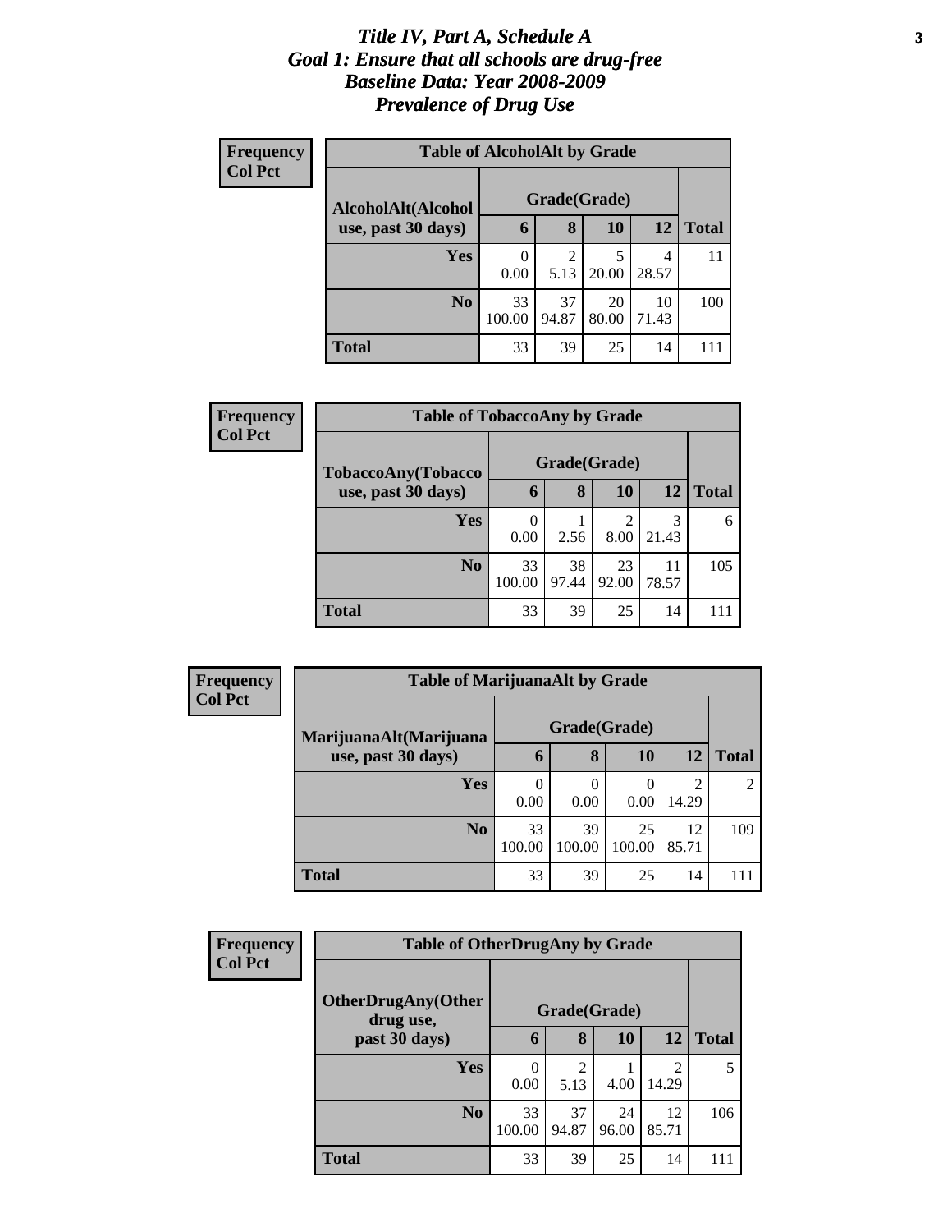# *Title IV, Part A, Schedule A*
# *Goal 1: Ensure that all schools are drug-free*
# *Baseline Data: Year 2008-2009*
# *Prevalence of Drug Use*

**Frequency**
**Col Pct**

| Table of AlcoholAlt by Grade | | | | | |
|---|---|---|---|---|---|
| AlcoholAlt(Alcohol use, past 30 days) | Grade(Grade) | | | | |
| | 6 | 8 | 10 | 12 | Total |
| **Yes** | 0<br>0.00 | 2<br>5.13 | 5<br>20.00 | 4<br>28.57 | 11 |
| **No** | 33<br>100.00 | 37<br>94.87 | 20<br>80.00 | 10<br>71.43 | 100 |
| **Total** | 33 | 39 | 25 | 14 | 111 |

**Frequency**
**Col Pct**

| Table of TobaccoAny by Grade | | | | | |
|---|---|---|---|---|---|
| TobaccoAny(Tobacco use, past 30 days) | Grade(Grade) | | | | |
| | 6 | 8 | 10 | 12 | Total |
| **Yes** | 0<br>0.00 | 1<br>2.56 | 2<br>8.00 | 3<br>21.43 | 6 |
| **No** | 33<br>100.00 | 38<br>97.44 | 23<br>92.00 | 11<br>78.57 | 105 |
| **Total** | 33 | 39 | 25 | 14 | 111 |

**Frequency**
**Col Pct**

| Table of MarijuanaAlt by Grade | | | | | |
|---|---|---|---|---|---|
| MarijuanaAlt(Marijuana use, past 30 days) | Grade(Grade) | | | | |
| | 6 | 8 | 10 | 12 | Total |
| **Yes** | 0<br>0.00 | 0<br>0.00 | 0<br>0.00 | 2<br>14.29 | 2 |
| **No** | 33<br>100.00 | 39<br>100.00 | 25<br>100.00 | 12<br>85.71 | 109 |
| **Total** | 33 | 39 | 25 | 14 | 111 |

**Frequency**
**Col Pct**

| Table of OtherDrugAny by Grade | | | | | |
|---|---|---|---|---|---|
| OtherDrugAny(Other drug use, past 30 days) | Grade(Grade) | | | | |
| | 6 | 8 | 10 | 12 | Total |
| **Yes** | 0<br>0.00 | 2<br>5.13 | 1<br>4.00 | 2<br>14.29 | 5 |
| **No** | 33<br>100.00 | 37<br>94.87 | 24<br>96.00 | 12<br>85.71 | 106 |
| **Total** | 33 | 39 | 25 | 14 | 111 |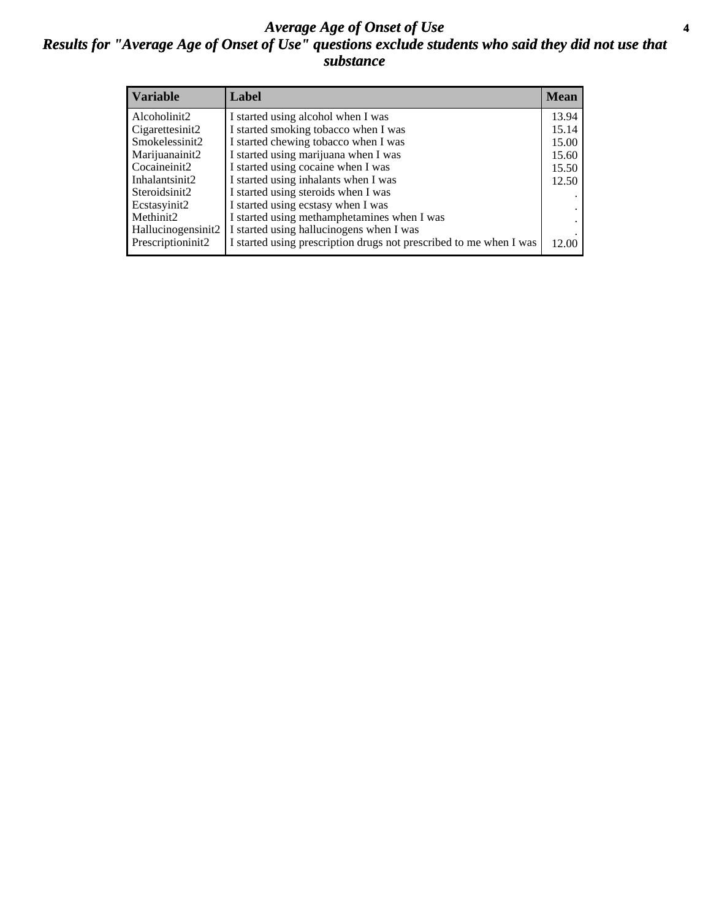# *Average Age of Onset of Use*

## *Results for "Average Age of Onset of Use" questions exclude students who said they did not use that substance*

| Variable | Label | Mean |
|---|---|---|
| Alcoholinit2 | I started using alcohol when I was | 13.94 |
| Cigarettesinit2 | I started smoking tobacco when I was | 15.14 |
| Smokelessinit2 | I started chewing tobacco when I was | 15.00 |
| Marijuanainit2 | I started using marijuana when I was | 15.60 |
| Cocaineinit2 | I started using cocaine when I was | 15.50 |
| Inhalantsinit2 | I started using inhalants when I was | 12.50 |
| Steroidsinit2 | I started using steroids when I was | . |
| Ecstasyinit2 | I started using ecstasy when I was | . |
| Methinit2 | I started using methamphetamines when I was | . |
| Hallucinogensinit2 | I started using hallucinogens when I was | . |
| Prescriptioninit2 | I started using prescription drugs not prescribed to me when I was | 12.00 |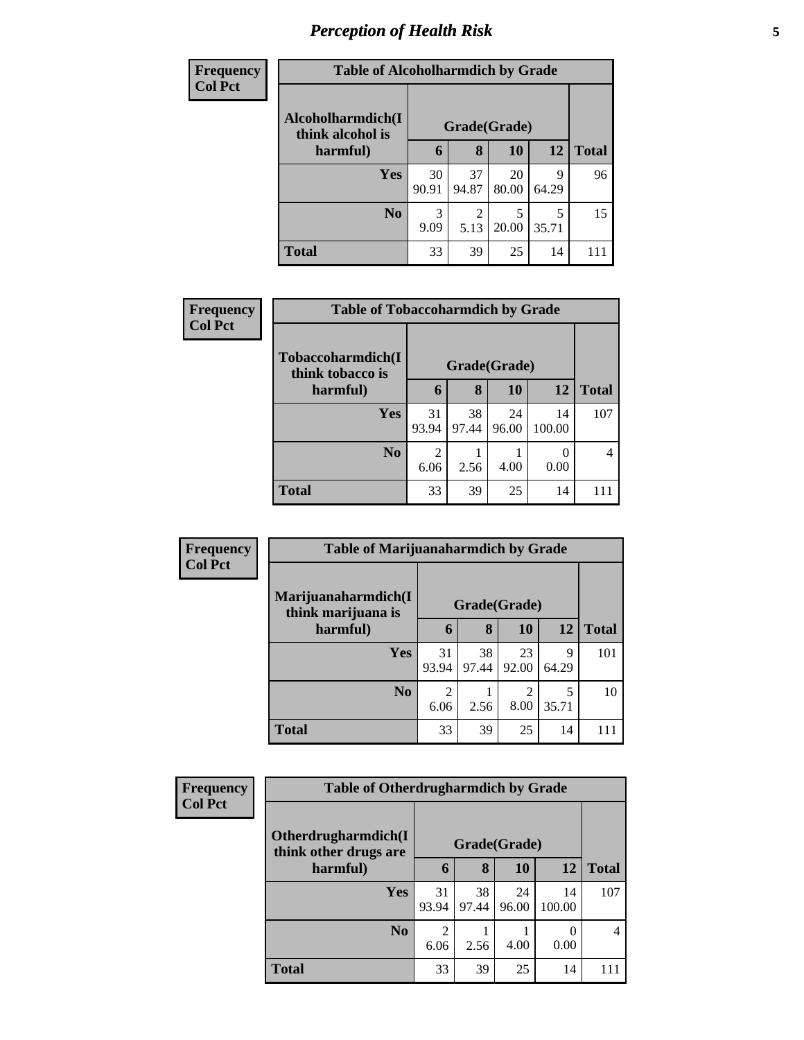# Perception of Health Risk

| Frequency Col Pct | | | | | |
|---|---|---|---|---|---|

**Table of Alcoholharmdich by Grade**

| Alcoholharmdich(I think alcohol is harmful) | Grade(Grade) | | | | Total |
|---|---|---|---|---|---|
| | 6 | 8 | 10 | 12 | |
| Yes | 30<br>90.91 | 37<br>94.87 | 20<br>80.00 | 9<br>64.29 | 96 |
| No | 3<br>9.09 | 2<br>5.13 | 5<br>20.00 | 5<br>35.71 | 15 |
| Total | 33 | 39 | 25 | 14 | 111 |

**Table of Tobaccoharmdich by Grade**

| Tobaccoharmdich(I think tobacco is harmful) | Grade(Grade) | | | | Total |
|---|---|---|---|---|---|
| | 6 | 8 | 10 | 12 | |
| Yes | 31<br>93.94 | 38<br>97.44 | 24<br>96.00 | 14<br>100.00 | 107 |
| No | 2<br>6.06 | 1<br>2.56 | 1<br>4.00 | 0<br>0.00 | 4 |
| Total | 33 | 39 | 25 | 14 | 111 |

**Table of Marijuanaharmdich by Grade**

| Marijuanaharmdich(I think marijuana is harmful) | Grade(Grade) | | | | Total |
|---|---|---|---|---|---|
| | 6 | 8 | 10 | 12 | |
| Yes | 31<br>93.94 | 38<br>97.44 | 23<br>92.00 | 9<br>64.29 | 101 |
| No | 2<br>6.06 | 1<br>2.56 | 2<br>8.00 | 5<br>35.71 | 10 |
| Total | 33 | 39 | 25 | 14 | 111 |

**Table of Otherdrugharmdich by Grade**

| Otherdrugharmdich(I think other drugs are harmful) | Grade(Grade) | | | | Total |
|---|---|---|---|---|---|
| | 6 | 8 | 10 | 12 | |
| Yes | 31<br>93.94 | 38<br>97.44 | 24<br>96.00 | 14<br>100.00 | 107 |
| No | 2<br>6.06 | 1<br>2.56 | 1<br>4.00 | 0<br>0.00 | 4 |
| Total | 33 | 39 | 25 | 14 | 111 |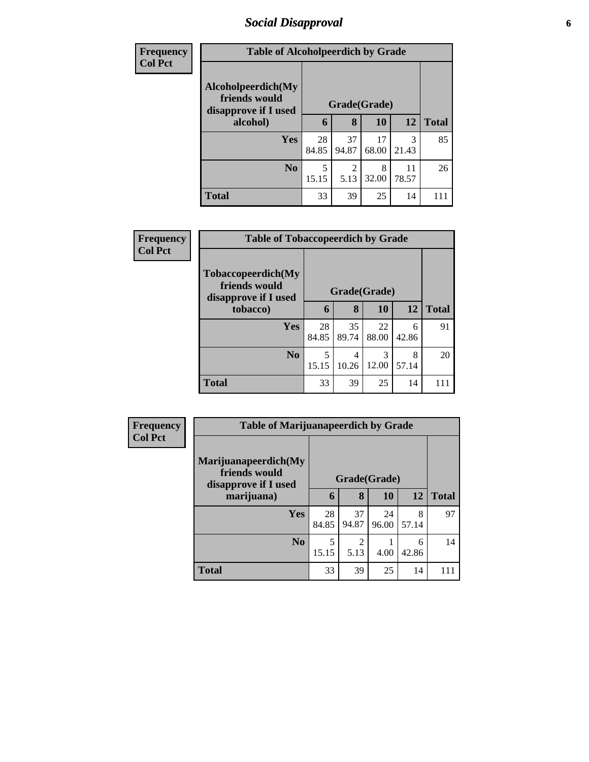## Social Disapproval

**Frequency**
**Col Pct**

| Table of Alcoholpeerdich by Grade | | | | | |
|---|---|---|---|---|---|
| Alcoholpeerdich(My friends would disapprove if I used alcohol) | Grade(Grade) | | | | |
| | 6 | 8 | 10 | 12 | Total |
| Yes | 28<br>84.85 | 37<br>94.87 | 17<br>68.00 | 3<br>21.43 | 85 |
| No | 5<br>15.15 | 2<br>5.13 | 8<br>32.00 | 11<br>78.57 | 26 |
| Total | 33 | 39 | 25 | 14 | 111 |

**Frequency**
**Col Pct**

| Table of Tobaccopeerdich by Grade | | | | | |
|---|---|---|---|---|---|
| Tobaccopeerdich(My friends would disapprove if I used tobacco) | Grade(Grade) | | | | |
| | 6 | 8 | 10 | 12 | Total |
| Yes | 28<br>84.85 | 35<br>89.74 | 22<br>88.00 | 6<br>42.86 | 91 |
| No | 5<br>15.15 | 4<br>10.26 | 3<br>12.00 | 8<br>57.14 | 20 |
| Total | 33 | 39 | 25 | 14 | 111 |

**Frequency**
**Col Pct**

| Table of Marijuanapeerdich by Grade | | | | | |
|---|---|---|---|---|---|
| Marijuanapeerdich(My friends would disapprove if I used marijuana) | Grade(Grade) | | | | |
| | 6 | 8 | 10 | 12 | Total |
| Yes | 28<br>84.85 | 37<br>94.87 | 24<br>96.00 | 8<br>57.14 | 97 |
| No | 5<br>15.15 | 2<br>5.13 | 1<br>4.00 | 6<br>42.86 | 14 |
| Total | 33 | 39 | 25 | 14 | 111 |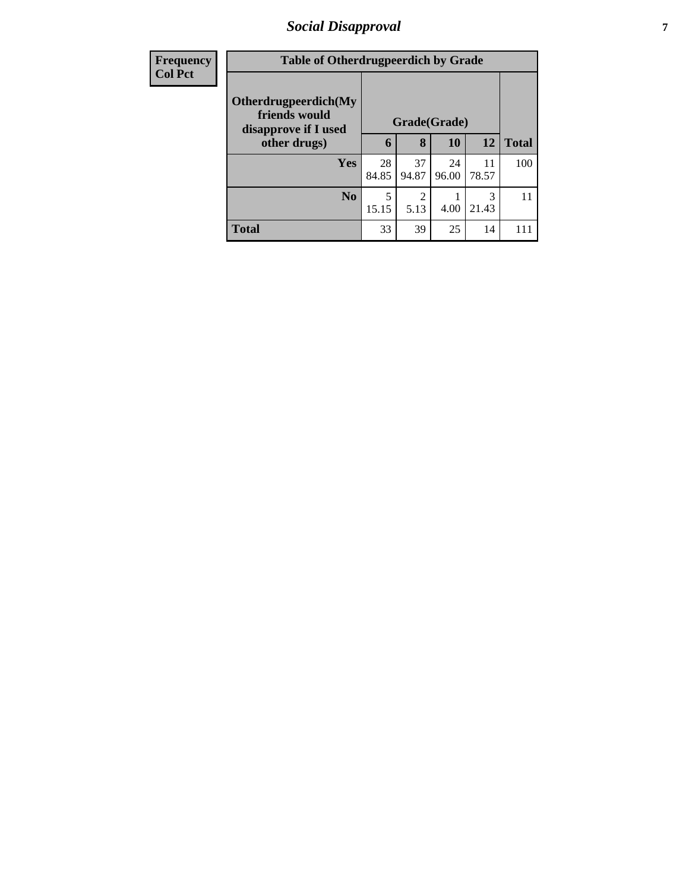# *Social Disapproval*

| Frequency<br>Col Pct | Table of Otherdrugpeerdich by Grade | | | | |
|---|---|---|---|---|---|
| **Otherdrugpeerdich(My friends would disapprove if I used other drugs)** | **Grade(Grade)** | | | | |
| | **6** | **8** | **10** | **12** | **Total** |
| **Yes** | 28<br>84.85 | 37<br>94.87 | 24<br>96.00 | 11<br>78.57 | 100 |
| **No** | 5<br>15.15 | 2<br>5.13 | 1<br>4.00 | 3<br>21.43 | 11 |
| **Total** | 33 | 39 | 25 | 14 | 111 |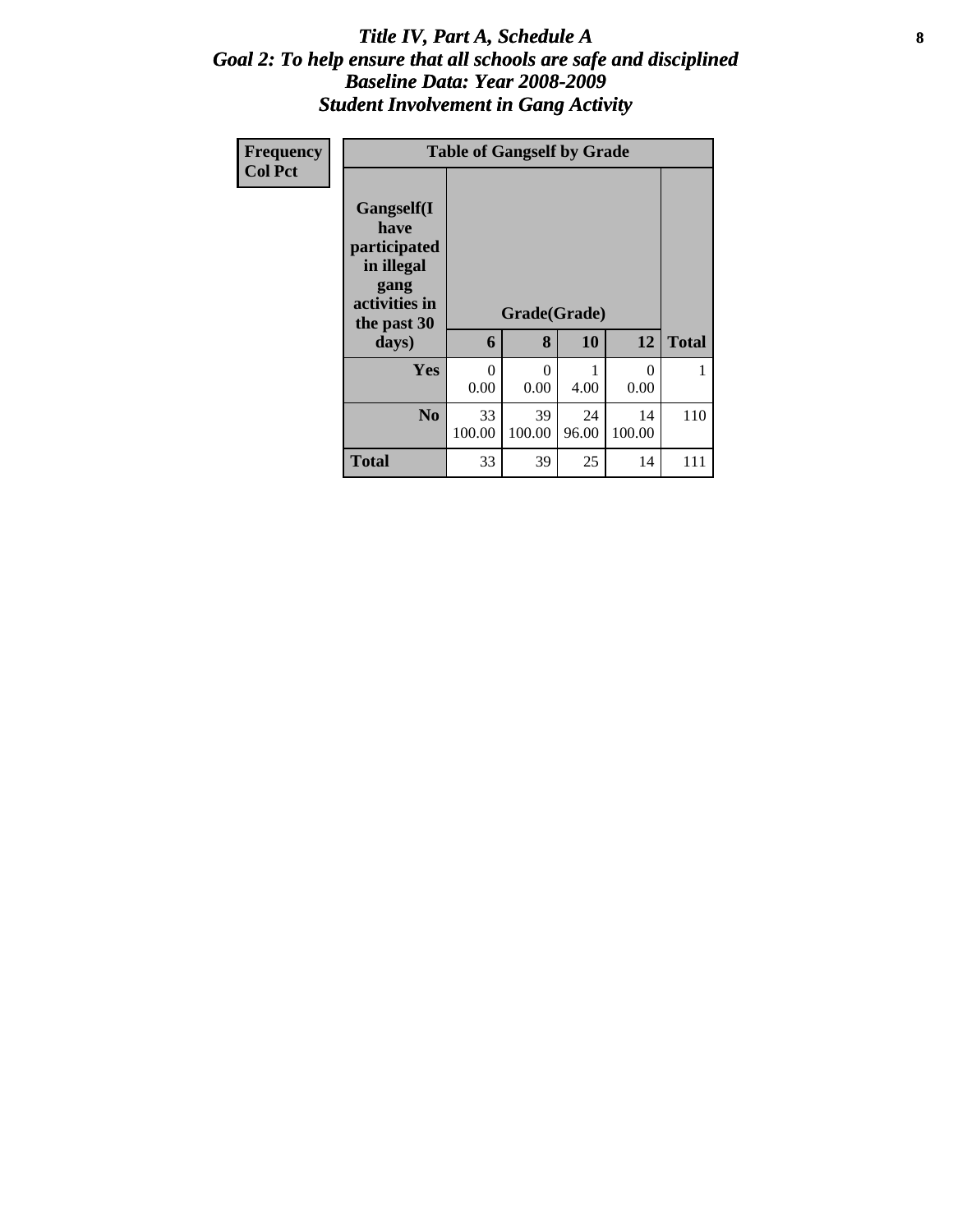# *Title IV, Part A, Schedule A*
## *Goal 2: To help ensure that all schools are safe and disciplined*
## *Baseline Data: Year 2008-2009*
## *Student Involvement in Gang Activity*

| Frequency<br>Col Pct | Table of Gangself by Grade | | | | |
|---|---|---|---|---|---|
| **Gangself(I have participated in illegal gang activities in the past 30 days)** | **Grade(Grade)** | | | | |
| | **6** | **8** | **10** | **12** | **Total** |
| **Yes** | 0<br>0.00 | 0<br>0.00 | 1<br>4.00 | 0<br>0.00 | 1 |
| **No** | 33<br>100.00 | 39<br>100.00 | 24<br>96.00 | 14<br>100.00 | 110 |
| **Total** | 33 | 39 | 25 | 14 | 111 |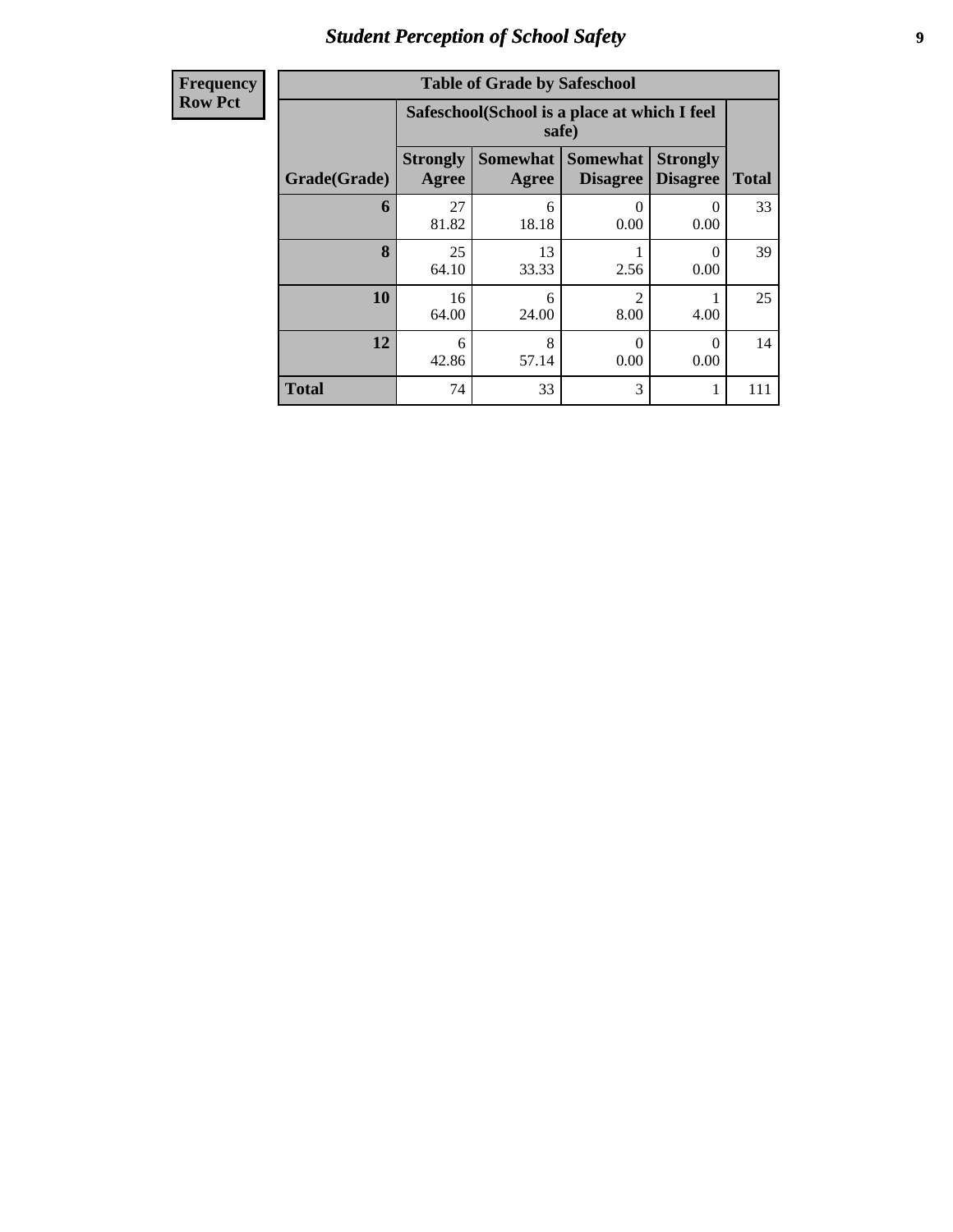# *Student Perception of School Safety*

| Frequency Row Pct | | | | | |
|---|---|---|---|---|---|

| Table of Grade by Safeschool | | | | | |
|---|---|---|---|---|---|
| | Safeschool(School is a place at which I feel safe) | | | | |
| Grade(Grade) | Strongly Agree | Somewhat Agree | Somewhat Disagree | Strongly Disagree | Total |
| **6** | 27<br>81.82 | 6<br>18.18 | 0<br>0.00 | 0<br>0.00 | 33 |
| **8** | 25<br>64.10 | 13<br>33.33 | 1<br>2.56 | 0<br>0.00 | 39 |
| **10** | 16<br>64.00 | 6<br>24.00 | 2<br>8.00 | 1<br>4.00 | 25 |
| **12** | 6<br>42.86 | 8<br>57.14 | 0<br>0.00 | 0<br>0.00 | 14 |
| **Total** | 74 | 33 | 3 | 1 | 111 |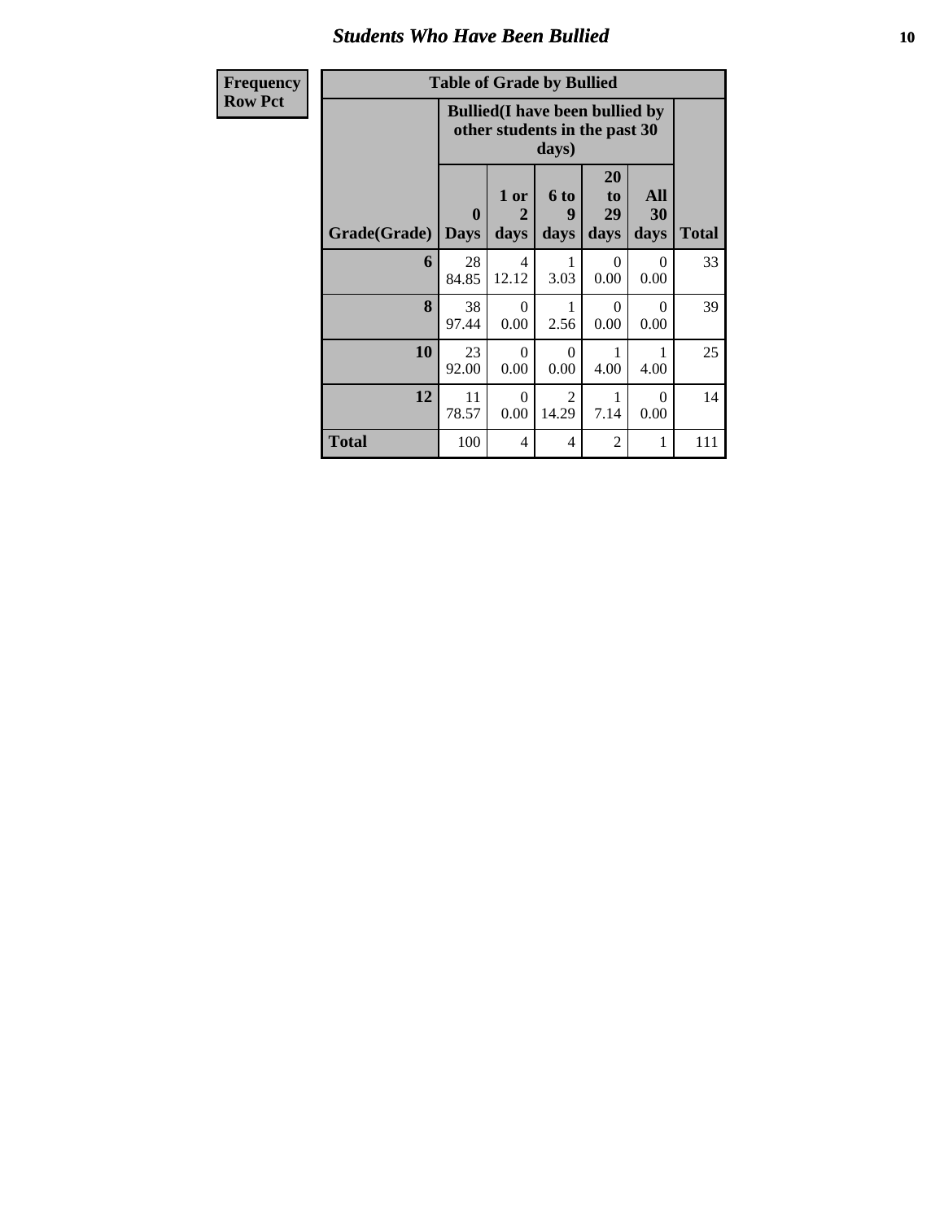## Students Who Have Been Bullied

| Frequency<br>Row Pct | Table of Grade by Bullied | | | | | |
|---|---|---|---|---|---|---|
| | Bullied(I have been bullied by other students in the past 30 days) | | | | | |
| Grade(Grade) | 0 Days | 1 or 2 days | 6 to 9 days | 20 to 29 days | All 30 days | Total |
| 6 | 28<br>84.85 | 4<br>12.12 | 1<br>3.03 | 0<br>0.00 | 0<br>0.00 | 33 |
| 8 | 38<br>97.44 | 0<br>0.00 | 1<br>2.56 | 0<br>0.00 | 0<br>0.00 | 39 |
| 10 | 23<br>92.00 | 0<br>0.00 | 0<br>0.00 | 1<br>4.00 | 1<br>4.00 | 25 |
| 12 | 11<br>78.57 | 0<br>0.00 | 2<br>14.29 | 1<br>7.14 | 0<br>0.00 | 14 |
| Total | 100 | 4 | 4 | 2 | 1 | 111 |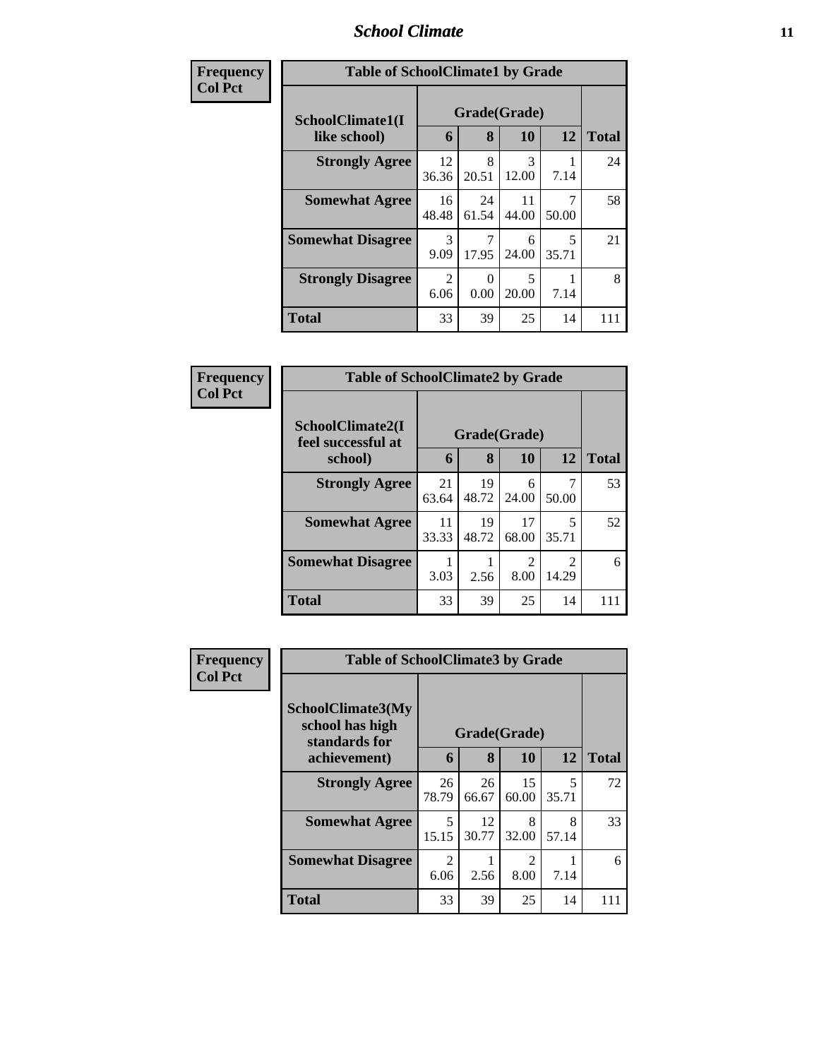# School Climate

| Frequency Col Pct |
|---|

| Table of SchoolClimate1 by Grade | | | | | |
|---|---|---|---|---|---|
| SchoolClimate1(I like school) | Grade(Grade) | | | | |
| | 6 | 8 | 10 | 12 | Total |
| Strongly Agree | 12<br>36.36 | 8<br>20.51 | 3<br>12.00 | 1<br>7.14 | 24 |
| Somewhat Agree | 16<br>48.48 | 24<br>61.54 | 11<br>44.00 | 7<br>50.00 | 58 |
| Somewhat Disagree | 3<br>9.09 | 7<br>17.95 | 6<br>24.00 | 5<br>35.71 | 21 |
| Strongly Disagree | 2<br>6.06 | 0<br>0.00 | 5<br>20.00 | 1<br>7.14 | 8 |
| Total | 33 | 39 | 25 | 14 | 111 |

| Frequency Col Pct |
|---|

| Table of SchoolClimate2 by Grade | | | | | |
|---|---|---|---|---|---|
| SchoolClimate2(I feel successful at school) | Grade(Grade) | | | | |
| | 6 | 8 | 10 | 12 | Total |
| Strongly Agree | 21<br>63.64 | 19<br>48.72 | 6<br>24.00 | 7<br>50.00 | 53 |
| Somewhat Agree | 11<br>33.33 | 19<br>48.72 | 17<br>68.00 | 5<br>35.71 | 52 |
| Somewhat Disagree | 1<br>3.03 | 1<br>2.56 | 2<br>8.00 | 2<br>14.29 | 6 |
| Total | 33 | 39 | 25 | 14 | 111 |

| Frequency Col Pct |
|---|

| Table of SchoolClimate3 by Grade | | | | | |
|---|---|---|---|---|---|
| SchoolClimate3(My school has high standards for achievement) | Grade(Grade) | | | | |
| | 6 | 8 | 10 | 12 | Total |
| Strongly Agree | 26<br>78.79 | 26<br>66.67 | 15<br>60.00 | 5<br>35.71 | 72 |
| Somewhat Agree | 5<br>15.15 | 12<br>30.77 | 8<br>32.00 | 8<br>57.14 | 33 |
| Somewhat Disagree | 2<br>6.06 | 1<br>2.56 | 2<br>8.00 | 1<br>7.14 | 6 |
| Total | 33 | 39 | 25 | 14 | 111 |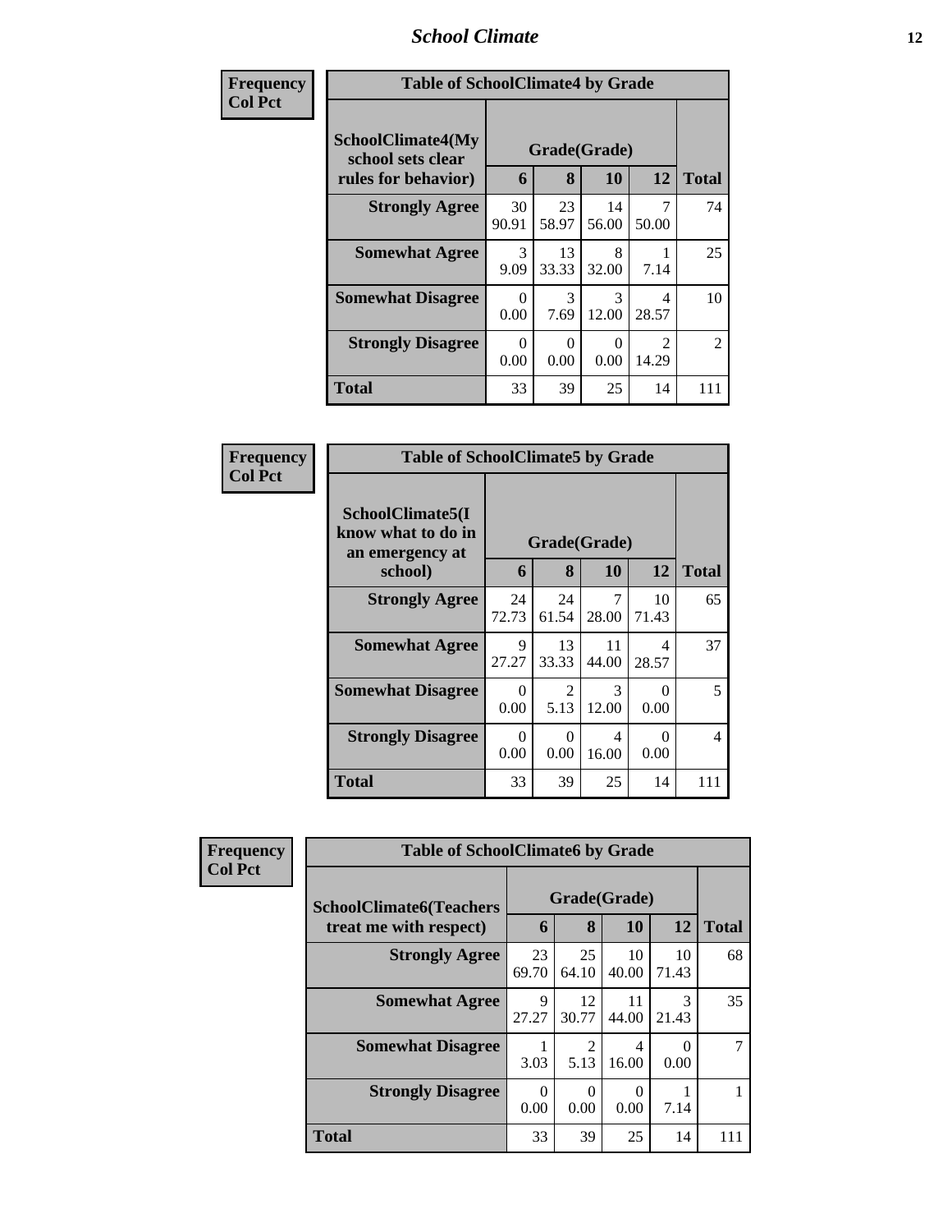| Frequency<br>Col Pct | Table of SchoolClimate4 by Grade | | | | |
|---|---|---|---|---|---|
| SchoolClimate4(My school sets clear rules for behavior) | Grade(Grade) | | | | |
| | 6 | 8 | 10 | 12 | Total |
| Strongly Agree | 30<br>90.91 | 23<br>58.97 | 14<br>56.00 | 7<br>50.00 | 74 |
| Somewhat Agree | 3<br>9.09 | 13<br>33.33 | 8<br>32.00 | 1<br>7.14 | 25 |
| Somewhat Disagree | 0<br>0.00 | 3<br>7.69 | 3<br>12.00 | 4<br>28.57 | 10 |
| Strongly Disagree | 0<br>0.00 | 0<br>0.00 | 0<br>0.00 | 2<br>14.29 | 2 |
| Total | 33 | 39 | 25 | 14 | 111 |

| Frequency<br>Col Pct | Table of SchoolClimate5 by Grade | | | | |
|---|---|---|---|---|---|
| SchoolClimate5(I know what to do in an emergency at school) | Grade(Grade) | | | | |
| | 6 | 8 | 10 | 12 | Total |
| Strongly Agree | 24<br>72.73 | 24<br>61.54 | 7<br>28.00 | 10<br>71.43 | 65 |
| Somewhat Agree | 9<br>27.27 | 13<br>33.33 | 11<br>44.00 | 4<br>28.57 | 37 |
| Somewhat Disagree | 0<br>0.00 | 2<br>5.13 | 3<br>12.00 | 0<br>0.00 | 5 |
| Strongly Disagree | 0<br>0.00 | 0<br>0.00 | 4<br>16.00 | 0<br>0.00 | 4 |
| Total | 33 | 39 | 25 | 14 | 111 |

| Frequency<br>Col Pct | Table of SchoolClimate6 by Grade | | | | |
|---|---|---|---|---|---|
| SchoolClimate6(Teachers treat me with respect) | Grade(Grade) | | | | |
| | 6 | 8 | 10 | 12 | Total |
| Strongly Agree | 23<br>69.70 | 25<br>64.10 | 10<br>40.00 | 10<br>71.43 | 68 |
| Somewhat Agree | 9<br>27.27 | 12<br>30.77 | 11<br>44.00 | 3<br>21.43 | 35 |
| Somewhat Disagree | 1<br>3.03 | 2<br>5.13 | 4<br>16.00 | 0<br>0.00 | 7 |
| Strongly Disagree | 0<br>0.00 | 0<br>0.00 | 0<br>0.00 | 1<br>7.14 | 1 |
| Total | 33 | 39 | 25 | 14 | 111 |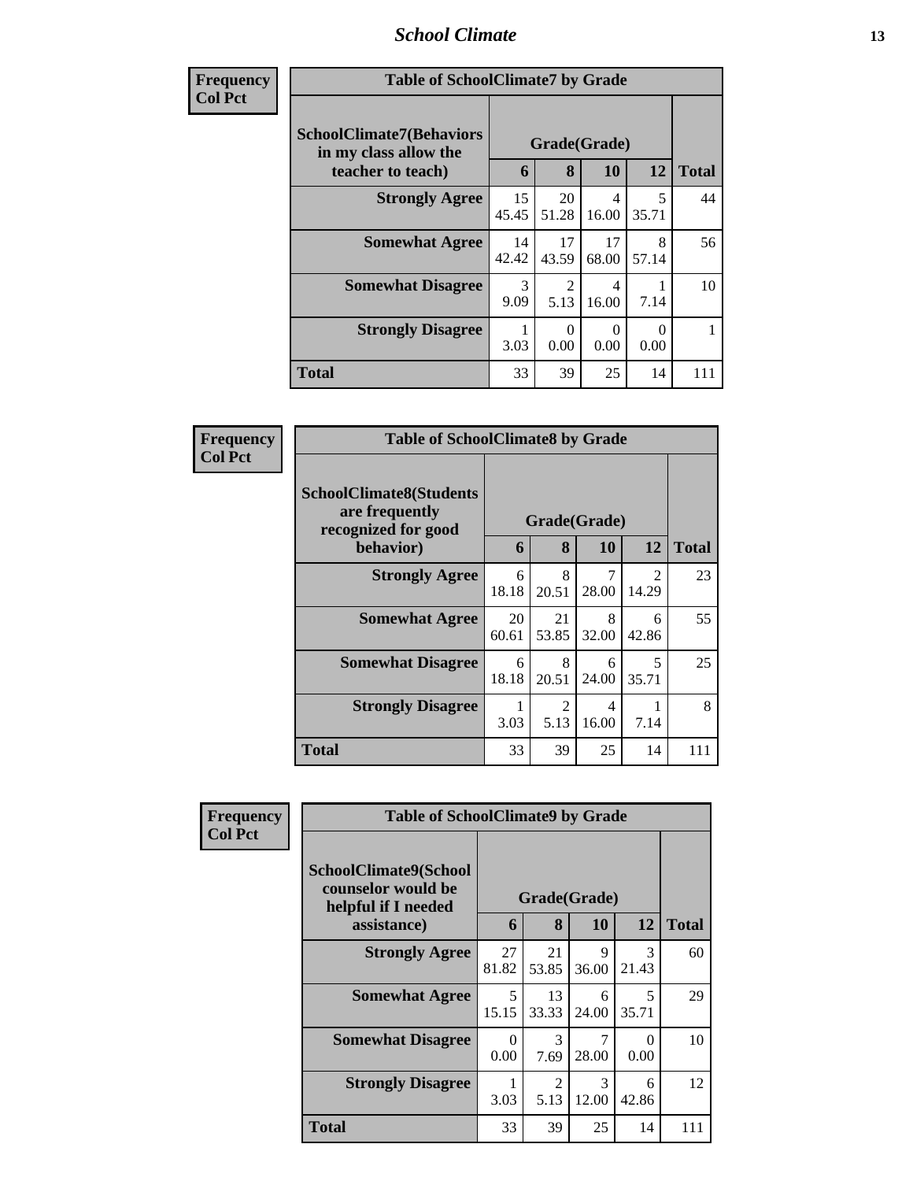| Frequency Col Pct | | | | | |
|---|---|---|---|---|---|
| **Table of SchoolClimate7 by Grade** | | | | | |
| **SchoolClimate7(Behaviors in my class allow the teacher to teach)** | **Grade(Grade)** | | | | **Total** |
| | **6** | **8** | **10** | **12** | |
| **Strongly Agree** | 15<br>45.45 | 20<br>51.28 | 4<br>16.00 | 5<br>35.71 | 44 |
| **Somewhat Agree** | 14<br>42.42 | 17<br>43.59 | 17<br>68.00 | 8<br>57.14 | 56 |
| **Somewhat Disagree** | 3<br>9.09 | 2<br>5.13 | 4<br>16.00 | 1<br>7.14 | 10 |
| **Strongly Disagree** | 1<br>3.03 | 0<br>0.00 | 0<br>0.00 | 0<br>0.00 | 1 |
| **Total** | 33 | 39 | 25 | 14 | 111 |

| Frequency Col Pct | | | | | |
|---|---|---|---|---|---|
| **Table of SchoolClimate8 by Grade** | | | | | |
| **SchoolClimate8(Students are frequently recognized for good behavior)** | **Grade(Grade)** | | | | **Total** |
| | **6** | **8** | **10** | **12** | |
| **Strongly Agree** | 6<br>18.18 | 8<br>20.51 | 7<br>28.00 | 2<br>14.29 | 23 |
| **Somewhat Agree** | 20<br>60.61 | 21<br>53.85 | 8<br>32.00 | 6<br>42.86 | 55 |
| **Somewhat Disagree** | 6<br>18.18 | 8<br>20.51 | 6<br>24.00 | 5<br>35.71 | 25 |
| **Strongly Disagree** | 1<br>3.03 | 2<br>5.13 | 4<br>16.00 | 1<br>7.14 | 8 |
| **Total** | 33 | 39 | 25 | 14 | 111 |

| Frequency Col Pct | | | | | |
|---|---|---|---|---|---|
| **Table of SchoolClimate9 by Grade** | | | | | |
| **SchoolClimate9(School counselor would be helpful if I needed assistance)** | **Grade(Grade)** | | | | **Total** |
| | **6** | **8** | **10** | **12** | |
| **Strongly Agree** | 27<br>81.82 | 21<br>53.85 | 9<br>36.00 | 3<br>21.43 | 60 |
| **Somewhat Agree** | 5<br>15.15 | 13<br>33.33 | 6<br>24.00 | 5<br>35.71 | 29 |
| **Somewhat Disagree** | 0<br>0.00 | 3<br>7.69 | 7<br>28.00 | 0<br>0.00 | 10 |
| **Strongly Disagree** | 1<br>3.03 | 2<br>5.13 | 3<br>12.00 | 6<br>42.86 | 12 |
| **Total** | 33 | 39 | 25 | 14 | 111 |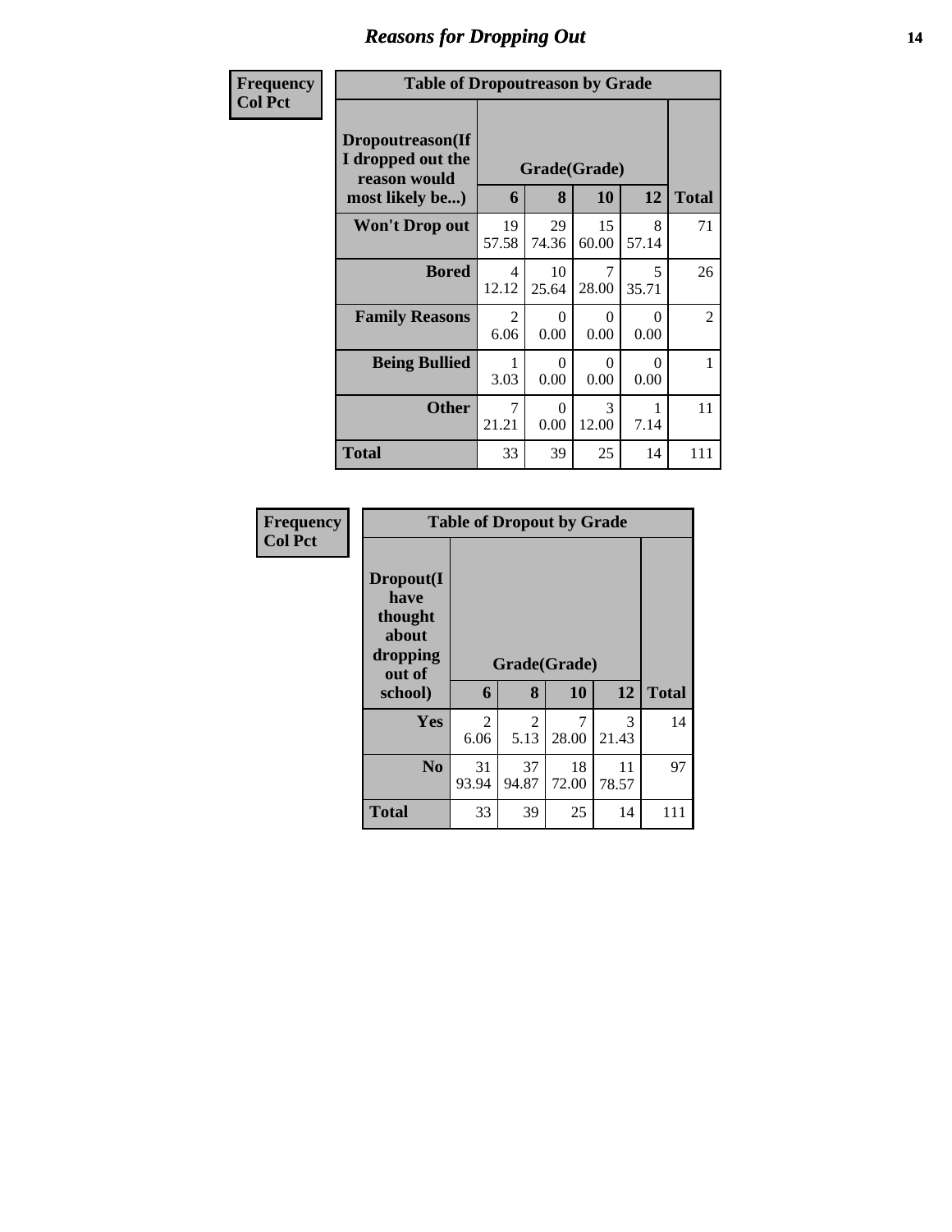# Reasons for Dropping Out

**Frequency**
**Col Pct**

| Table of Dropoutreason by Grade | | | | | |
|---|---|---|---|---|---|
| **Dropoutreason(If I dropped out the reason would most likely be...)** | **Grade(Grade)** | | | | |
| | **6** | **8** | **10** | **12** | **Total** |
| **Won't Drop out** | 19<br>57.58 | 29<br>74.36 | 15<br>60.00 | 8<br>57.14 | 71 |
| **Bored** | 4<br>12.12 | 10<br>25.64 | 7<br>28.00 | 5<br>35.71 | 26 |
| **Family Reasons** | 2<br>6.06 | 0<br>0.00 | 0<br>0.00 | 0<br>0.00 | 2 |
| **Being Bullied** | 1<br>3.03 | 0<br>0.00 | 0<br>0.00 | 0<br>0.00 | 1 |
| **Other** | 7<br>21.21 | 0<br>0.00 | 3<br>12.00 | 1<br>7.14 | 11 |
| **Total** | 33 | 39 | 25 | 14 | 111 |

**Frequency**
**Col Pct**

| Table of Dropout by Grade | | | | | |
|---|---|---|---|---|---|
| **Dropout(I have thought about dropping out of school)** | **Grade(Grade)** | | | | |
| | **6** | **8** | **10** | **12** | **Total** |
| **Yes** | 2<br>6.06 | 2<br>5.13 | 7<br>28.00 | 3<br>21.43 | 14 |
| **No** | 31<br>93.94 | 37<br>94.87 | 18<br>72.00 | 11<br>78.57 | 97 |
| **Total** | 33 | 39 | 25 | 14 | 111 |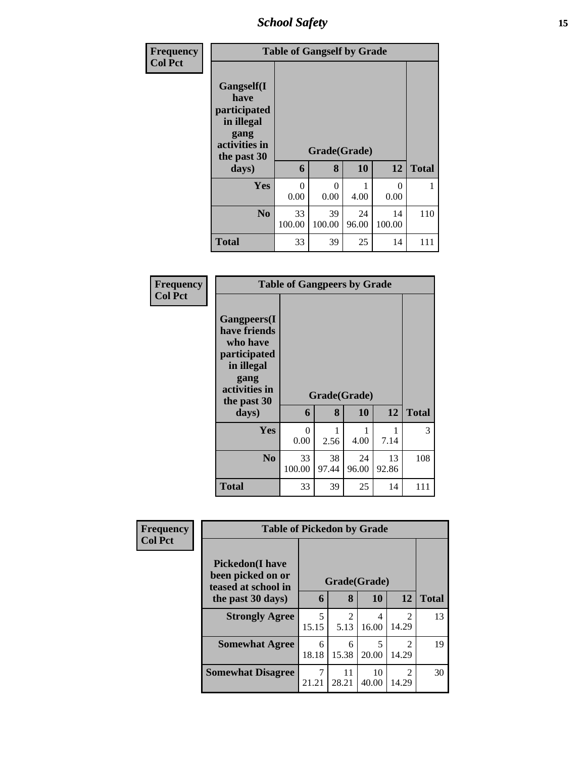| Frequency Col Pct |
|---|

| Table of Gangself by Grade | | | | | |
|---|---|---|---|---|---|
| Gangself(I have participated in illegal gang activities in the past 30 days) | Grade(Grade) | | | | |
| | 6 | 8 | 10 | 12 | Total |
| Yes | 0<br>0.00 | 0<br>0.00 | 1<br>4.00 | 0<br>0.00 | 1 |
| No | 33<br>100.00 | 39<br>100.00 | 24<br>96.00 | 14<br>100.00 | 110 |
| Total | 33 | 39 | 25 | 14 | 111 |

| Frequency Col Pct |
|---|

| Table of Gangpeers by Grade | | | | | |
|---|---|---|---|---|---|
| Gangpeers(I have friends who have participated in illegal gang activities in the past 30 days) | Grade(Grade) | | | | |
| | 6 | 8 | 10 | 12 | Total |
| Yes | 0<br>0.00 | 1<br>2.56 | 1<br>4.00 | 1<br>7.14 | 3 |
| No | 33<br>100.00 | 38<br>97.44 | 24<br>96.00 | 13<br>92.86 | 108 |
| Total | 33 | 39 | 25 | 14 | 111 |

| Frequency Col Pct |
|---|

| Table of Pickedon by Grade | | | | | |
|---|---|---|---|---|---|
| Pickedon(I have been picked on or teased at school in the past 30 days) | Grade(Grade) | | | | |
| | 6 | 8 | 10 | 12 | Total |
| Strongly Agree | 5<br>15.15 | 2<br>5.13 | 4<br>16.00 | 2<br>14.29 | 13 |
| Somewhat Agree | 6<br>18.18 | 6<br>15.38 | 5<br>20.00 | 2<br>14.29 | 19 |
| Somewhat Disagree | 7<br>21.21 | 11<br>28.21 | 10<br>40.00 | 2<br>14.29 | 30 |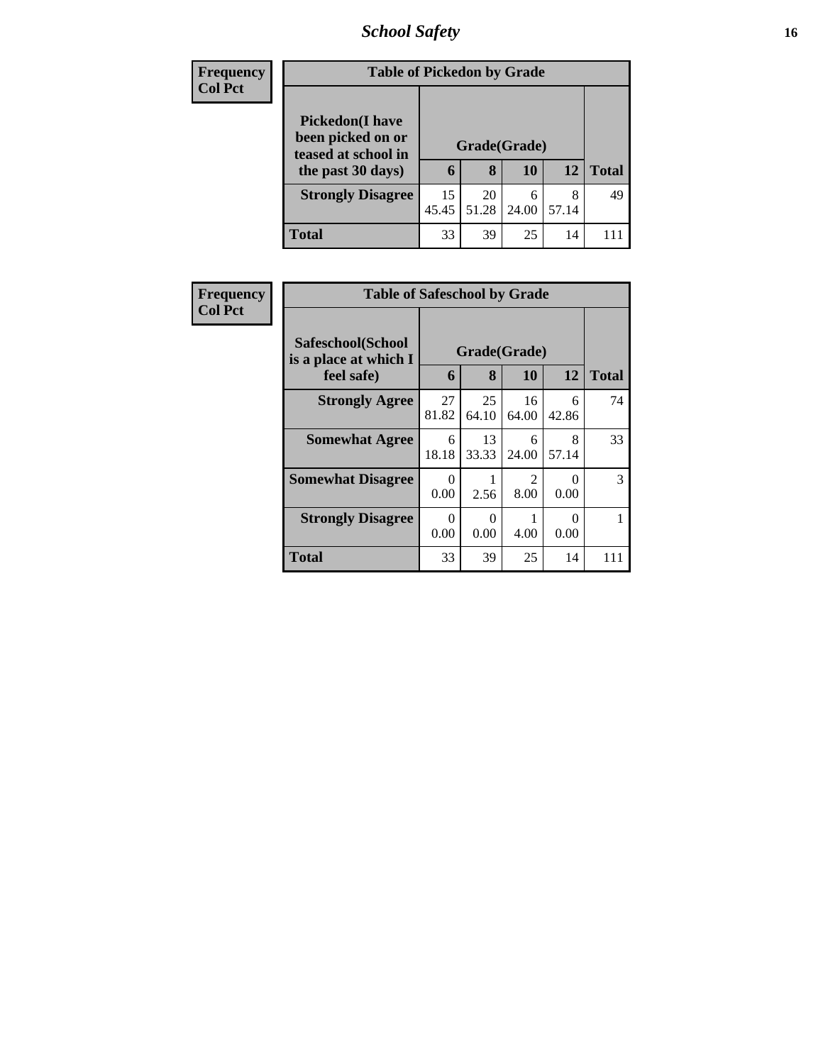| Frequency<br>Col Pct | Table of Pickedon by Grade | | | | |
|---|---|---|---|---|---|
| **Pickedon(I have been picked on or teased at school in the past 30 days)** | **Grade(Grade)** | | | | |
| | **6** | **8** | **10** | **12** | **Total** |
| **Strongly Disagree** | 15<br>45.45 | 20<br>51.28 | 6<br>24.00 | 8<br>57.14 | 49 |
| **Total** | 33 | 39 | 25 | 14 | 111 |

| Frequency<br>Col Pct | Table of Safeschool by Grade | | | | |
|---|---|---|---|---|---|
| **Safeschool(School is a place at which I feel safe)** | **Grade(Grade)** | | | | |
| | **6** | **8** | **10** | **12** | **Total** |
| **Strongly Agree** | 27<br>81.82 | 25<br>64.10 | 16<br>64.00 | 6<br>42.86 | 74 |
| **Somewhat Agree** | 6<br>18.18 | 13<br>33.33 | 6<br>24.00 | 8<br>57.14 | 33 |
| **Somewhat Disagree** | 0<br>0.00 | 1<br>2.56 | 2<br>8.00 | 0<br>0.00 | 3 |
| **Strongly Disagree** | 0<br>0.00 | 0<br>0.00 | 1<br>4.00 | 0<br>0.00 | 1 |
| **Total** | 33 | 39 | 25 | 14 | 111 |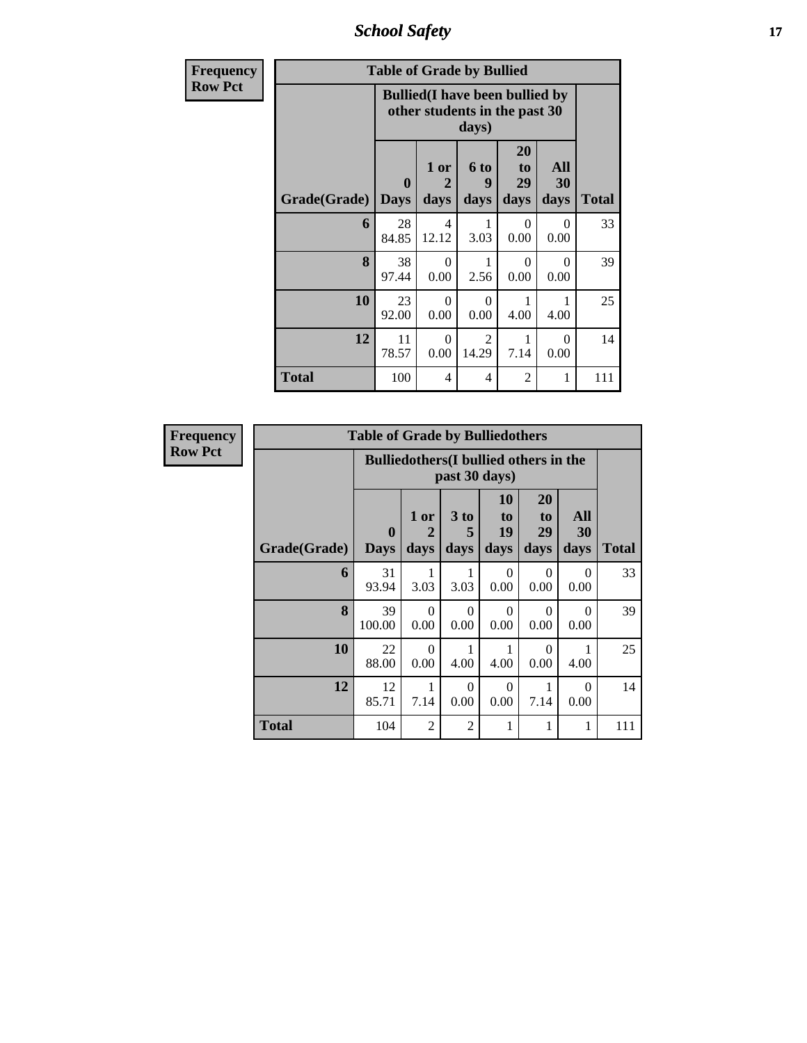| Frequency<br>Row Pct |
|---|

| Table of Grade by Bullied | | | | | | |
|---|---|---|---|---|---|---|
| | Bullied(I have been bullied by other students in the past 30 days) | | | | | |
| Grade(Grade) | 0 Days | 1 or 2 days | 6 to 9 days | 20 to 29 days | All 30 days | Total |
| 6 | 28<br>84.85 | 4<br>12.12 | 1<br>3.03 | 0<br>0.00 | 0<br>0.00 | 33 |
| 8 | 38<br>97.44 | 0<br>0.00 | 1<br>2.56 | 0<br>0.00 | 0<br>0.00 | 39 |
| 10 | 23<br>92.00 | 0<br>0.00 | 0<br>0.00 | 1<br>4.00 | 1<br>4.00 | 25 |
| 12 | 11<br>78.57 | 0<br>0.00 | 2<br>14.29 | 1<br>7.14 | 0<br>0.00 | 14 |
| Total | 100 | 4 | 4 | 2 | 1 | 111 |

| Frequency<br>Row Pct |
|---|

| Table of Grade by Bulliedothers | | | | | | | |
|---|---|---|---|---|---|---|---|
| | Bulliedothers(I bullied others in the past 30 days) | | | | | | |
| Grade(Grade) | 0 Days | 1 or 2 days | 3 to 5 days | 10 to 19 days | 20 to 29 days | All 30 days | Total |
| 6 | 31<br>93.94 | 1<br>3.03 | 1<br>3.03 | 0<br>0.00 | 0<br>0.00 | 0<br>0.00 | 33 |
| 8 | 39<br>100.00 | 0<br>0.00 | 0<br>0.00 | 0<br>0.00 | 0<br>0.00 | 0<br>0.00 | 39 |
| 10 | 22<br>88.00 | 0<br>0.00 | 1<br>4.00 | 1<br>4.00 | 0<br>0.00 | 1<br>4.00 | 25 |
| 12 | 12<br>85.71 | 1<br>7.14 | 0<br>0.00 | 0<br>0.00 | 1<br>7.14 | 0<br>0.00 | 14 |
| Total | 104 | 2 | 2 | 1 | 1 | 1 | 111 |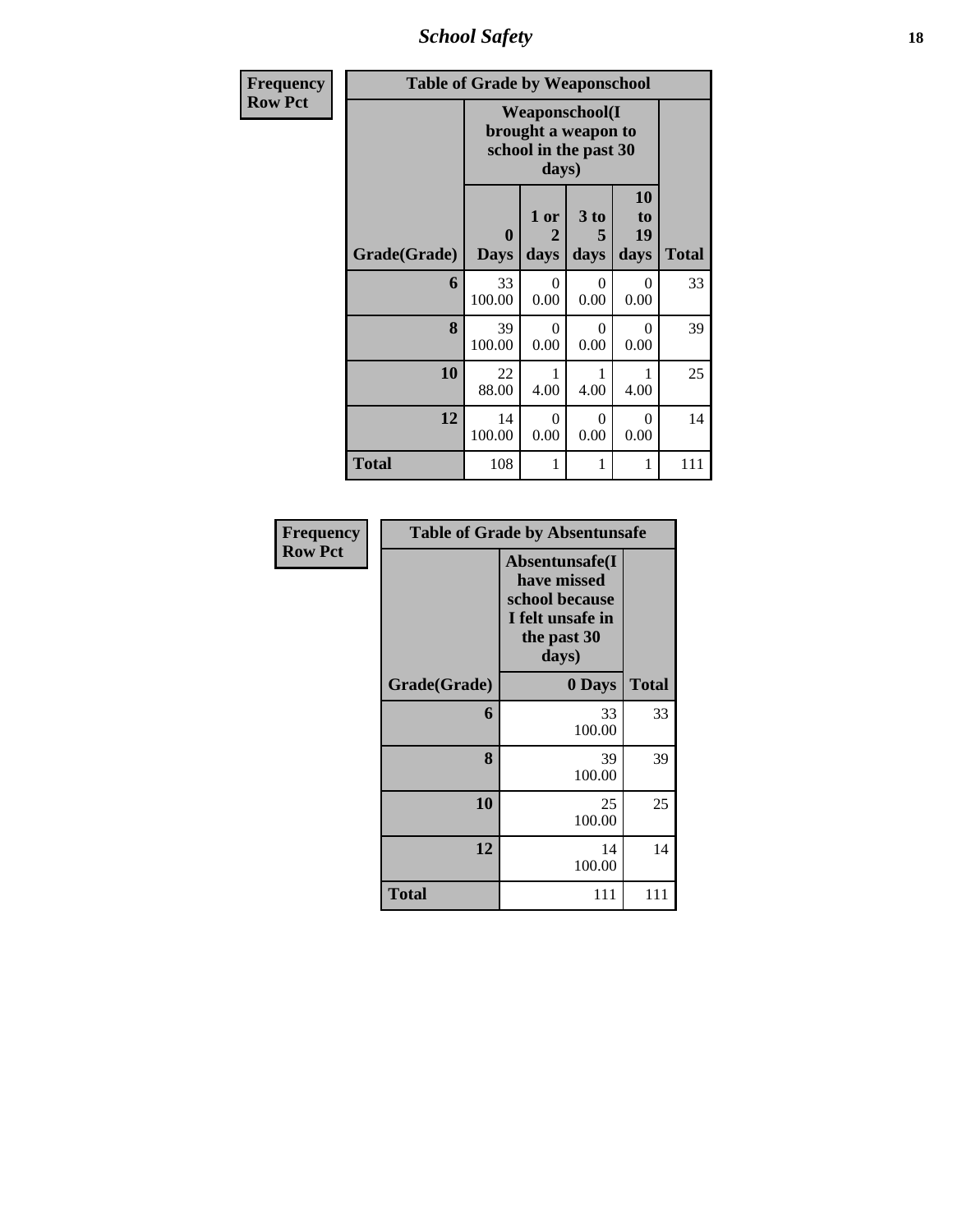| Frequency<br>Row Pct | | | | | |
|---|---|---|---|---|---|
| **Table of Grade by Weaponschool** | | | | | |
| | **Weaponschool(I brought a weapon to school in the past 30 days)** | | | | |
| **Grade(Grade)** | **0 Days** | **1 or 2 days** | **3 to 5 days** | **10 to 19 days** | **Total** |
| **6** | 33<br>100.00 | 0<br>0.00 | 0<br>0.00 | 0<br>0.00 | 33 |
| **8** | 39<br>100.00 | 0<br>0.00 | 0<br>0.00 | 0<br>0.00 | 39 |
| **10** | 22<br>88.00 | 1<br>4.00 | 1<br>4.00 | 1<br>4.00 | 25 |
| **12** | 14<br>100.00 | 0<br>0.00 | 0<br>0.00 | 0<br>0.00 | 14 |
| **Total** | 108 | 1 | 1 | 1 | 111 |

| Frequency<br>Row Pct | | |
|---|---|---|
| **Table of Grade by Absentunsafe** | | |
| | **Absentunsafe(I have missed school because I felt unsafe in the past 30 days)** | |
| **Grade(Grade)** | **0 Days** | **Total** |
| **6** | 33<br>100.00 | 33 |
| **8** | 39<br>100.00 | 39 |
| **10** | 25<br>100.00 | 25 |
| **12** | 14<br>100.00 | 14 |
| **Total** | 111 | 111 |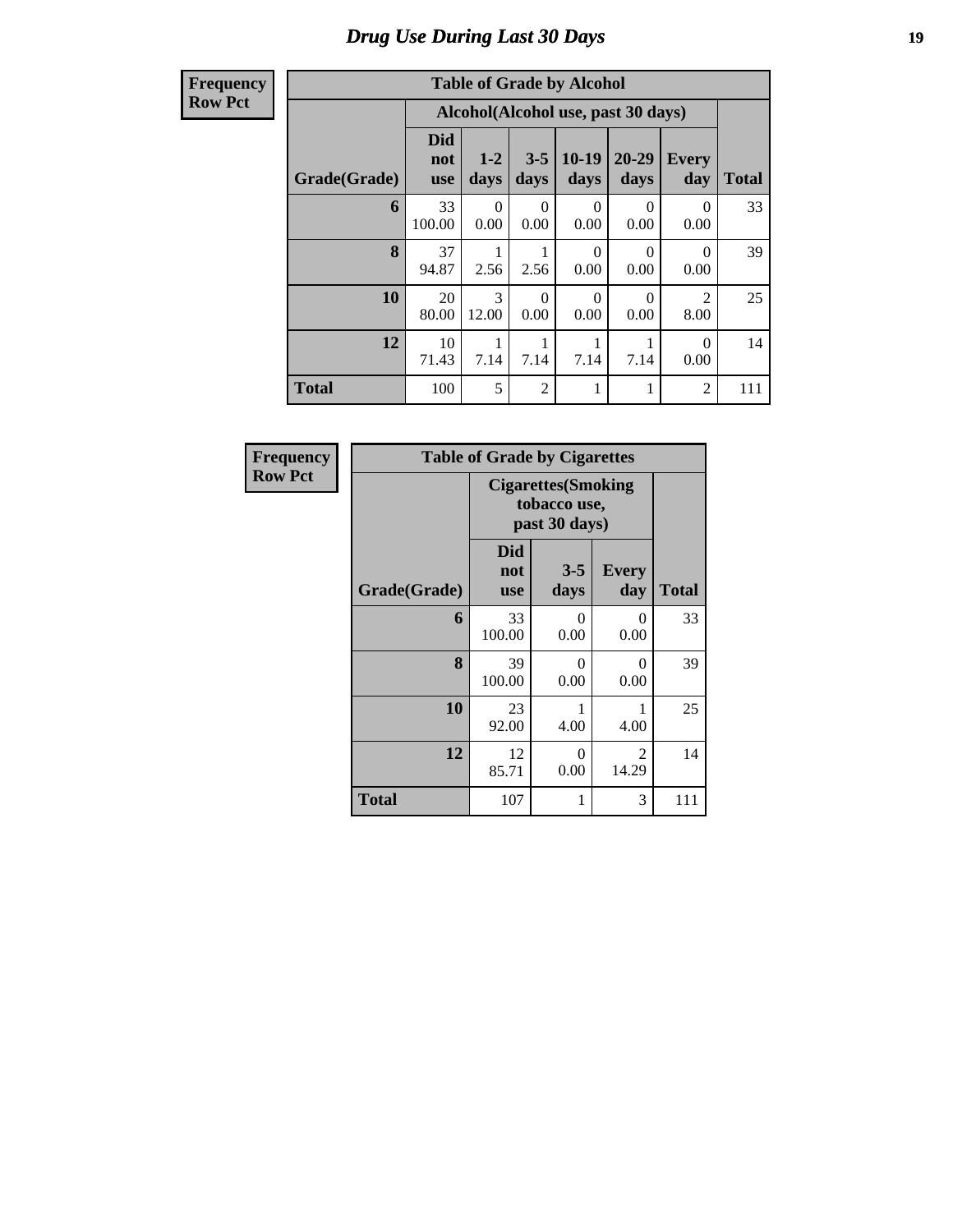# Drug Use During Last 30 Days

**Frequency**
**Row Pct**

| Table of Grade by Alcohol | | | | | | | |
|---|---|---|---|---|---|---|---|
| | Alcohol(Alcohol use, past 30 days) | | | | | | |
| Grade(Grade) | Did not use | 1-2 days | 3-5 days | 10-19 days | 20-29 days | Every day | Total |
| 6 | 33<br>100.00 | 0<br>0.00 | 0<br>0.00 | 0<br>0.00 | 0<br>0.00 | 0<br>0.00 | 33 |
| 8 | 37<br>94.87 | 1<br>2.56 | 1<br>2.56 | 0<br>0.00 | 0<br>0.00 | 0<br>0.00 | 39 |
| 10 | 20<br>80.00 | 3<br>12.00 | 0<br>0.00 | 0<br>0.00 | 0<br>0.00 | 2<br>8.00 | 25 |
| 12 | 10<br>71.43 | 1<br>7.14 | 1<br>7.14 | 1<br>7.14 | 1<br>7.14 | 0<br>0.00 | 14 |
| Total | 100 | 5 | 2 | 1 | 1 | 2 | 111 |

**Frequency**
**Row Pct**

| Table of Grade by Cigarettes | | | | |
|---|---|---|---|---|
| | Cigarettes(Smoking tobacco use, past 30 days) | | | |
| Grade(Grade) | Did not use | 3-5 days | Every day | Total |
| 6 | 33<br>100.00 | 0<br>0.00 | 0<br>0.00 | 33 |
| 8 | 39<br>100.00 | 0<br>0.00 | 0<br>0.00 | 39 |
| 10 | 23<br>92.00 | 1<br>4.00 | 1<br>4.00 | 25 |
| 12 | 12<br>85.71 | 0<br>0.00 | 2<br>14.29 | 14 |
| Total | 107 | 1 | 3 | 111 |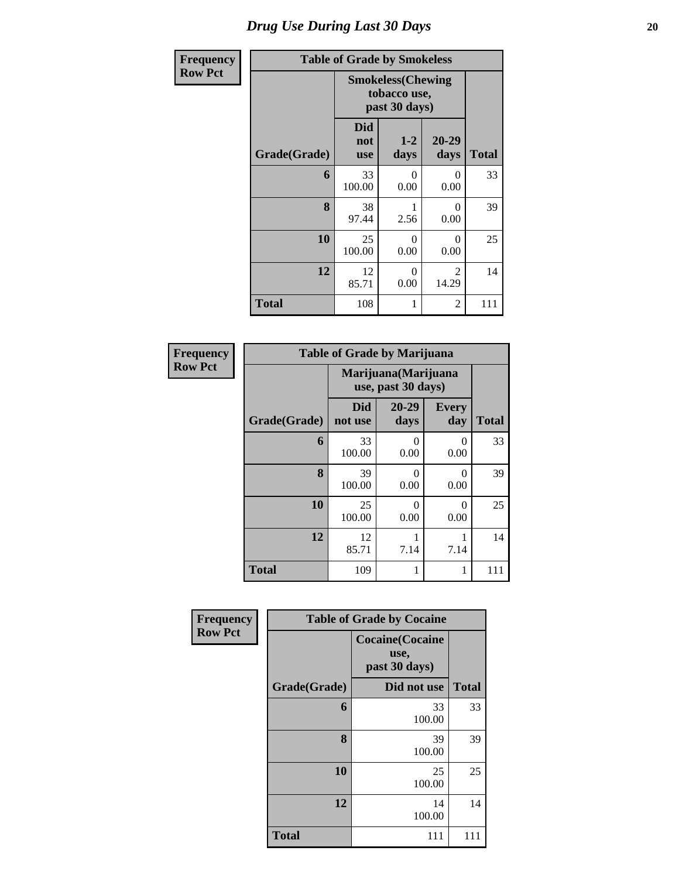# Drug Use During Last 30 Days

**Frequency**
**Row Pct**

**Table of Grade by Smokeless**

| | Smokeless(Chewing tobacco use, past 30 days) | | | |
|---|---|---|---|---|
| **Grade(Grade)** | **Did not use** | **1-2 days** | **20-29 days** | **Total** |
| **6** | 33<br>100.00 | 0<br>0.00 | 0<br>0.00 | 33 |
| **8** | 38<br>97.44 | 1<br>2.56 | 0<br>0.00 | 39 |
| **10** | 25<br>100.00 | 0<br>0.00 | 0<br>0.00 | 25 |
| **12** | 12<br>85.71 | 0<br>0.00 | 2<br>14.29 | 14 |
| **Total** | 108 | 1 | 2 | 111 |

**Frequency**
**Row Pct**

**Table of Grade by Marijuana**

| | Marijuana(Marijuana use, past 30 days) | | | |
|---|---|---|---|---|
| **Grade(Grade)** | **Did not use** | **20-29 days** | **Every day** | **Total** |
| **6** | 33<br>100.00 | 0<br>0.00 | 0<br>0.00 | 33 |
| **8** | 39<br>100.00 | 0<br>0.00 | 0<br>0.00 | 39 |
| **10** | 25<br>100.00 | 0<br>0.00 | 0<br>0.00 | 25 |
| **12** | 12<br>85.71 | 1<br>7.14 | 1<br>7.14 | 14 |
| **Total** | 109 | 1 | 1 | 111 |

**Frequency**
**Row Pct**

**Table of Grade by Cocaine**

| | Cocaine(Cocaine use, past 30 days) | |
|---|---|---|
| **Grade(Grade)** | **Did not use** | **Total** |
| **6** | 33<br>100.00 | 33 |
| **8** | 39<br>100.00 | 39 |
| **10** | 25<br>100.00 | 25 |
| **12** | 14<br>100.00 | 14 |
| **Total** | 111 | 111 |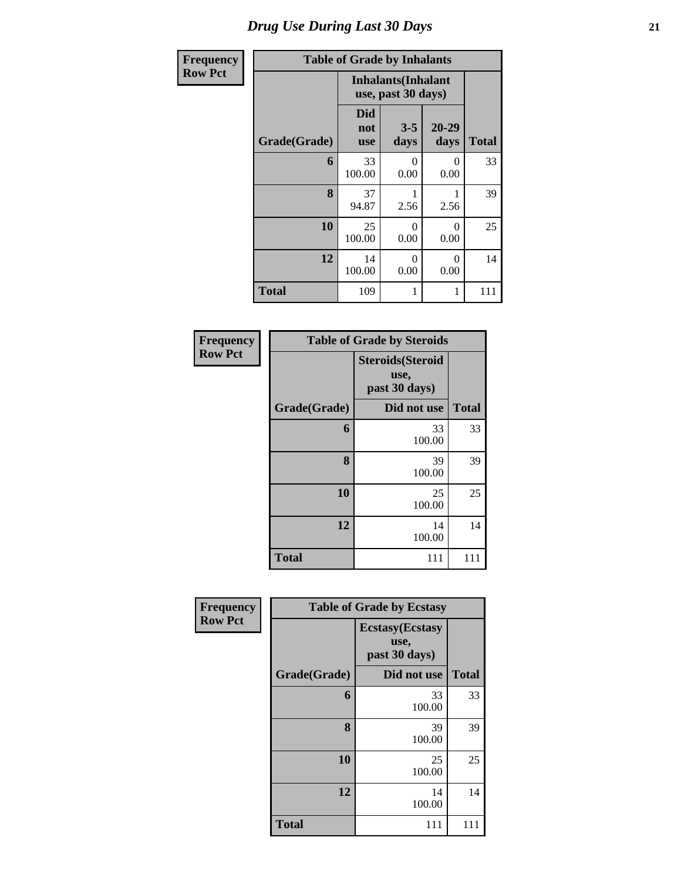# Drug Use During Last 30 Days

**Frequency**
**Row Pct**

| Table of Grade by Inhalants | | | | |
|---|---|---|---|---|
| | Inhalants(Inhalant use, past 30 days) | | | |
| Grade(Grade) | Did not use | 3-5 days | 20-29 days | Total |
| 6 | 33<br>100.00 | 0<br>0.00 | 0<br>0.00 | 33 |
| 8 | 37<br>94.87 | 1<br>2.56 | 1<br>2.56 | 39 |
| 10 | 25<br>100.00 | 0<br>0.00 | 0<br>0.00 | 25 |
| 12 | 14<br>100.00 | 0<br>0.00 | 0<br>0.00 | 14 |
| Total | 109 | 1 | 1 | 111 |

**Frequency**
**Row Pct**

| Table of Grade by Steroids | | |
|---|---|---|
| | Steroids(Steroid use, past 30 days) | |
| Grade(Grade) | Did not use | Total |
| 6 | 33<br>100.00 | 33 |
| 8 | 39<br>100.00 | 39 |
| 10 | 25<br>100.00 | 25 |
| 12 | 14<br>100.00 | 14 |
| Total | 111 | 111 |

**Frequency**
**Row Pct**

| Table of Grade by Ecstasy | | |
|---|---|---|
| | Ecstasy(Ecstasy use, past 30 days) | |
| Grade(Grade) | Did not use | Total |
| 6 | 33<br>100.00 | 33 |
| 8 | 39<br>100.00 | 39 |
| 10 | 25<br>100.00 | 25 |
| 12 | 14<br>100.00 | 14 |
| Total | 111 | 111 |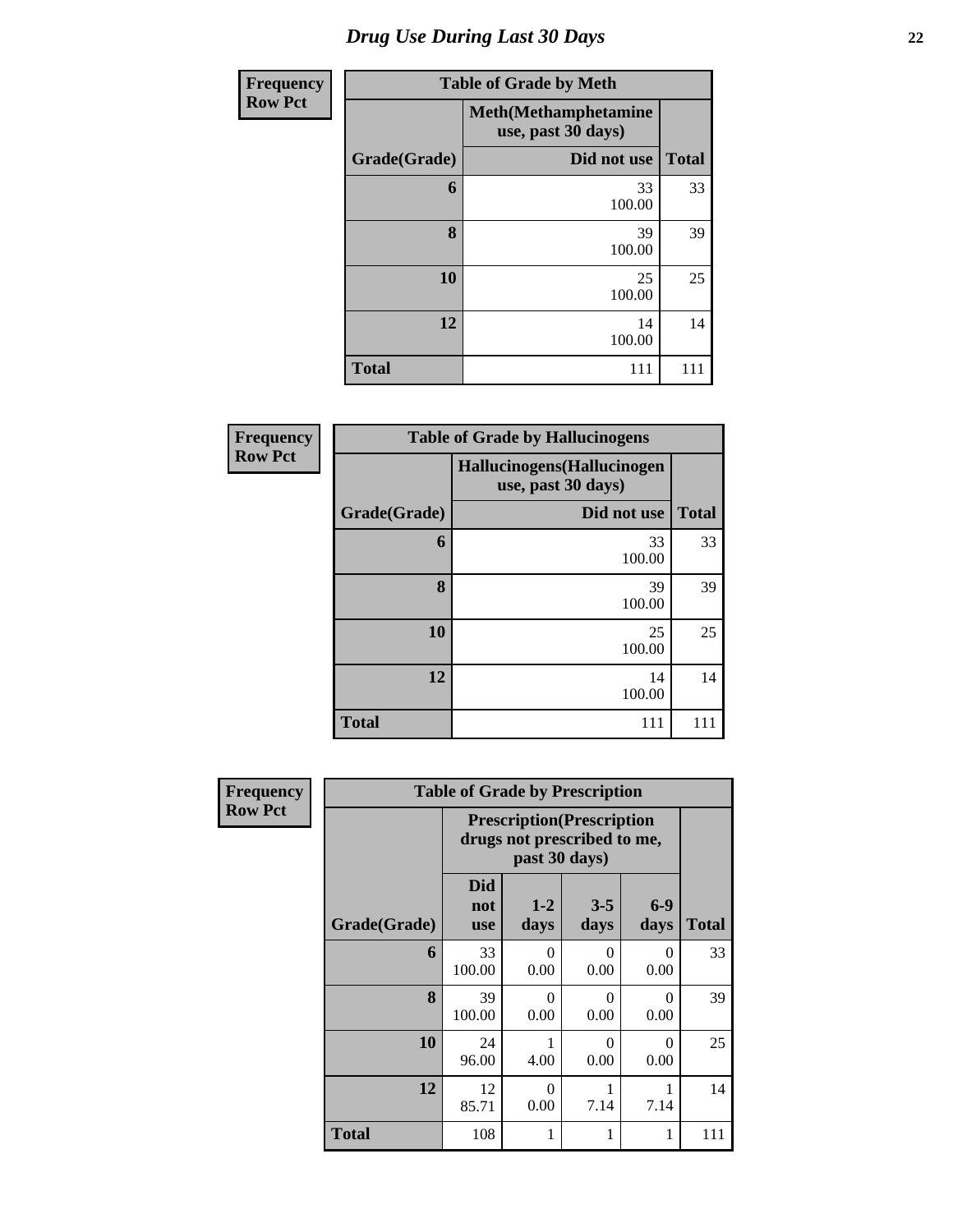# *Drug Use During Last 30 Days*

**Frequency Row Pct**

| Table of Grade by Meth | | |
|---|---|---|
| | Meth(Methamphetamine use, past 30 days) | |
| Grade(Grade) | Did not use | Total |
| 6 | 33<br>100.00 | 33 |
| 8 | 39<br>100.00 | 39 |
| 10 | 25<br>100.00 | 25 |
| 12 | 14<br>100.00 | 14 |
| Total | 111 | 111 |

**Frequency Row Pct**

| Table of Grade by Hallucinogens | | |
|---|---|---|
| | Hallucinogens(Hallucinogen use, past 30 days) | |
| Grade(Grade) | Did not use | Total |
| 6 | 33<br>100.00 | 33 |
| 8 | 39<br>100.00 | 39 |
| 10 | 25<br>100.00 | 25 |
| 12 | 14<br>100.00 | 14 |
| Total | 111 | 111 |

**Frequency Row Pct**

| Table of Grade by Prescription | | | | | |
|---|---|---|---|---|---|
| | Prescription(Prescription drugs not prescribed to me, past 30 days) | | | | |
| Grade(Grade) | Did not use | 1-2 days | 3-5 days | 6-9 days | Total |
| 6 | 33<br>100.00 | 0<br>0.00 | 0<br>0.00 | 0<br>0.00 | 33 |
| 8 | 39<br>100.00 | 0<br>0.00 | 0<br>0.00 | 0<br>0.00 | 39 |
| 10 | 24<br>96.00 | 1<br>4.00 | 0<br>0.00 | 0<br>0.00 | 25 |
| 12 | 12<br>85.71 | 0<br>0.00 | 1<br>7.14 | 1<br>7.14 | 14 |
| Total | 108 | 1 | 1 | 1 | 111 |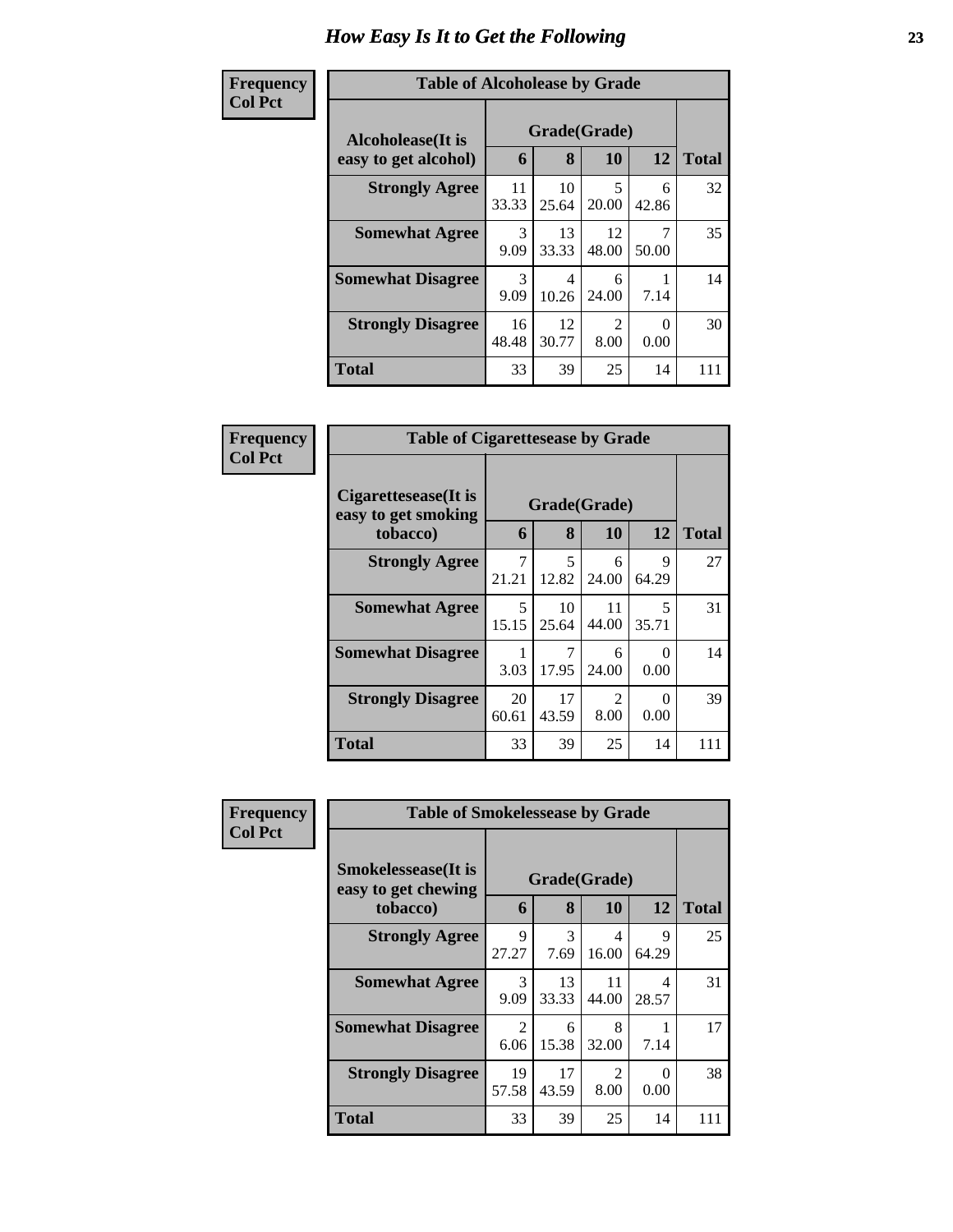# How Easy Is It to Get the Following

**Frequency**
**Col Pct**

| Table of Alcoholease by Grade | | | | | |
|---|---|---|---|---|---|
| **Alcoholease(It is easy to get alcohol)** | **Grade(Grade)** | | | | **Total** |
| | **6** | **8** | **10** | **12** | |
| **Strongly Agree** | 11<br>33.33 | 10<br>25.64 | 5<br>20.00 | 6<br>42.86 | 32 |
| **Somewhat Agree** | 3<br>9.09 | 13<br>33.33 | 12<br>48.00 | 7<br>50.00 | 35 |
| **Somewhat Disagree** | 3<br>9.09 | 4<br>10.26 | 6<br>24.00 | 1<br>7.14 | 14 |
| **Strongly Disagree** | 16<br>48.48 | 12<br>30.77 | 2<br>8.00 | 0<br>0.00 | 30 |
| **Total** | 33 | 39 | 25 | 14 | 111 |

**Frequency**
**Col Pct**

| Table of Cigarettesease by Grade | | | | | |
|---|---|---|---|---|---|
| **Cigarettesease(It is easy to get smoking tobacco)** | **Grade(Grade)** | | | | **Total** |
| | **6** | **8** | **10** | **12** | |
| **Strongly Agree** | 7<br>21.21 | 5<br>12.82 | 6<br>24.00 | 9<br>64.29 | 27 |
| **Somewhat Agree** | 5<br>15.15 | 10<br>25.64 | 11<br>44.00 | 5<br>35.71 | 31 |
| **Somewhat Disagree** | 1<br>3.03 | 7<br>17.95 | 6<br>24.00 | 0<br>0.00 | 14 |
| **Strongly Disagree** | 20<br>60.61 | 17<br>43.59 | 2<br>8.00 | 0<br>0.00 | 39 |
| **Total** | 33 | 39 | 25 | 14 | 111 |

**Frequency**
**Col Pct**

| Table of Smokelessease by Grade | | | | | |
|---|---|---|---|---|---|
| **Smokelessease(It is easy to get chewing tobacco)** | **Grade(Grade)** | | | | **Total** |
| | **6** | **8** | **10** | **12** | |
| **Strongly Agree** | 9<br>27.27 | 3<br>7.69 | 4<br>16.00 | 9<br>64.29 | 25 |
| **Somewhat Agree** | 3<br>9.09 | 13<br>33.33 | 11<br>44.00 | 4<br>28.57 | 31 |
| **Somewhat Disagree** | 2<br>6.06 | 6<br>15.38 | 8<br>32.00 | 1<br>7.14 | 17 |
| **Strongly Disagree** | 19<br>57.58 | 17<br>43.59 | 2<br>8.00 | 0<br>0.00 | 38 |
| **Total** | 33 | 39 | 25 | 14 | 111 |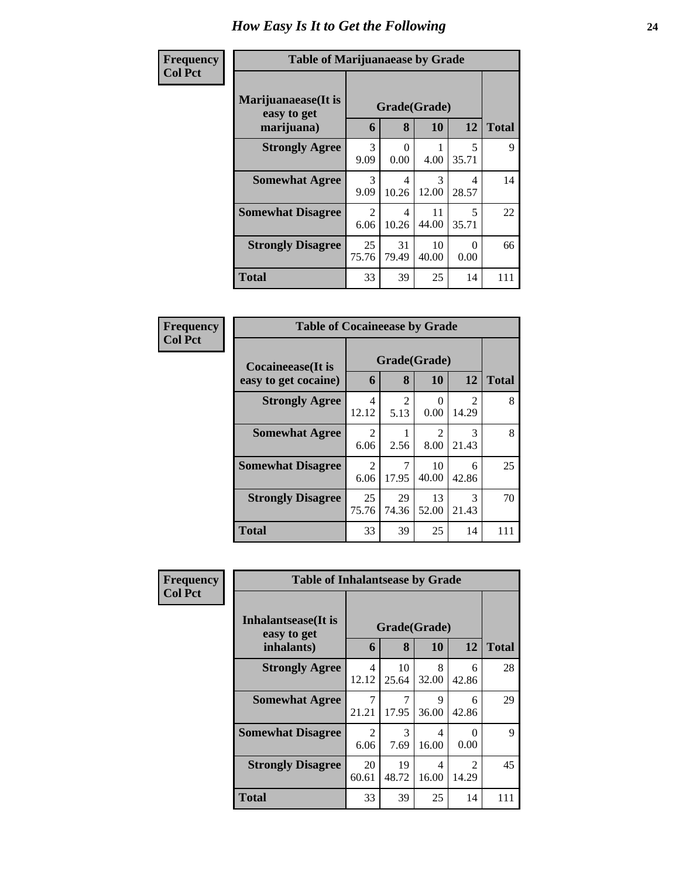# How Easy Is It to Get the Following

**Frequency**
**Col Pct**

| Table of Marijuanaease by Grade | | | | | |
|---|---|---|---|---|---|
| **Marijuanaease(It is easy to get marijuana)** | **Grade(Grade)** | | | | |
| | **6** | **8** | **10** | **12** | **Total** |
| **Strongly Agree** | 3<br>9.09 | 0<br>0.00 | 1<br>4.00 | 5<br>35.71 | 9 |
| **Somewhat Agree** | 3<br>9.09 | 4<br>10.26 | 3<br>12.00 | 4<br>28.57 | 14 |
| **Somewhat Disagree** | 2<br>6.06 | 4<br>10.26 | 11<br>44.00 | 5<br>35.71 | 22 |
| **Strongly Disagree** | 25<br>75.76 | 31<br>79.49 | 10<br>40.00 | 0<br>0.00 | 66 |
| **Total** | 33 | 39 | 25 | 14 | 111 |

**Frequency**
**Col Pct**

| Table of Cocaineease by Grade | | | | | |
|---|---|---|---|---|---|
| **Cocaineease(It is easy to get cocaine)** | **Grade(Grade)** | | | | |
| | **6** | **8** | **10** | **12** | **Total** |
| **Strongly Agree** | 4<br>12.12 | 2<br>5.13 | 0<br>0.00 | 2<br>14.29 | 8 |
| **Somewhat Agree** | 2<br>6.06 | 1<br>2.56 | 2<br>8.00 | 3<br>21.43 | 8 |
| **Somewhat Disagree** | 2<br>6.06 | 7<br>17.95 | 10<br>40.00 | 6<br>42.86 | 25 |
| **Strongly Disagree** | 25<br>75.76 | 29<br>74.36 | 13<br>52.00 | 3<br>21.43 | 70 |
| **Total** | 33 | 39 | 25 | 14 | 111 |

**Frequency**
**Col Pct**

| Table of Inhalantsease by Grade | | | | | |
|---|---|---|---|---|---|
| **Inhalantsease(It is easy to get inhalants)** | **Grade(Grade)** | | | | |
| | **6** | **8** | **10** | **12** | **Total** |
| **Strongly Agree** | 4<br>12.12 | 10<br>25.64 | 8<br>32.00 | 6<br>42.86 | 28 |
| **Somewhat Agree** | 7<br>21.21 | 7<br>17.95 | 9<br>36.00 | 6<br>42.86 | 29 |
| **Somewhat Disagree** | 2<br>6.06 | 3<br>7.69 | 4<br>16.00 | 0<br>0.00 | 9 |
| **Strongly Disagree** | 20<br>60.61 | 19<br>48.72 | 4<br>16.00 | 2<br>14.29 | 45 |
| **Total** | 33 | 39 | 25 | 14 | 111 |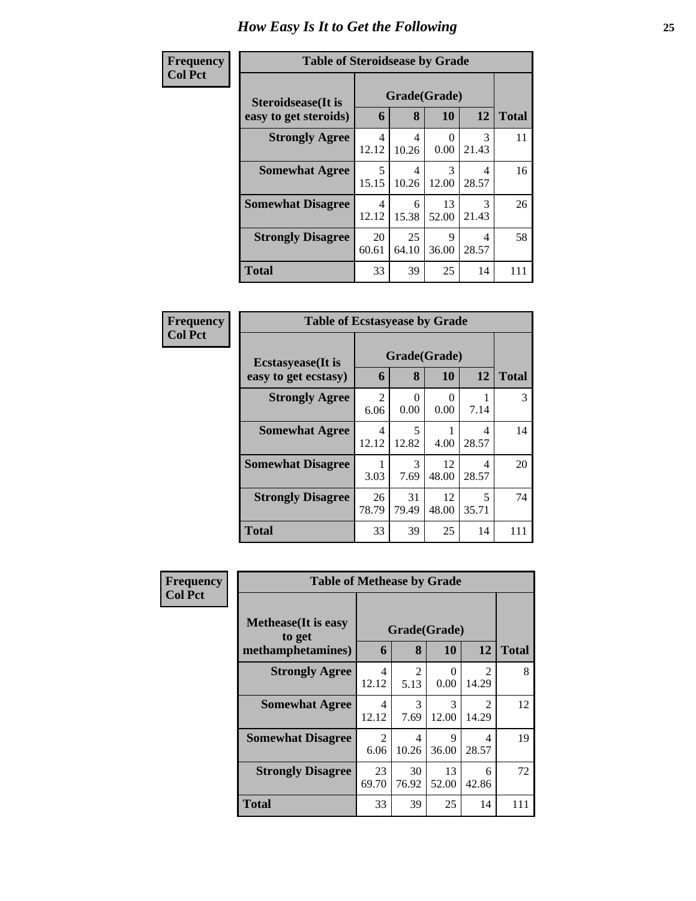# How Easy Is It to Get the Following

**Frequency**
**Col Pct**

| Table of Steroidsease by Grade | | | | | |
|---|---|---|---|---|---|
| **Steroidsease(It is easy to get steroids)** | **Grade(Grade)** | | | | |
| | **6** | **8** | **10** | **12** | **Total** |
| **Strongly Agree** | 4<br>12.12 | 4<br>10.26 | 0<br>0.00 | 3<br>21.43 | 11 |
| **Somewhat Agree** | 5<br>15.15 | 4<br>10.26 | 3<br>12.00 | 4<br>28.57 | 16 |
| **Somewhat Disagree** | 4<br>12.12 | 6<br>15.38 | 13<br>52.00 | 3<br>21.43 | 26 |
| **Strongly Disagree** | 20<br>60.61 | 25<br>64.10 | 9<br>36.00 | 4<br>28.57 | 58 |
| **Total** | 33 | 39 | 25 | 14 | 111 |

**Frequency**
**Col Pct**

| Table of Ecstasyease by Grade | | | | | |
|---|---|---|---|---|---|
| **Ecstasyease(It is easy to get ecstasy)** | **Grade(Grade)** | | | | |
| | **6** | **8** | **10** | **12** | **Total** |
| **Strongly Agree** | 2<br>6.06 | 0<br>0.00 | 0<br>0.00 | 1<br>7.14 | 3 |
| **Somewhat Agree** | 4<br>12.12 | 5<br>12.82 | 1<br>4.00 | 4<br>28.57 | 14 |
| **Somewhat Disagree** | 1<br>3.03 | 3<br>7.69 | 12<br>48.00 | 4<br>28.57 | 20 |
| **Strongly Disagree** | 26<br>78.79 | 31<br>79.49 | 12<br>48.00 | 5<br>35.71 | 74 |
| **Total** | 33 | 39 | 25 | 14 | 111 |

**Frequency**
**Col Pct**

| Table of Methease by Grade | | | | | |
|---|---|---|---|---|---|
| **Methease(It is easy to get methamphetamines)** | **Grade(Grade)** | | | | |
| | **6** | **8** | **10** | **12** | **Total** |
| **Strongly Agree** | 4<br>12.12 | 2<br>5.13 | 0<br>0.00 | 2<br>14.29 | 8 |
| **Somewhat Agree** | 4<br>12.12 | 3<br>7.69 | 3<br>12.00 | 2<br>14.29 | 12 |
| **Somewhat Disagree** | 2<br>6.06 | 4<br>10.26 | 9<br>36.00 | 4<br>28.57 | 19 |
| **Strongly Disagree** | 23<br>69.70 | 30<br>76.92 | 13<br>52.00 | 6<br>42.86 | 72 |
| **Total** | 33 | 39 | 25 | 14 | 111 |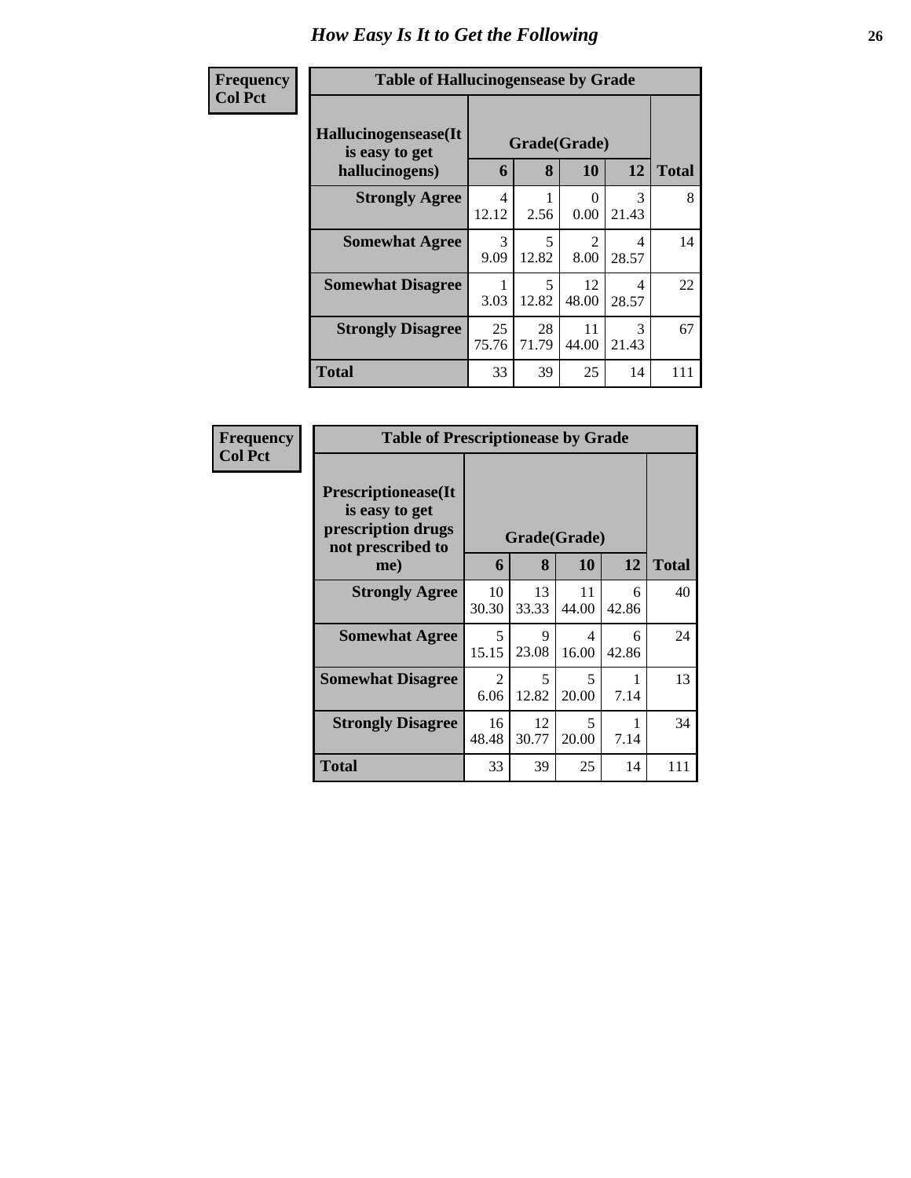# How Easy Is It to Get the Following

**Frequency**
**Col Pct**

**Table of Hallucinogensease by Grade**

| Hallucinogensease(It is easy to get hallucinogens) | Grade(Grade) | | | | Total |
|---|---|---|---|---|---|
| | 6 | 8 | 10 | 12 | |
| **Strongly Agree** | 4<br>12.12 | 1<br>2.56 | 0<br>0.00 | 3<br>21.43 | 8 |
| **Somewhat Agree** | 3<br>9.09 | 5<br>12.82 | 2<br>8.00 | 4<br>28.57 | 14 |
| **Somewhat Disagree** | 1<br>3.03 | 5<br>12.82 | 12<br>48.00 | 4<br>28.57 | 22 |
| **Strongly Disagree** | 25<br>75.76 | 28<br>71.79 | 11<br>44.00 | 3<br>21.43 | 67 |
| **Total** | 33 | 39 | 25 | 14 | 111 |

**Frequency**
**Col Pct**

**Table of Prescriptionease by Grade**

| Prescriptionease(It is easy to get prescription drugs not prescribed to me) | Grade(Grade) | | | | Total |
|---|---|---|---|---|---|
| | 6 | 8 | 10 | 12 | |
| **Strongly Agree** | 10<br>30.30 | 13<br>33.33 | 11<br>44.00 | 6<br>42.86 | 40 |
| **Somewhat Agree** | 5<br>15.15 | 9<br>23.08 | 4<br>16.00 | 6<br>42.86 | 24 |
| **Somewhat Disagree** | 2<br>6.06 | 5<br>12.82 | 5<br>20.00 | 1<br>7.14 | 13 |
| **Strongly Disagree** | 16<br>48.48 | 12<br>30.77 | 5<br>20.00 | 1<br>7.14 | 34 |
| **Total** | 33 | 39 | 25 | 14 | 111 |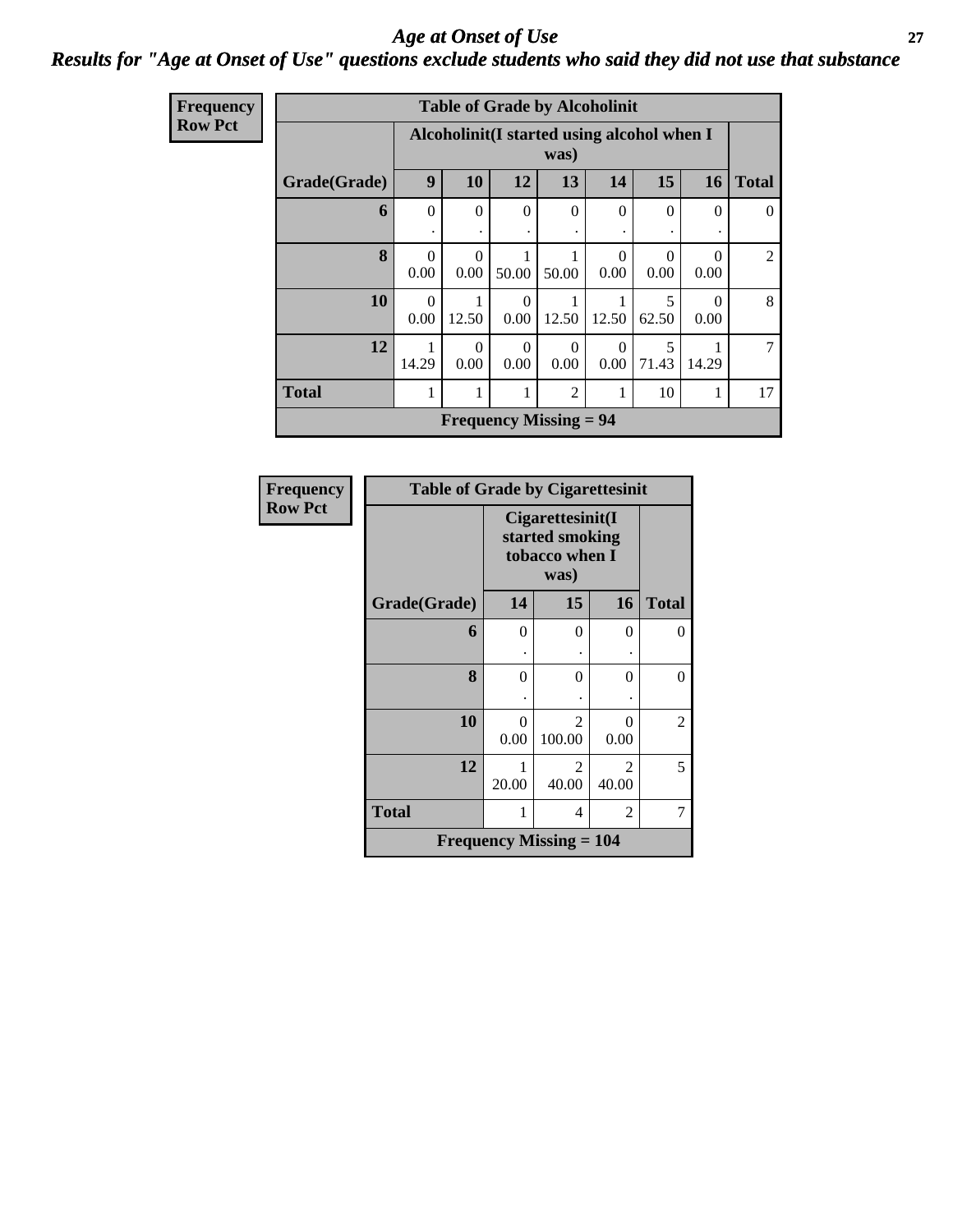# *Age at Onset of Use*

## *Results for "Age at Onset of Use" questions exclude students who said they did not use that substance*

**Frequency**
**Row Pct**

| Table of Grade by Alcoholinit | | | | | | | | |
|---|---|---|---|---|---|---|---|---|
| | Alcoholinit(I started using alcohol when I was) | | | | | | | |
| Grade(Grade) | 9 | 10 | 12 | 13 | 14 | 15 | 16 | Total |
| 6 | 0<br>. | 0<br>. | 0<br>. | 0<br>. | 0<br>. | 0<br>. | 0<br>. | 0 |
| 8 | 0<br>0.00 | 0<br>0.00 | 1<br>50.00 | 1<br>50.00 | 0<br>0.00 | 0<br>0.00 | 0<br>0.00 | 2 |
| 10 | 0<br>0.00 | 1<br>12.50 | 0<br>0.00 | 1<br>12.50 | 1<br>12.50 | 5<br>62.50 | 0<br>0.00 | 8 |
| 12 | 1<br>14.29 | 0<br>0.00 | 0<br>0.00 | 0<br>0.00 | 0<br>0.00 | 5<br>71.43 | 1<br>14.29 | 7 |
| Total | 1 | 1 | 1 | 2 | 1 | 10 | 1 | 17 |
| Frequency Missing = 94 | | | | | | | | |

**Frequency**
**Row Pct**

| Table of Grade by Cigarettesinit | | | | |
|---|---|---|---|---|
| | Cigarettesinit(I started smoking tobacco when I was) | | | |
| Grade(Grade) | 14 | 15 | 16 | Total |
| 6 | 0<br>. | 0<br>. | 0<br>. | 0 |
| 8 | 0<br>. | 0<br>. | 0<br>. | 0 |
| 10 | 0<br>0.00 | 2<br>100.00 | 0<br>0.00 | 2 |
| 12 | 1<br>20.00 | 2<br>40.00 | 2<br>40.00 | 5 |
| Total | 1 | 4 | 2 | 7 |
| Frequency Missing = 104 | | | | |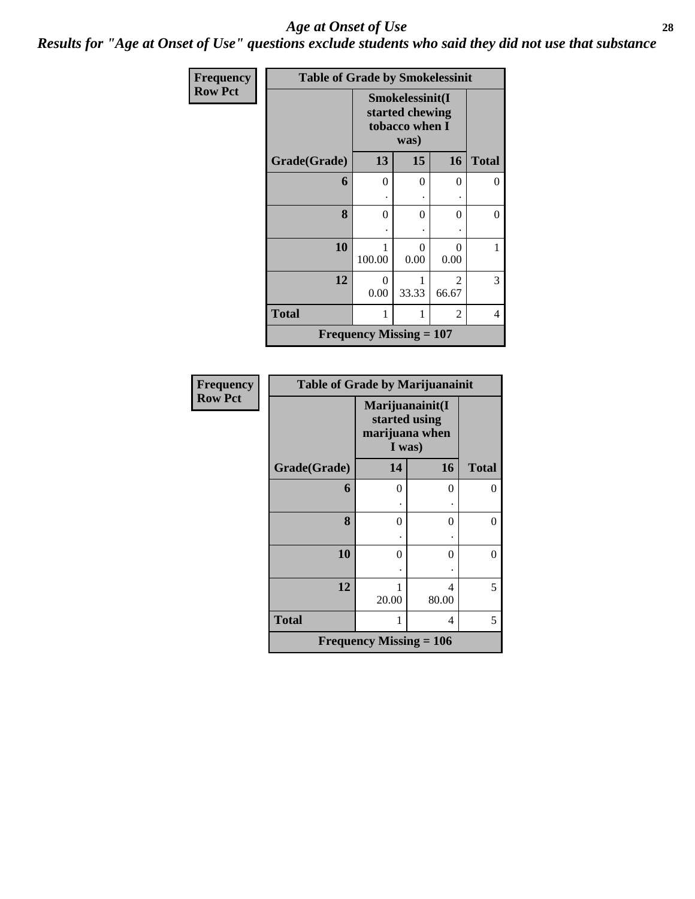## *Age at Onset of Use*

### *Results for "Age at Onset of Use" questions exclude students who said they did not use that substance*

**Frequency**
**Row Pct**

| Table of Grade by Smokelessinit | | | | |
|---|---|---|---|---|
| | Smokelessinit(I started chewing tobacco when I was) | | | |
| Grade(Grade) | 13 | 15 | 16 | Total |
| 6 | 0<br>. | 0<br>. | 0<br>. | 0 |
| 8 | 0<br>. | 0<br>. | 0<br>. | 0 |
| 10 | 1<br>100.00 | 0<br>0.00 | 0<br>0.00 | 1 |
| 12 | 0<br>0.00 | 1<br>33.33 | 2<br>66.67 | 3 |
| Total | 1 | 1 | 2 | 4 |
| Frequency Missing = 107 | | | | |

**Frequency**
**Row Pct**

| Table of Grade by Marijuanainit | | | |
|---|---|---|---|
| | Marijuanainit(I started using marijuana when I was) | | |
| Grade(Grade) | 14 | 16 | Total |
| 6 | 0<br>. | 0<br>. | 0 |
| 8 | 0<br>. | 0<br>. | 0 |
| 10 | 0<br>. | 0<br>. | 0 |
| 12 | 1<br>20.00 | 4<br>80.00 | 5 |
| Total | 1 | 4 | 5 |
| Frequency Missing = 106 | | | |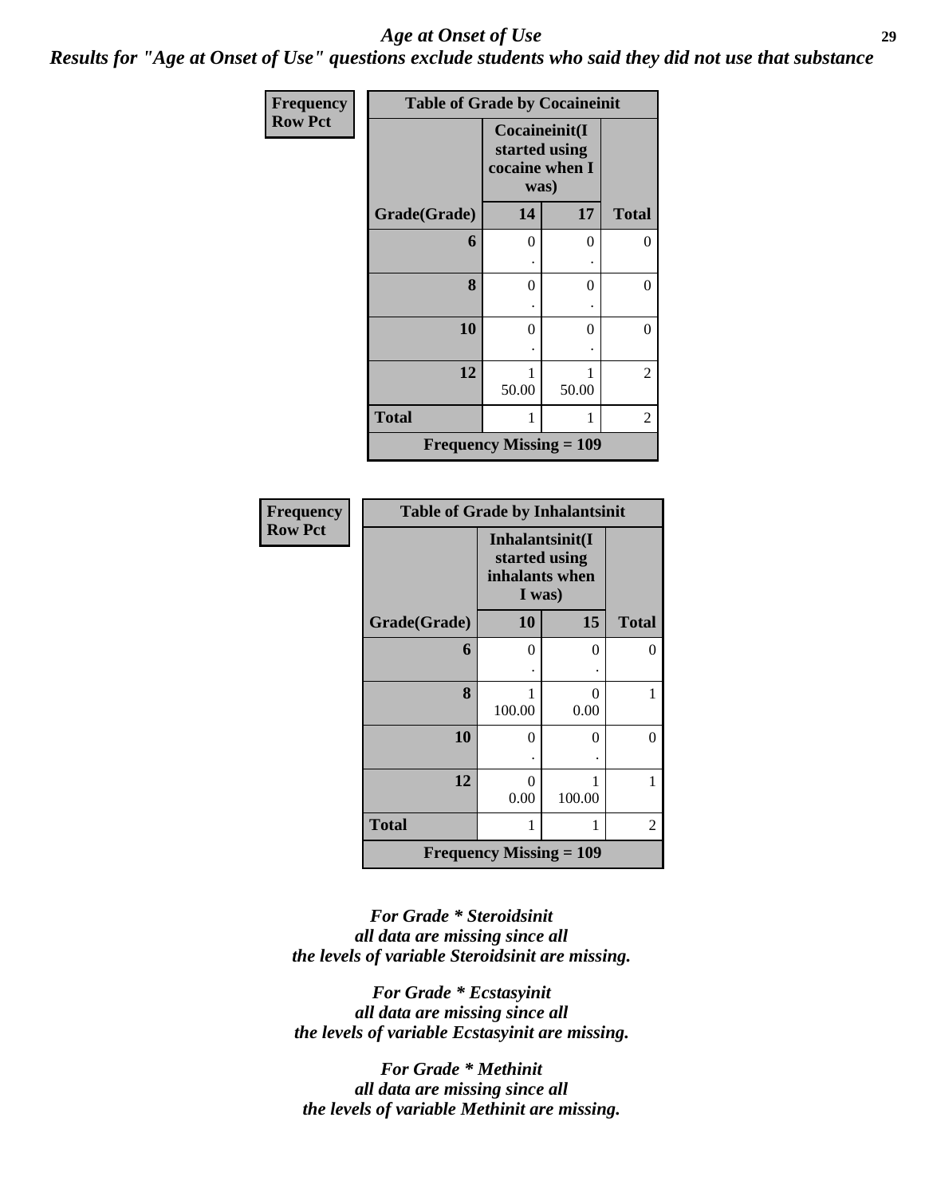# *Age at Onset of Use*

***Results for "Age at Onset of Use" questions exclude students who said they did not use that substance***

| Frequency<br>Row Pct | Table of Grade by Cocaineinit | | |
|---|---|---|---|
| | Cocaineinit(I started using cocaine when I was) | | |
| Grade(Grade) | 14 | 17 | Total |
| 6 | 0<br>. | 0<br>. | 0 |
| 8 | 0<br>. | 0<br>. | 0 |
| 10 | 0<br>. | 0<br>. | 0 |
| 12 | 1<br>50.00 | 1<br>50.00 | 2 |
| Total | 1 | 1 | 2 |
| Frequency Missing = 109 | | | |

| Frequency<br>Row Pct | Table of Grade by Inhalantsinit | | |
|---|---|---|---|
| | Inhalantsinit(I started using inhalants when I was) | | |
| Grade(Grade) | 10 | 15 | Total |
| 6 | 0<br>. | 0<br>. | 0 |
| 8 | 1<br>100.00 | 0<br>0.00 | 1 |
| 10 | 0<br>. | 0<br>. | 0 |
| 12 | 0<br>0.00 | 1<br>100.00 | 1 |
| Total | 1 | 1 | 2 |
| Frequency Missing = 109 | | | |

*For Grade * Steroidsinit*
*all data are missing since all*
*the levels of variable Steroidsinit are missing.*

*For Grade * Ecstasyinit*
*all data are missing since all*
*the levels of variable Ecstasyinit are missing.*

*For Grade * Methinit*
*all data are missing since all*
*the levels of variable Methinit are missing.*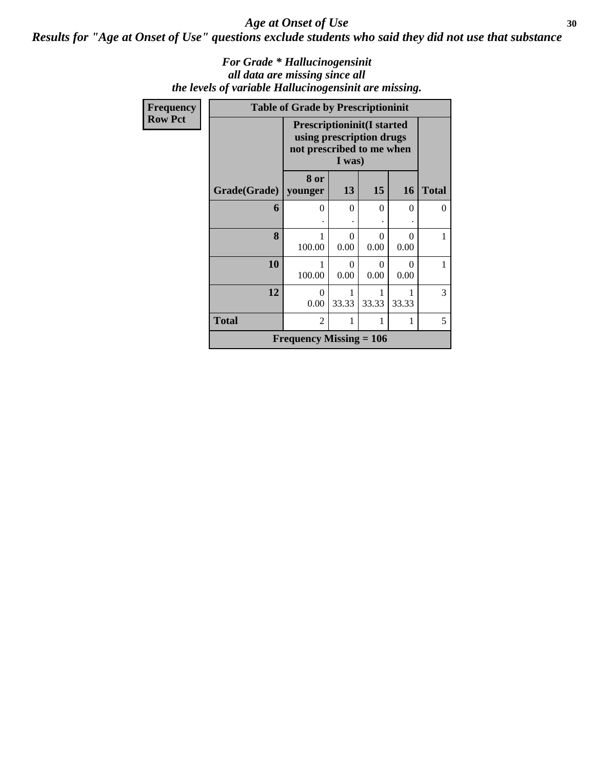## *Age at Onset of Use*

### *Results for "Age at Onset of Use" questions exclude students who said they did not use that substance*

*For Grade * Hallucinogensinit all data are missing since all the levels of variable Hallucinogensinit are missing.*

**Frequency**
**Row Pct**

| Table of Grade by Prescriptioninit | | | | | |
|---|---|---|---|---|---|
| | Prescriptioninit(I started using prescription drugs not prescribed to me when I was) | | | | |
| Grade(Grade) | 8 or younger | 13 | 15 | 16 | Total |
| 6 | 0<br>. | 0<br>. | 0<br>. | 0<br>. | 0 |
| 8 | 1<br>100.00 | 0<br>0.00 | 0<br>0.00 | 0<br>0.00 | 1 |
| 10 | 1<br>100.00 | 0<br>0.00 | 0<br>0.00 | 0<br>0.00 | 1 |
| 12 | 0<br>0.00 | 1<br>33.33 | 1<br>33.33 | 1<br>33.33 | 3 |
| Total | 2 | 1 | 1 | 1 | 5 |
| Frequency Missing = 106 | | | | | |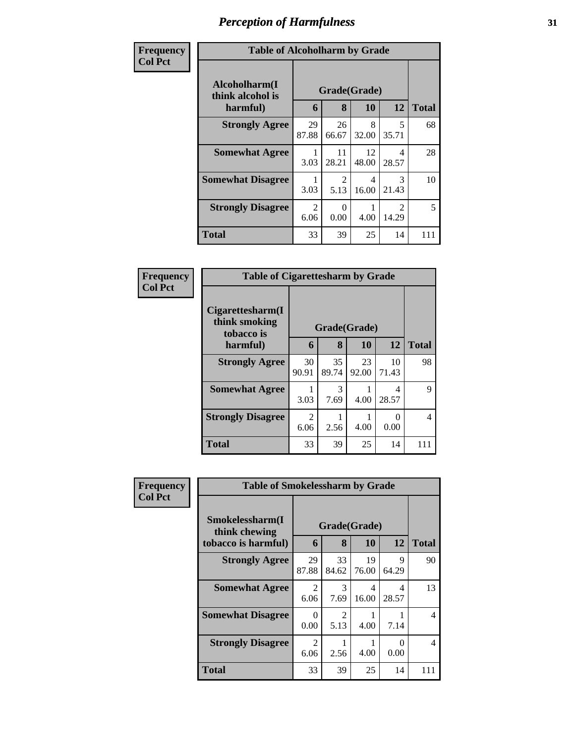# Perception of Harmfulness

**Frequency**
**Col Pct**

| Table of Alcoholharm by Grade | | | | | |
|---|---|---|---|---|---|
| Alcoholharm(I think alcohol is harmful) | Grade(Grade) | | | | Total |
| | 6 | 8 | 10 | 12 | |
| **Strongly Agree** | 29<br>87.88 | 26<br>66.67 | 8<br>32.00 | 5<br>35.71 | 68 |
| **Somewhat Agree** | 1<br>3.03 | 11<br>28.21 | 12<br>48.00 | 4<br>28.57 | 28 |
| **Somewhat Disagree** | 1<br>3.03 | 2<br>5.13 | 4<br>16.00 | 3<br>21.43 | 10 |
| **Strongly Disagree** | 2<br>6.06 | 0<br>0.00 | 1<br>4.00 | 2<br>14.29 | 5 |
| **Total** | 33 | 39 | 25 | 14 | 111 |

**Frequency**
**Col Pct**

| Table of Cigarettesharm by Grade | | | | | |
|---|---|---|---|---|---|
| Cigarettesharm(I think smoking tobacco is harmful) | Grade(Grade) | | | | Total |
| | 6 | 8 | 10 | 12 | |
| **Strongly Agree** | 30<br>90.91 | 35<br>89.74 | 23<br>92.00 | 10<br>71.43 | 98 |
| **Somewhat Agree** | 1<br>3.03 | 3<br>7.69 | 1<br>4.00 | 4<br>28.57 | 9 |
| **Strongly Disagree** | 2<br>6.06 | 1<br>2.56 | 1<br>4.00 | 0<br>0.00 | 4 |
| **Total** | 33 | 39 | 25 | 14 | 111 |

**Frequency**
**Col Pct**

| Table of Smokelessharm by Grade | | | | | |
|---|---|---|---|---|---|
| Smokelessharm(I think chewing tobacco is harmful) | Grade(Grade) | | | | Total |
| | 6 | 8 | 10 | 12 | |
| **Strongly Agree** | 29<br>87.88 | 33<br>84.62 | 19<br>76.00 | 9<br>64.29 | 90 |
| **Somewhat Agree** | 2<br>6.06 | 3<br>7.69 | 4<br>16.00 | 4<br>28.57 | 13 |
| **Somewhat Disagree** | 0<br>0.00 | 2<br>5.13 | 1<br>4.00 | 1<br>7.14 | 4 |
| **Strongly Disagree** | 2<br>6.06 | 1<br>2.56 | 1<br>4.00 | 0<br>0.00 | 4 |
| **Total** | 33 | 39 | 25 | 14 | 111 |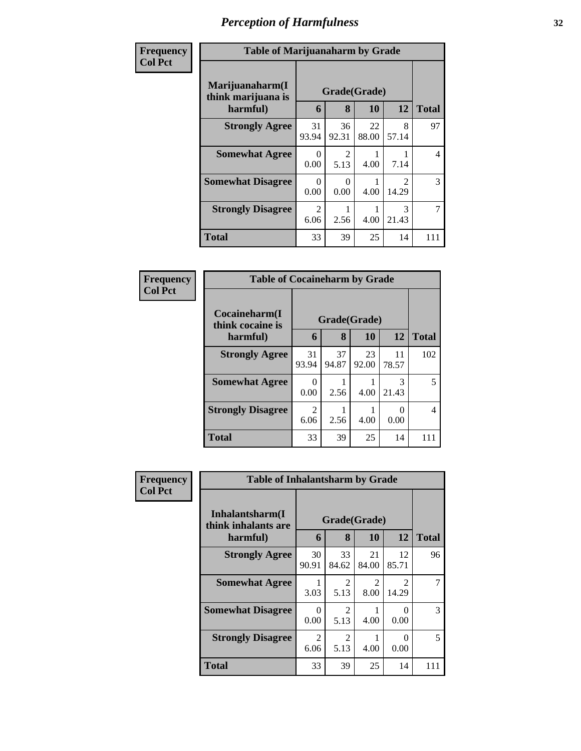# *Perception of Harmfulness*

**Frequency**
**Col Pct**

| Table of Marijuanaharm by Grade | | | | | |
|---|---|---|---|---|---|
| **Marijuanaharm(I think marijuana is harmful)** | **Grade(Grade)** | | | | |
| | **6** | **8** | **10** | **12** | **Total** |
| **Strongly Agree** | 31<br>93.94 | 36<br>92.31 | 22<br>88.00 | 8<br>57.14 | 97 |
| **Somewhat Agree** | 0<br>0.00 | 2<br>5.13 | 1<br>4.00 | 1<br>7.14 | 4 |
| **Somewhat Disagree** | 0<br>0.00 | 0<br>0.00 | 1<br>4.00 | 2<br>14.29 | 3 |
| **Strongly Disagree** | 2<br>6.06 | 1<br>2.56 | 1<br>4.00 | 3<br>21.43 | 7 |
| **Total** | 33 | 39 | 25 | 14 | 111 |

**Frequency**
**Col Pct**

| Table of Cocaineharm by Grade | | | | | |
|---|---|---|---|---|---|
| **Cocaineharm(I think cocaine is harmful)** | **Grade(Grade)** | | | | |
| | **6** | **8** | **10** | **12** | **Total** |
| **Strongly Agree** | 31<br>93.94 | 37<br>94.87 | 23<br>92.00 | 11<br>78.57 | 102 |
| **Somewhat Agree** | 0<br>0.00 | 1<br>2.56 | 1<br>4.00 | 3<br>21.43 | 5 |
| **Strongly Disagree** | 2<br>6.06 | 1<br>2.56 | 1<br>4.00 | 0<br>0.00 | 4 |
| **Total** | 33 | 39 | 25 | 14 | 111 |

**Frequency**
**Col Pct**

| Table of Inhalantsharm by Grade | | | | | |
|---|---|---|---|---|---|
| **Inhalantsharm(I think inhalants are harmful)** | **Grade(Grade)** | | | | |
| | **6** | **8** | **10** | **12** | **Total** |
| **Strongly Agree** | 30<br>90.91 | 33<br>84.62 | 21<br>84.00 | 12<br>85.71 | 96 |
| **Somewhat Agree** | 1<br>3.03 | 2<br>5.13 | 2<br>8.00 | 2<br>14.29 | 7 |
| **Somewhat Disagree** | 0<br>0.00 | 2<br>5.13 | 1<br>4.00 | 0<br>0.00 | 3 |
| **Strongly Disagree** | 2<br>6.06 | 2<br>5.13 | 1<br>4.00 | 0<br>0.00 | 5 |
| **Total** | 33 | 39 | 25 | 14 | 111 |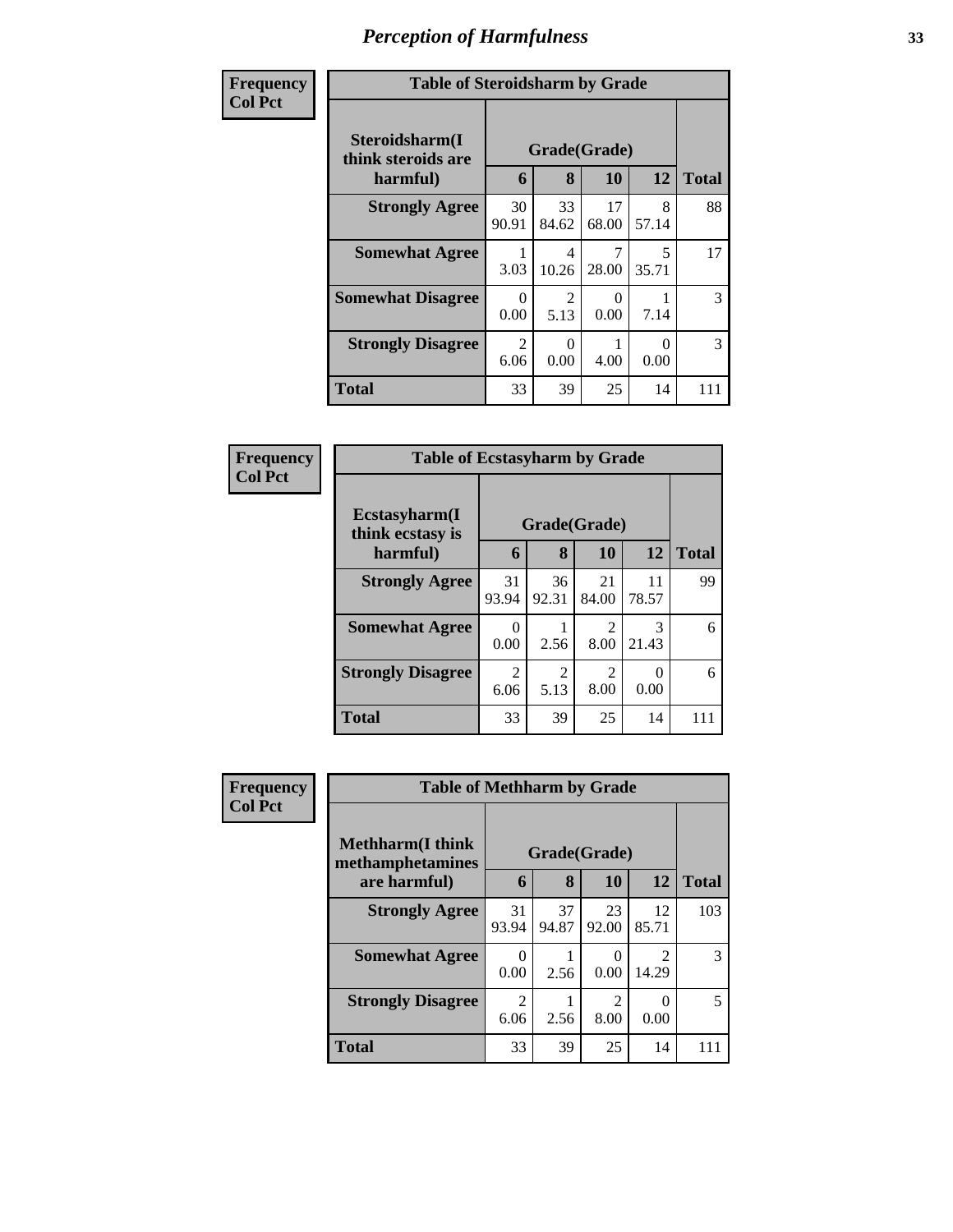# Perception of Harmfulness

**Frequency**
**Col Pct**

| Table of Steroidsharm by Grade | | | | | |
|---|---|---|---|---|---|
| Steroidsharm(I think steroids are harmful) | Grade(Grade) | | | | Total |
| | 6 | 8 | 10 | 12 | |
| **Strongly Agree** | 30<br>90.91 | 33<br>84.62 | 17<br>68.00 | 8<br>57.14 | 88 |
| **Somewhat Agree** | 1<br>3.03 | 4<br>10.26 | 7<br>28.00 | 5<br>35.71 | 17 |
| **Somewhat Disagree** | 0<br>0.00 | 2<br>5.13 | 0<br>0.00 | 1<br>7.14 | 3 |
| **Strongly Disagree** | 2<br>6.06 | 0<br>0.00 | 1<br>4.00 | 0<br>0.00 | 3 |
| **Total** | 33 | 39 | 25 | 14 | 111 |

**Frequency**
**Col Pct**

| Table of Ecstasyharm by Grade | | | | | |
|---|---|---|---|---|---|
| Ecstasyharm(I think ecstasy is harmful) | Grade(Grade) | | | | Total |
| | 6 | 8 | 10 | 12 | |
| **Strongly Agree** | 31<br>93.94 | 36<br>92.31 | 21<br>84.00 | 11<br>78.57 | 99 |
| **Somewhat Agree** | 0<br>0.00 | 1<br>2.56 | 2<br>8.00 | 3<br>21.43 | 6 |
| **Strongly Disagree** | 2<br>6.06 | 2<br>5.13 | 2<br>8.00 | 0<br>0.00 | 6 |
| **Total** | 33 | 39 | 25 | 14 | 111 |

**Frequency**
**Col Pct**

| Table of Methharm by Grade | | | | | |
|---|---|---|---|---|---|
| Methharm(I think methamphetamines are harmful) | Grade(Grade) | | | | Total |
| | 6 | 8 | 10 | 12 | |
| **Strongly Agree** | 31<br>93.94 | 37<br>94.87 | 23<br>92.00 | 12<br>85.71 | 103 |
| **Somewhat Agree** | 0<br>0.00 | 1<br>2.56 | 0<br>0.00 | 2<br>14.29 | 3 |
| **Strongly Disagree** | 2<br>6.06 | 1<br>2.56 | 2<br>8.00 | 0<br>0.00 | 5 |
| **Total** | 33 | 39 | 25 | 14 | 111 |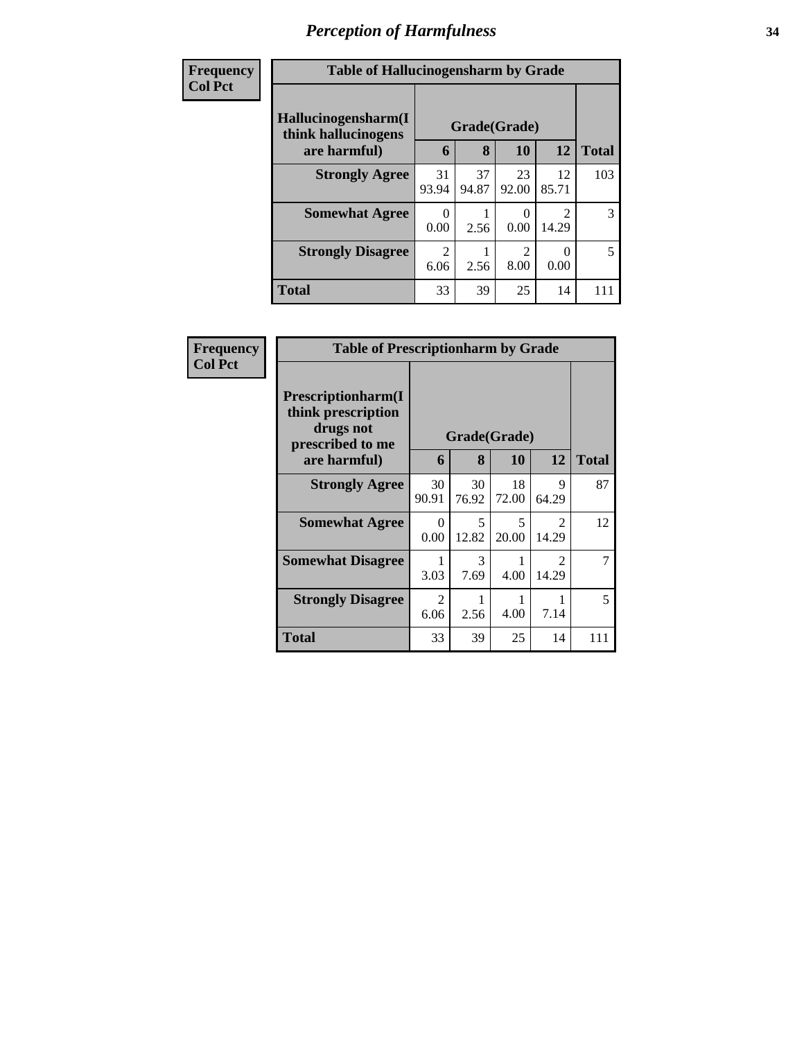# Perception of Harmfulness

**Frequency**
**Col Pct**

| Table of Hallucinogensharm by Grade | | | | | |
|---|---|---|---|---|---|
| **Hallucinogensharm(I think hallucinogens are harmful)** | **Grade(Grade)** | | | | **Total** |
| | **6** | **8** | **10** | **12** | |
| **Strongly Agree** | 31<br>93.94 | 37<br>94.87 | 23<br>92.00 | 12<br>85.71 | 103 |
| **Somewhat Agree** | 0<br>0.00 | 1<br>2.56 | 0<br>0.00 | 2<br>14.29 | 3 |
| **Strongly Disagree** | 2<br>6.06 | 1<br>2.56 | 2<br>8.00 | 0<br>0.00 | 5 |
| **Total** | 33 | 39 | 25 | 14 | 111 |

**Frequency**
**Col Pct**

| Table of Prescriptionharm by Grade | | | | | |
|---|---|---|---|---|---|
| **Prescriptionharm(I think prescription drugs not prescribed to me are harmful)** | **Grade(Grade)** | | | | **Total** |
| | **6** | **8** | **10** | **12** | |
| **Strongly Agree** | 30<br>90.91 | 30<br>76.92 | 18<br>72.00 | 9<br>64.29 | 87 |
| **Somewhat Agree** | 0<br>0.00 | 5<br>12.82 | 5<br>20.00 | 2<br>14.29 | 12 |
| **Somewhat Disagree** | 1<br>3.03 | 3<br>7.69 | 1<br>4.00 | 2<br>14.29 | 7 |
| **Strongly Disagree** | 2<br>6.06 | 1<br>2.56 | 1<br>4.00 | 1<br>7.14 | 5 |
| **Total** | 33 | 39 | 25 | 14 | 111 |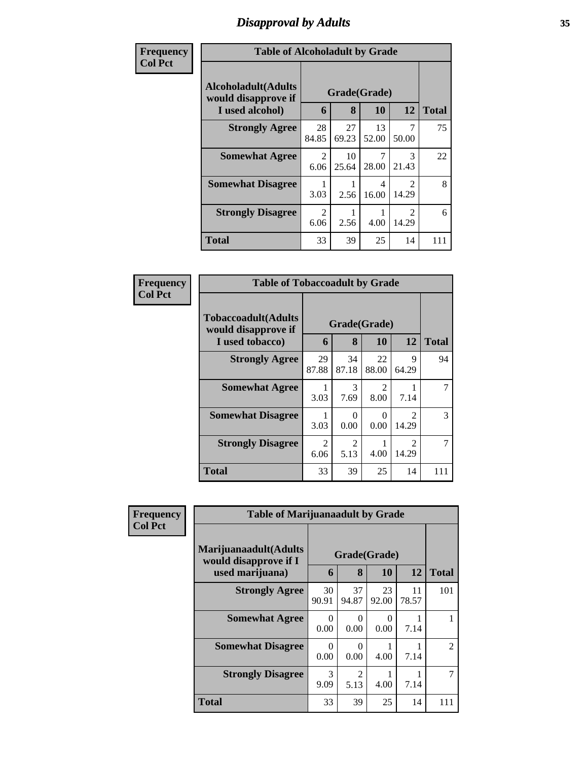# Disapproval by Adults

| Frequency Col Pct |
|---|

**Table of Alcoholadult by Grade**

| Alcoholadult(Adults would disapprove if I used alcohol) | Grade(Grade) 6 | 8 | 10 | 12 | Total |
|---|---|---|---|---|---|
| Strongly Agree | 28<br>84.85 | 27<br>69.23 | 13<br>52.00 | 7<br>50.00 | 75 |
| Somewhat Agree | 2<br>6.06 | 10<br>25.64 | 7<br>28.00 | 3<br>21.43 | 22 |
| Somewhat Disagree | 1<br>3.03 | 1<br>2.56 | 4<br>16.00 | 2<br>14.29 | 8 |
| Strongly Disagree | 2<br>6.06 | 1<br>2.56 | 1<br>4.00 | 2<br>14.29 | 6 |
| Total | 33 | 39 | 25 | 14 | 111 |

| Frequency Col Pct |
|---|

**Table of Tobaccoadult by Grade**

| Tobaccoadult(Adults would disapprove if I used tobacco) | Grade(Grade) 6 | 8 | 10 | 12 | Total |
|---|---|---|---|---|---|
| Strongly Agree | 29<br>87.88 | 34<br>87.18 | 22<br>88.00 | 9<br>64.29 | 94 |
| Somewhat Agree | 1<br>3.03 | 3<br>7.69 | 2<br>8.00 | 1<br>7.14 | 7 |
| Somewhat Disagree | 1<br>3.03 | 0<br>0.00 | 0<br>0.00 | 2<br>14.29 | 3 |
| Strongly Disagree | 2<br>6.06 | 2<br>5.13 | 1<br>4.00 | 2<br>14.29 | 7 |
| Total | 33 | 39 | 25 | 14 | 111 |

| Frequency Col Pct |
|---|

**Table of Marijuanaadult by Grade**

| Marijuanaadult(Adults would disapprove if I used marijuana) | Grade(Grade) 6 | 8 | 10 | 12 | Total |
|---|---|---|---|---|---|
| Strongly Agree | 30<br>90.91 | 37<br>94.87 | 23<br>92.00 | 11<br>78.57 | 101 |
| Somewhat Agree | 0<br>0.00 | 0<br>0.00 | 0<br>0.00 | 1<br>7.14 | 1 |
| Somewhat Disagree | 0<br>0.00 | 0<br>0.00 | 1<br>4.00 | 1<br>7.14 | 2 |
| Strongly Disagree | 3<br>9.09 | 2<br>5.13 | 1<br>4.00 | 1<br>7.14 | 7 |
| Total | 33 | 39 | 25 | 14 | 111 |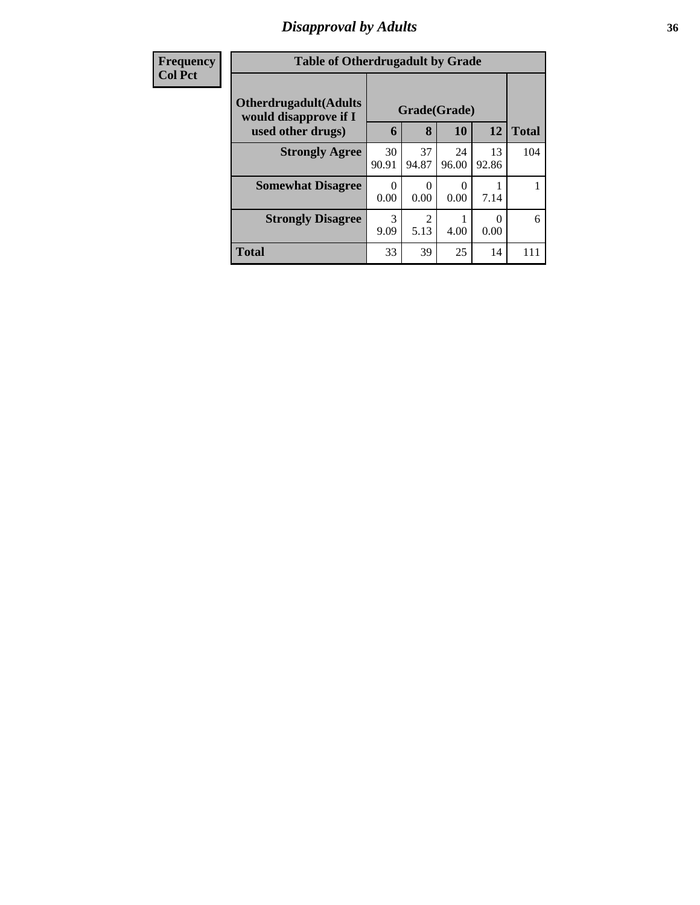## Disapproval by Adults

| Frequency<br>Col Pct | | | | | |
|---|---|---|---|---|---|

**Table of Otherdrugadult by Grade**

| Otherdrugadult(Adults would disapprove if I used other drugs) | Grade(Grade) | | | | |
|---|---|---|---|---|---|
| | 6 | 8 | 10 | 12 | Total |
| **Strongly Agree** | 30<br>90.91 | 37<br>94.87 | 24<br>96.00 | 13<br>92.86 | 104 |
| **Somewhat Disagree** | 0<br>0.00 | 0<br>0.00 | 0<br>0.00 | 1<br>7.14 | 1 |
| **Strongly Disagree** | 3<br>9.09 | 2<br>5.13 | 1<br>4.00 | 0<br>0.00 | 6 |
| **Total** | 33 | 39 | 25 | 14 | 111 |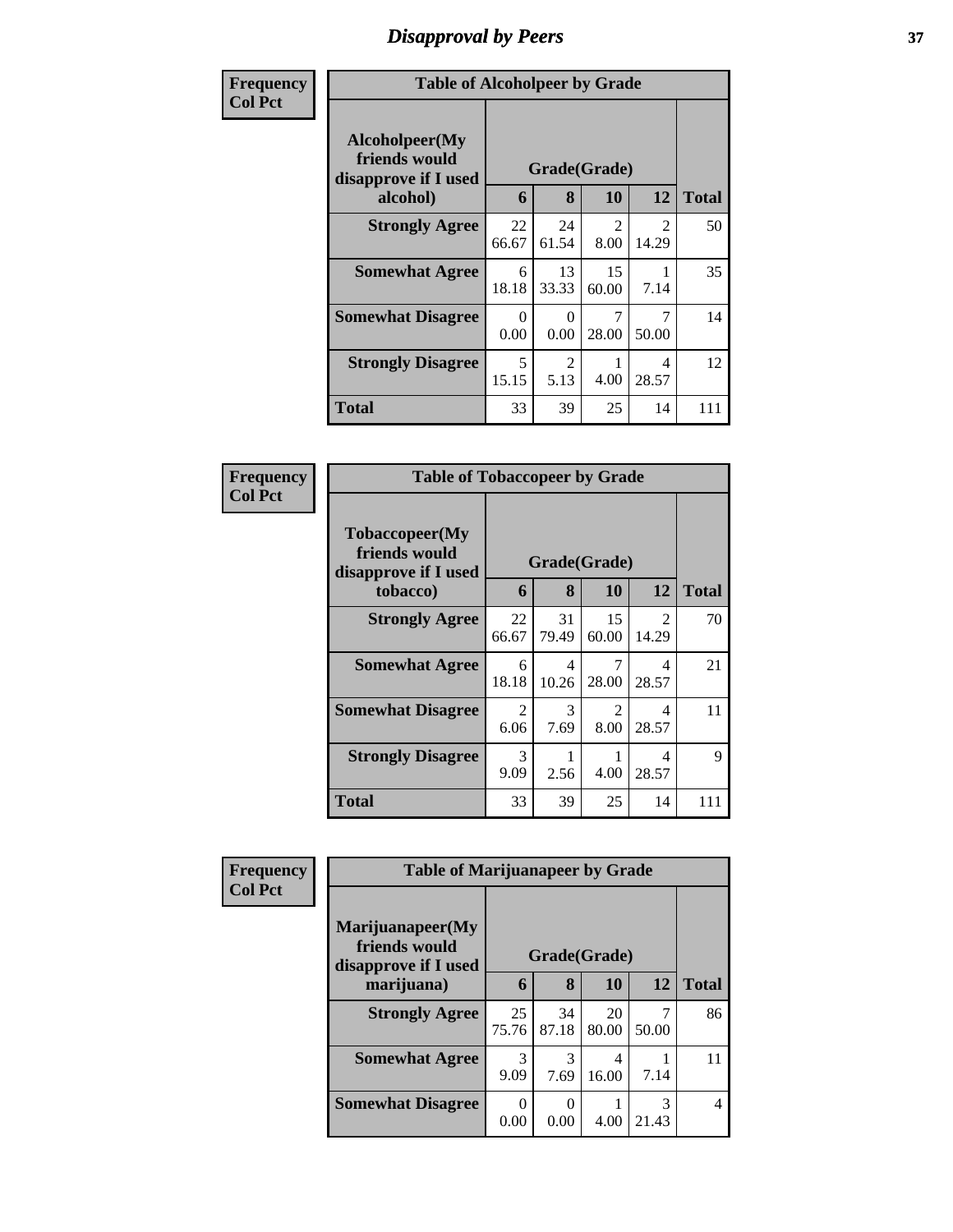# Disapproval by Peers

| Frequency Col Pct | Table of Alcoholpeer by Grade | | | | |
|---|---|---|---|---|---|
| Alcoholpeer(My friends would disapprove if I used alcohol) | Grade(Grade) | | | | |
| | 6 | 8 | 10 | 12 | Total |
| Strongly Agree | 22<br>66.67 | 24<br>61.54 | 2<br>8.00 | 2<br>14.29 | 50 |
| Somewhat Agree | 6<br>18.18 | 13<br>33.33 | 15<br>60.00 | 1<br>7.14 | 35 |
| Somewhat Disagree | 0<br>0.00 | 0<br>0.00 | 7<br>28.00 | 7<br>50.00 | 14 |
| Strongly Disagree | 5<br>15.15 | 2<br>5.13 | 1<br>4.00 | 4<br>28.57 | 12 |
| Total | 33 | 39 | 25 | 14 | 111 |

| Frequency Col Pct | Table of Tobaccopeer by Grade | | | | |
|---|---|---|---|---|---|
| Tobaccopeer(My friends would disapprove if I used tobacco) | Grade(Grade) | | | | |
| | 6 | 8 | 10 | 12 | Total |
| Strongly Agree | 22<br>66.67 | 31<br>79.49 | 15<br>60.00 | 2<br>14.29 | 70 |
| Somewhat Agree | 6<br>18.18 | 4<br>10.26 | 7<br>28.00 | 4<br>28.57 | 21 |
| Somewhat Disagree | 2<br>6.06 | 3<br>7.69 | 2<br>8.00 | 4<br>28.57 | 11 |
| Strongly Disagree | 3<br>9.09 | 1<br>2.56 | 1<br>4.00 | 4<br>28.57 | 9 |
| Total | 33 | 39 | 25 | 14 | 111 |

| Frequency Col Pct | Table of Marijuanapeer by Grade | | | | |
|---|---|---|---|---|---|
| Marijuanapeer(My friends would disapprove if I used marijuana) | Grade(Grade) | | | | |
| | 6 | 8 | 10 | 12 | Total |
| Strongly Agree | 25<br>75.76 | 34<br>87.18 | 20<br>80.00 | 7<br>50.00 | 86 |
| Somewhat Agree | 3<br>9.09 | 3<br>7.69 | 4<br>16.00 | 1<br>7.14 | 11 |
| Somewhat Disagree | 0<br>0.00 | 0<br>0.00 | 1<br>4.00 | 3<br>21.43 | 4 |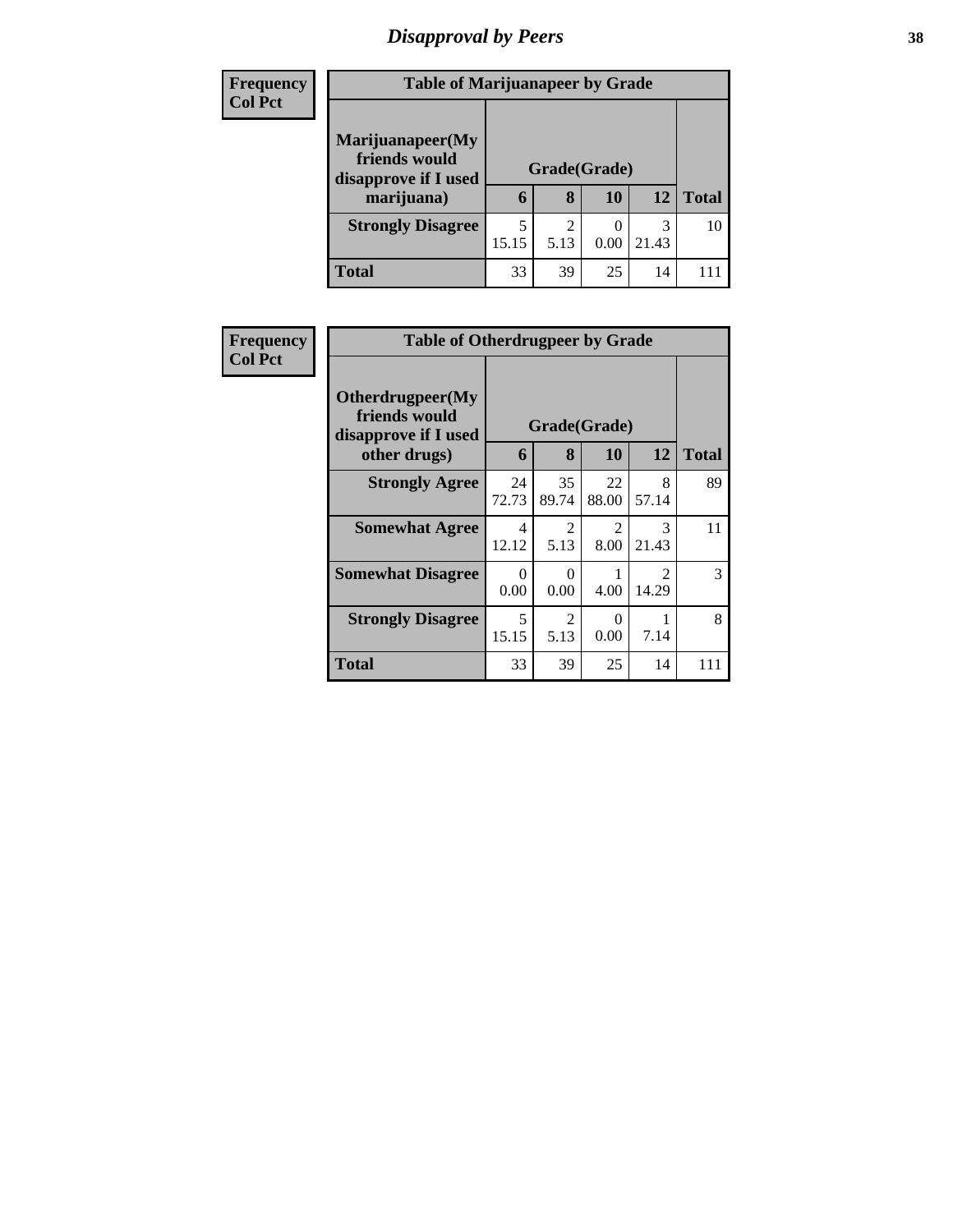## *Disapproval by Peers*

| Frequency<br>Col Pct |
|---|

**Table of Marijuanapeer by Grade**

| Marijuanapeer(My friends would disapprove if I used marijuana) | Grade(Grade) | | | | Total |
|---|---|---|---|---|---|
| | 6 | 8 | 10 | 12 | |
| **Strongly Disagree** | 5<br>15.15 | 2<br>5.13 | 0<br>0.00 | 3<br>21.43 | 10 |
| **Total** | 33 | 39 | 25 | 14 | 111 |

| Frequency<br>Col Pct |
|---|

**Table of Otherdrugpeer by Grade**

| Otherdrugpeer(My friends would disapprove if I used other drugs) | Grade(Grade) | | | | Total |
|---|---|---|---|---|---|
| | 6 | 8 | 10 | 12 | |
| **Strongly Agree** | 24<br>72.73 | 35<br>89.74 | 22<br>88.00 | 8<br>57.14 | 89 |
| **Somewhat Agree** | 4<br>12.12 | 2<br>5.13 | 2<br>8.00 | 3<br>21.43 | 11 |
| **Somewhat Disagree** | 0<br>0.00 | 0<br>0.00 | 1<br>4.00 | 2<br>14.29 | 3 |
| **Strongly Disagree** | 5<br>15.15 | 2<br>5.13 | 0<br>0.00 | 1<br>7.14 | 8 |
| **Total** | 33 | 39 | 25 | 14 | 111 |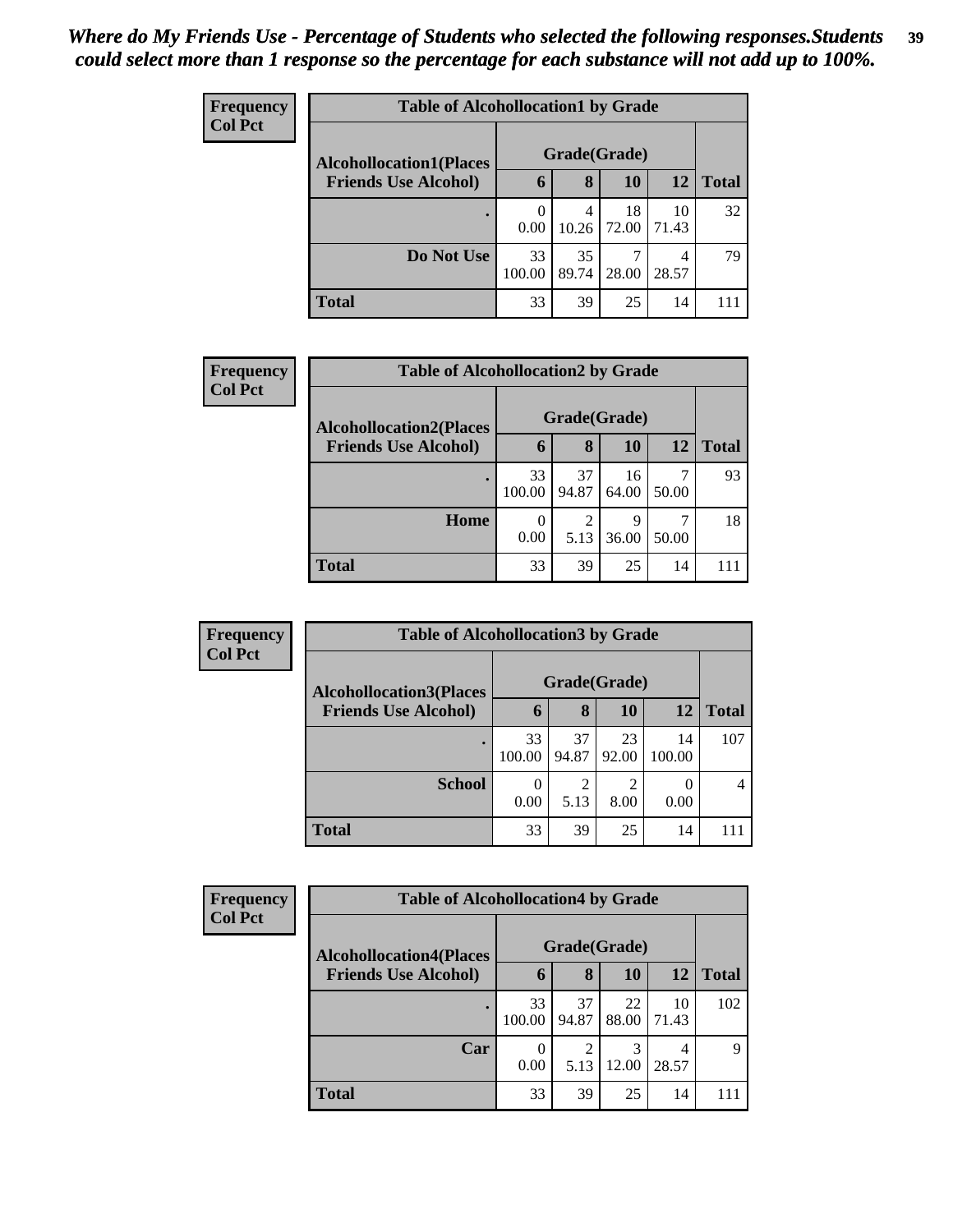*Where do My Friends Use - Percentage of Students who selected the following responses.Students could select more than 1 response so the percentage for each substance will not add up to 100%.*

**Frequency**
**Col Pct**

| Table of Alcohollocation1 by Grade | | | | | |
|---|---|---|---|---|---|
| Alcohollocation1(Places Friends Use Alcohol) | Grade(Grade) | | | | |
| | 6 | 8 | 10 | 12 | Total |
| . | 0<br>0.00 | 4<br>10.26 | 18<br>72.00 | 10<br>71.43 | 32 |
| Do Not Use | 33<br>100.00 | 35<br>89.74 | 7<br>28.00 | 4<br>28.57 | 79 |
| Total | 33 | 39 | 25 | 14 | 111 |

**Frequency**
**Col Pct**

| Table of Alcohollocation2 by Grade | | | | | |
|---|---|---|---|---|---|
| Alcohollocation2(Places Friends Use Alcohol) | Grade(Grade) | | | | |
| | 6 | 8 | 10 | 12 | Total |
| . | 33<br>100.00 | 37<br>94.87 | 16<br>64.00 | 7<br>50.00 | 93 |
| Home | 0<br>0.00 | 2<br>5.13 | 9<br>36.00 | 7<br>50.00 | 18 |
| Total | 33 | 39 | 25 | 14 | 111 |

**Frequency**
**Col Pct**

| Table of Alcohollocation3 by Grade | | | | | |
|---|---|---|---|---|---|
| Alcohollocation3(Places Friends Use Alcohol) | Grade(Grade) | | | | |
| | 6 | 8 | 10 | 12 | Total |
| . | 33<br>100.00 | 37<br>94.87 | 23<br>92.00 | 14<br>100.00 | 107 |
| School | 0<br>0.00 | 2<br>5.13 | 2<br>8.00 | 0<br>0.00 | 4 |
| Total | 33 | 39 | 25 | 14 | 111 |

**Frequency**
**Col Pct**

| Table of Alcohollocation4 by Grade | | | | | |
|---|---|---|---|---|---|
| Alcohollocation4(Places Friends Use Alcohol) | Grade(Grade) | | | | |
| | 6 | 8 | 10 | 12 | Total |
| . | 33<br>100.00 | 37<br>94.87 | 22<br>88.00 | 10<br>71.43 | 102 |
| Car | 0<br>0.00 | 2<br>5.13 | 3<br>12.00 | 4<br>28.57 | 9 |
| Total | 33 | 39 | 25 | 14 | 111 |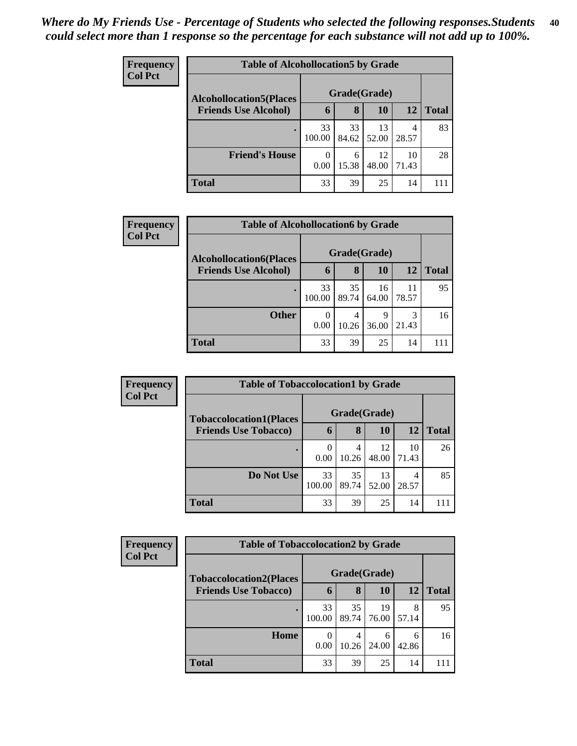*Where do My Friends Use - Percentage of Students who selected the following responses.Students could select more than 1 response so the percentage for each substance will not add up to 100%.*

**Frequency**
**Col Pct**

| Table of Alcohollocation5 by Grade | | | | | |
|---|---|---|---|---|---|
| **Alcohollocation5(Places Friends Use Alcohol)** | **Grade(Grade)** | | | | |
| | **6** | **8** | **10** | **12** | **Total** |
| **.** | 33<br>100.00 | 33<br>84.62 | 13<br>52.00 | 4<br>28.57 | 83 |
| **Friend's House** | 0<br>0.00 | 6<br>15.38 | 12<br>48.00 | 10<br>71.43 | 28 |
| **Total** | 33 | 39 | 25 | 14 | 111 |

**Frequency**
**Col Pct**

| Table of Alcohollocation6 by Grade | | | | | |
|---|---|---|---|---|---|
| **Alcohollocation6(Places Friends Use Alcohol)** | **Grade(Grade)** | | | | |
| | **6** | **8** | **10** | **12** | **Total** |
| **.** | 33<br>100.00 | 35<br>89.74 | 16<br>64.00 | 11<br>78.57 | 95 |
| **Other** | 0<br>0.00 | 4<br>10.26 | 9<br>36.00 | 3<br>21.43 | 16 |
| **Total** | 33 | 39 | 25 | 14 | 111 |

**Frequency**
**Col Pct**

| Table of Tobaccolocation1 by Grade | | | | | |
|---|---|---|---|---|---|
| **Tobaccolocation1(Places Friends Use Tobacco)** | **Grade(Grade)** | | | | |
| | **6** | **8** | **10** | **12** | **Total** |
| **.** | 0<br>0.00 | 4<br>10.26 | 12<br>48.00 | 10<br>71.43 | 26 |
| **Do Not Use** | 33<br>100.00 | 35<br>89.74 | 13<br>52.00 | 4<br>28.57 | 85 |
| **Total** | 33 | 39 | 25 | 14 | 111 |

**Frequency**
**Col Pct**

| Table of Tobaccolocation2 by Grade | | | | | |
|---|---|---|---|---|---|
| **Tobaccolocation2(Places Friends Use Tobacco)** | **Grade(Grade)** | | | | |
| | **6** | **8** | **10** | **12** | **Total** |
| **.** | 33<br>100.00 | 35<br>89.74 | 19<br>76.00 | 8<br>57.14 | 95 |
| **Home** | 0<br>0.00 | 4<br>10.26 | 6<br>24.00 | 6<br>42.86 | 16 |
| **Total** | 33 | 39 | 25 | 14 | 111 |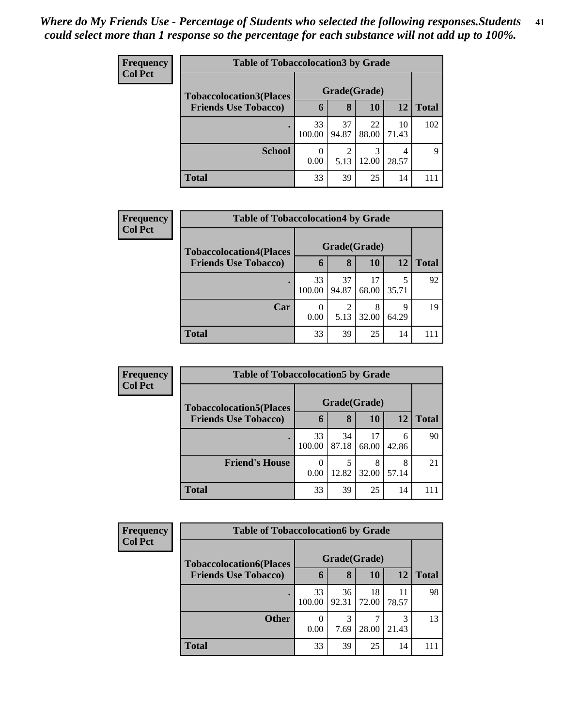*Where do My Friends Use - Percentage of Students who selected the following responses.Students could select more than 1 response so the percentage for each substance will not add up to 100%.*

**Frequency**
**Col Pct**

| Table of Tobaccolocation3 by Grade | | | | | |
|---|---|---|---|---|---|
| **Tobaccolocation3(Places Friends Use Tobacco)** | **Grade(Grade)** | | | | |
| | **6** | **8** | **10** | **12** | **Total** |
| **.** | 33<br>100.00 | 37<br>94.87 | 22<br>88.00 | 10<br>71.43 | 102 |
| **School** | 0<br>0.00 | 2<br>5.13 | 3<br>12.00 | 4<br>28.57 | 9 |
| **Total** | 33 | 39 | 25 | 14 | 111 |

**Frequency**
**Col Pct**

| Table of Tobaccolocation4 by Grade | | | | | |
|---|---|---|---|---|---|
| **Tobaccolocation4(Places Friends Use Tobacco)** | **Grade(Grade)** | | | | |
| | **6** | **8** | **10** | **12** | **Total** |
| **.** | 33<br>100.00 | 37<br>94.87 | 17<br>68.00 | 5<br>35.71 | 92 |
| **Car** | 0<br>0.00 | 2<br>5.13 | 8<br>32.00 | 9<br>64.29 | 19 |
| **Total** | 33 | 39 | 25 | 14 | 111 |

**Frequency**
**Col Pct**

| Table of Tobaccolocation5 by Grade | | | | | |
|---|---|---|---|---|---|
| **Tobaccolocation5(Places Friends Use Tobacco)** | **Grade(Grade)** | | | | |
| | **6** | **8** | **10** | **12** | **Total** |
| **.** | 33<br>100.00 | 34<br>87.18 | 17<br>68.00 | 6<br>42.86 | 90 |
| **Friend's House** | 0<br>0.00 | 5<br>12.82 | 8<br>32.00 | 8<br>57.14 | 21 |
| **Total** | 33 | 39 | 25 | 14 | 111 |

**Frequency**
**Col Pct**

| Table of Tobaccolocation6 by Grade | | | | | |
|---|---|---|---|---|---|
| **Tobaccolocation6(Places Friends Use Tobacco)** | **Grade(Grade)** | | | | |
| | **6** | **8** | **10** | **12** | **Total** |
| **.** | 33<br>100.00 | 36<br>92.31 | 18<br>72.00 | 11<br>78.57 | 98 |
| **Other** | 0<br>0.00 | 3<br>7.69 | 7<br>28.00 | 3<br>21.43 | 13 |
| **Total** | 33 | 39 | 25 | 14 | 111 |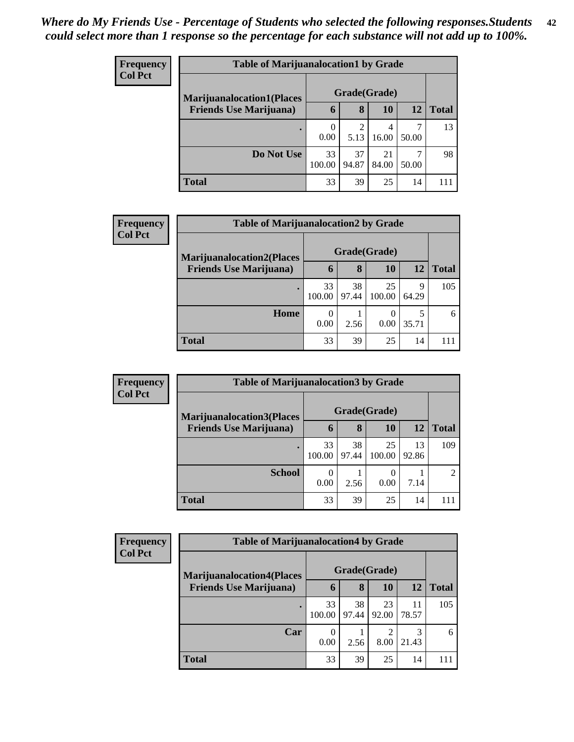*Where do My Friends Use - Percentage of Students who selected the following responses.Students could select more than 1 response so the percentage for each substance will not add up to 100%.*

**Frequency**
**Col Pct**

| Table of Marijuanalocation1 by Grade | | | | | |
|---|---|---|---|---|---|
| **Marijuanalocation1(Places Friends Use Marijuana)** | **Grade(Grade)** | | | | |
| | **6** | **8** | **10** | **12** | **Total** |
| **.** | 0<br>0.00 | 2<br>5.13 | 4<br>16.00 | 7<br>50.00 | 13 |
| **Do Not Use** | 33<br>100.00 | 37<br>94.87 | 21<br>84.00 | 7<br>50.00 | 98 |
| **Total** | 33 | 39 | 25 | 14 | 111 |

**Frequency**
**Col Pct**

| Table of Marijuanalocation2 by Grade | | | | | |
|---|---|---|---|---|---|
| **Marijuanalocation2(Places Friends Use Marijuana)** | **Grade(Grade)** | | | | |
| | **6** | **8** | **10** | **12** | **Total** |
| **.** | 33<br>100.00 | 38<br>97.44 | 25<br>100.00 | 9<br>64.29 | 105 |
| **Home** | 0<br>0.00 | 1<br>2.56 | 0<br>0.00 | 5<br>35.71 | 6 |
| **Total** | 33 | 39 | 25 | 14 | 111 |

**Frequency**
**Col Pct**

| Table of Marijuanalocation3 by Grade | | | | | |
|---|---|---|---|---|---|
| **Marijuanalocation3(Places Friends Use Marijuana)** | **Grade(Grade)** | | | | |
| | **6** | **8** | **10** | **12** | **Total** |
| **.** | 33<br>100.00 | 38<br>97.44 | 25<br>100.00 | 13<br>92.86 | 109 |
| **School** | 0<br>0.00 | 1<br>2.56 | 0<br>0.00 | 1<br>7.14 | 2 |
| **Total** | 33 | 39 | 25 | 14 | 111 |

**Frequency**
**Col Pct**

| Table of Marijuanalocation4 by Grade | | | | | |
|---|---|---|---|---|---|
| **Marijuanalocation4(Places Friends Use Marijuana)** | **Grade(Grade)** | | | | |
| | **6** | **8** | **10** | **12** | **Total** |
| **.** | 33<br>100.00 | 38<br>97.44 | 23<br>92.00 | 11<br>78.57 | 105 |
| **Car** | 0<br>0.00 | 1<br>2.56 | 2<br>8.00 | 3<br>21.43 | 6 |
| **Total** | 33 | 39 | 25 | 14 | 111 |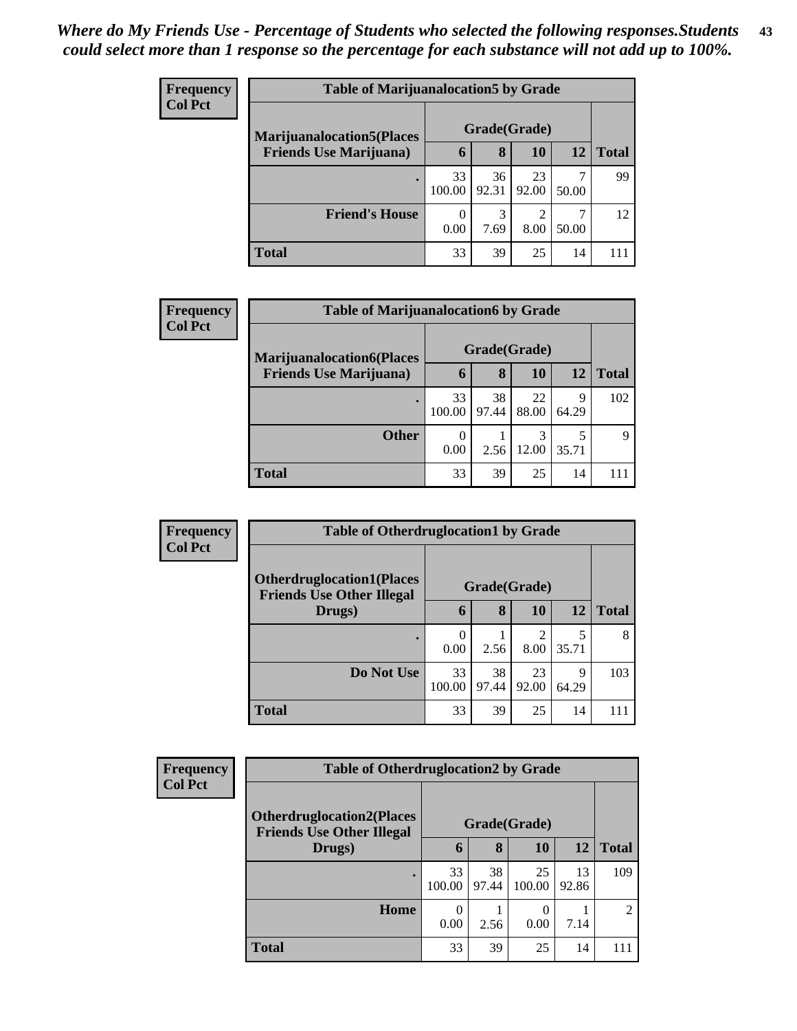*Where do My Friends Use - Percentage of Students who selected the following responses.Students could select more than 1 response so the percentage for each substance will not add up to 100%.*

**Frequency**
**Col Pct**

**Table of Marijuanalocation5 by Grade**

| Marijuanalocation5(Places Friends Use Marijuana) | Grade(Grade) 6 | 8 | 10 | 12 | Total |
|---|---|---|---|---|---|
| . | 33<br>100.00 | 36<br>92.31 | 23<br>92.00 | 7<br>50.00 | 99 |
| Friend's House | 0<br>0.00 | 3<br>7.69 | 2<br>8.00 | 7<br>50.00 | 12 |
| Total | 33 | 39 | 25 | 14 | 111 |

**Frequency**
**Col Pct**

**Table of Marijuanalocation6 by Grade**

| Marijuanalocation6(Places Friends Use Marijuana) | Grade(Grade) 6 | 8 | 10 | 12 | Total |
|---|---|---|---|---|---|
| . | 33<br>100.00 | 38<br>97.44 | 22<br>88.00 | 9<br>64.29 | 102 |
| Other | 0<br>0.00 | 1<br>2.56 | 3<br>12.00 | 5<br>35.71 | 9 |
| Total | 33 | 39 | 25 | 14 | 111 |

**Frequency**
**Col Pct**

**Table of Otherdruglocation1 by Grade**

| Otherdruglocation1(Places Friends Use Other Illegal Drugs) | Grade(Grade) 6 | 8 | 10 | 12 | Total |
|---|---|---|---|---|---|
| . | 0<br>0.00 | 1<br>2.56 | 2<br>8.00 | 5<br>35.71 | 8 |
| Do Not Use | 33<br>100.00 | 38<br>97.44 | 23<br>92.00 | 9<br>64.29 | 103 |
| Total | 33 | 39 | 25 | 14 | 111 |

**Frequency**
**Col Pct**

**Table of Otherdruglocation2 by Grade**

| Otherdruglocation2(Places Friends Use Other Illegal Drugs) | Grade(Grade) 6 | 8 | 10 | 12 | Total |
|---|---|---|---|---|---|
| . | 33<br>100.00 | 38<br>97.44 | 25<br>100.00 | 13<br>92.86 | 109 |
| Home | 0<br>0.00 | 1<br>2.56 | 0<br>0.00 | 1<br>7.14 | 2 |
| Total | 33 | 39 | 25 | 14 | 111 |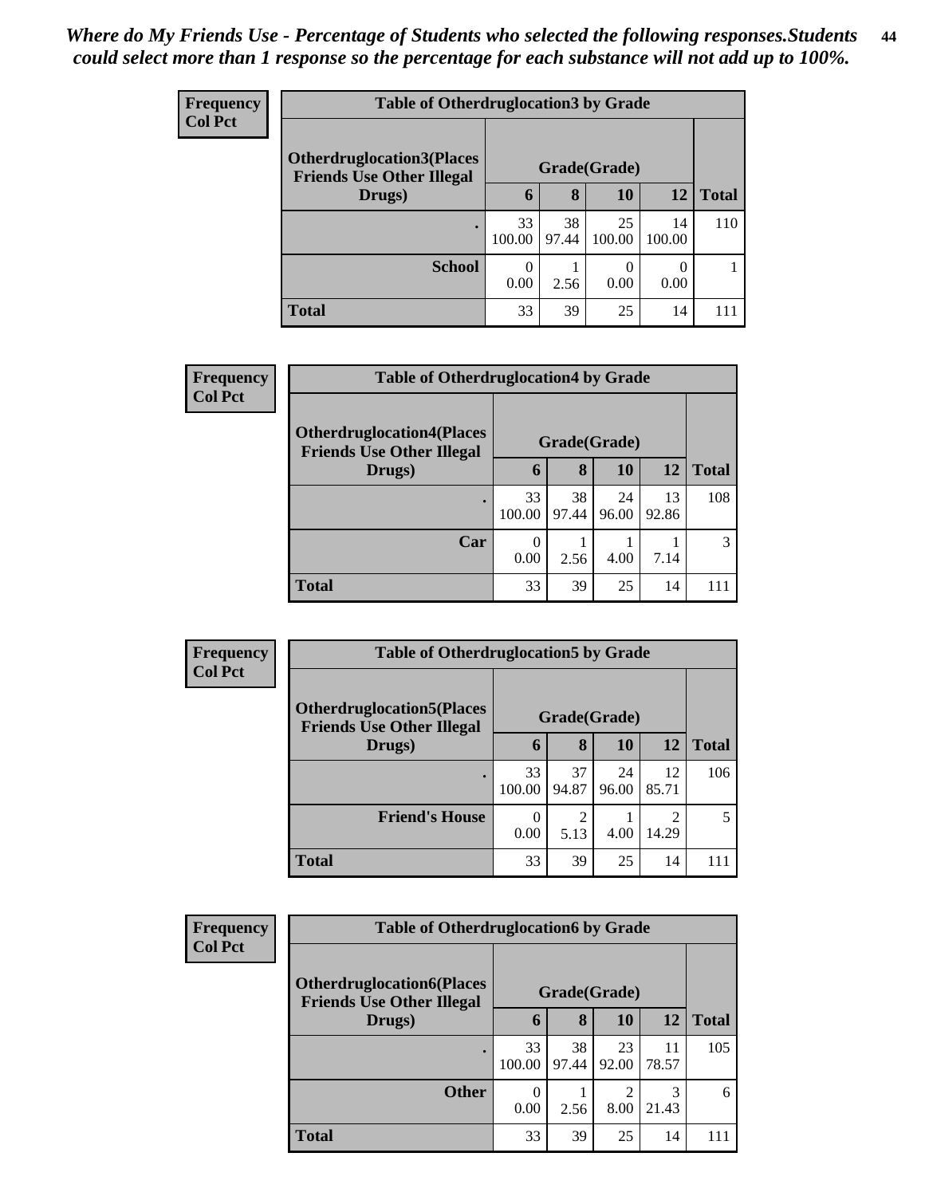*Where do My Friends Use - Percentage of Students who selected the following responses.Students could select more than 1 response so the percentage for each substance will not add up to 100%.*

**Frequency**
**Col Pct**

| Table of Otherdruglocation3 by Grade | | | | | |
|---|---|---|---|---|---|
| **Otherdruglocation3(Places Friends Use Other Illegal Drugs)** | **Grade(Grade)** | | | | |
| | **6** | **8** | **10** | **12** | **Total** |
| **.** | 33<br>100.00 | 38<br>97.44 | 25<br>100.00 | 14<br>100.00 | 110 |
| **School** | 0<br>0.00 | 1<br>2.56 | 0<br>0.00 | 0<br>0.00 | 1 |
| **Total** | 33 | 39 | 25 | 14 | 111 |

**Frequency**
**Col Pct**

| Table of Otherdruglocation4 by Grade | | | | | |
|---|---|---|---|---|---|
| **Otherdruglocation4(Places Friends Use Other Illegal Drugs)** | **Grade(Grade)** | | | | |
| | **6** | **8** | **10** | **12** | **Total** |
| **.** | 33<br>100.00 | 38<br>97.44 | 24<br>96.00 | 13<br>92.86 | 108 |
| **Car** | 0<br>0.00 | 1<br>2.56 | 1<br>4.00 | 1<br>7.14 | 3 |
| **Total** | 33 | 39 | 25 | 14 | 111 |

**Frequency**
**Col Pct**

| Table of Otherdruglocation5 by Grade | | | | | |
|---|---|---|---|---|---|
| **Otherdruglocation5(Places Friends Use Other Illegal Drugs)** | **Grade(Grade)** | | | | |
| | **6** | **8** | **10** | **12** | **Total** |
| **.** | 33<br>100.00 | 37<br>94.87 | 24<br>96.00 | 12<br>85.71 | 106 |
| **Friend's House** | 0<br>0.00 | 2<br>5.13 | 1<br>4.00 | 2<br>14.29 | 5 |
| **Total** | 33 | 39 | 25 | 14 | 111 |

**Frequency**
**Col Pct**

| Table of Otherdruglocation6 by Grade | | | | | |
|---|---|---|---|---|---|
| **Otherdruglocation6(Places Friends Use Other Illegal Drugs)** | **Grade(Grade)** | | | | |
| | **6** | **8** | **10** | **12** | **Total** |
| **.** | 33<br>100.00 | 38<br>97.44 | 23<br>92.00 | 11<br>78.57 | 105 |
| **Other** | 0<br>0.00 | 1<br>2.56 | 2<br>8.00 | 3<br>21.43 | 6 |
| **Total** | 33 | 39 | 25 | 14 | 111 |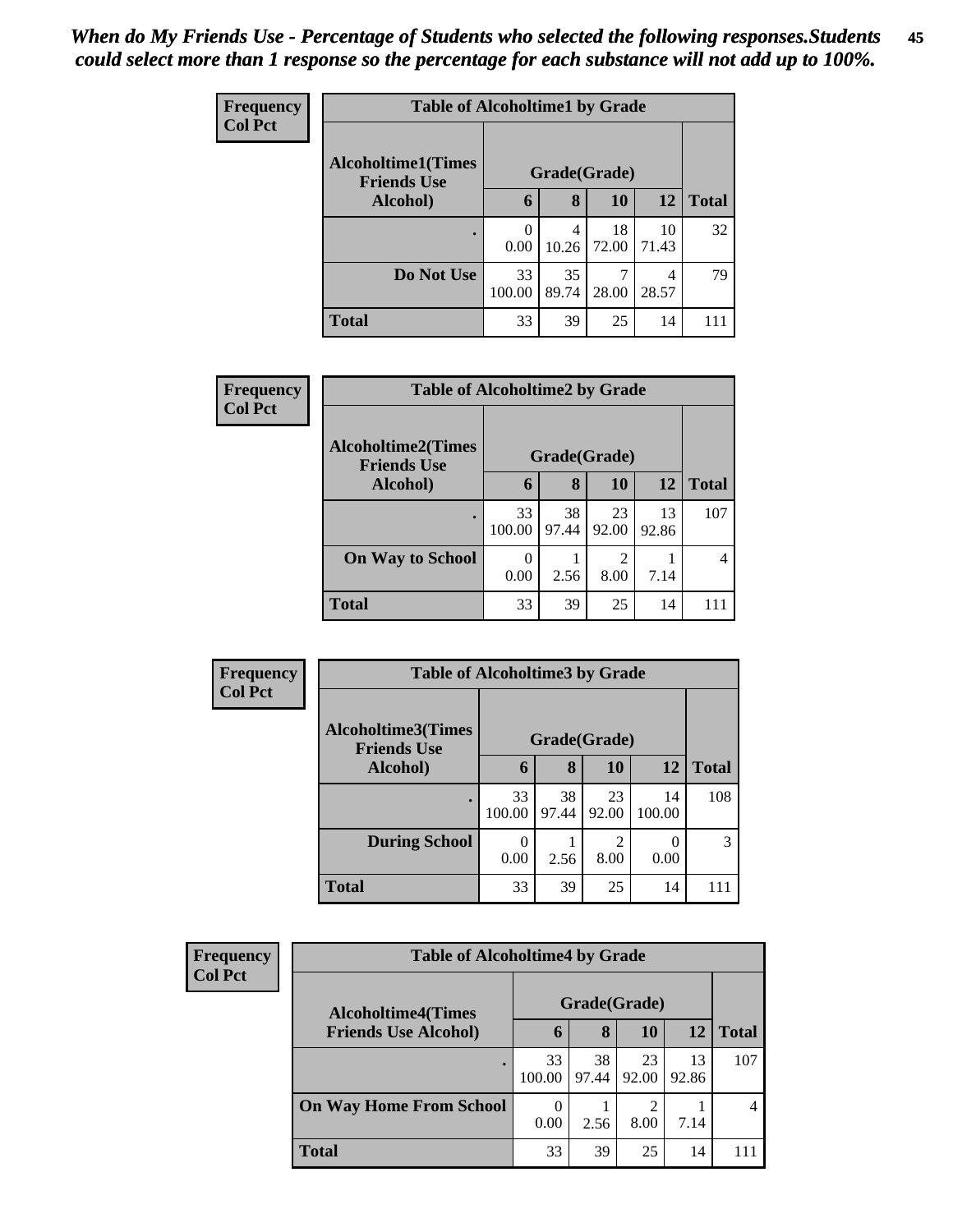*When do My Friends Use - Percentage of Students who selected the following responses.Students could select more than 1 response so the percentage for each substance will not add up to 100%.*

**Frequency**
**Col Pct**

| Table of Alcoholtime1 by Grade | | | | | |
|---|---|---|---|---|---|
| **Alcoholtime1(Times Friends Use Alcohol)** | **Grade(Grade)** | | | | |
| | **6** | **8** | **10** | **12** | **Total** |
| **.** | 0<br>0.00 | 4<br>10.26 | 18<br>72.00 | 10<br>71.43 | 32 |
| **Do Not Use** | 33<br>100.00 | 35<br>89.74 | 7<br>28.00 | 4<br>28.57 | 79 |
| **Total** | 33 | 39 | 25 | 14 | 111 |

**Frequency**
**Col Pct**

| Table of Alcoholtime2 by Grade | | | | | |
|---|---|---|---|---|---|
| **Alcoholtime2(Times Friends Use Alcohol)** | **Grade(Grade)** | | | | |
| | **6** | **8** | **10** | **12** | **Total** |
| **.** | 33<br>100.00 | 38<br>97.44 | 23<br>92.00 | 13<br>92.86 | 107 |
| **On Way to School** | 0<br>0.00 | 1<br>2.56 | 2<br>8.00 | 1<br>7.14 | 4 |
| **Total** | 33 | 39 | 25 | 14 | 111 |

**Frequency**
**Col Pct**

| Table of Alcoholtime3 by Grade | | | | | |
|---|---|---|---|---|---|
| **Alcoholtime3(Times Friends Use Alcohol)** | **Grade(Grade)** | | | | |
| | **6** | **8** | **10** | **12** | **Total** |
| **.** | 33<br>100.00 | 38<br>97.44 | 23<br>92.00 | 14<br>100.00 | 108 |
| **During School** | 0<br>0.00 | 1<br>2.56 | 2<br>8.00 | 0<br>0.00 | 3 |
| **Total** | 33 | 39 | 25 | 14 | 111 |

**Frequency**
**Col Pct**

| Table of Alcoholtime4 by Grade | | | | | |
|---|---|---|---|---|---|
| **Alcoholtime4(Times Friends Use Alcohol)** | **Grade(Grade)** | | | | |
| | **6** | **8** | **10** | **12** | **Total** |
| **.** | 33<br>100.00 | 38<br>97.44 | 23<br>92.00 | 13<br>92.86 | 107 |
| **On Way Home From School** | 0<br>0.00 | 1<br>2.56 | 2<br>8.00 | 1<br>7.14 | 4 |
| **Total** | 33 | 39 | 25 | 14 | 111 |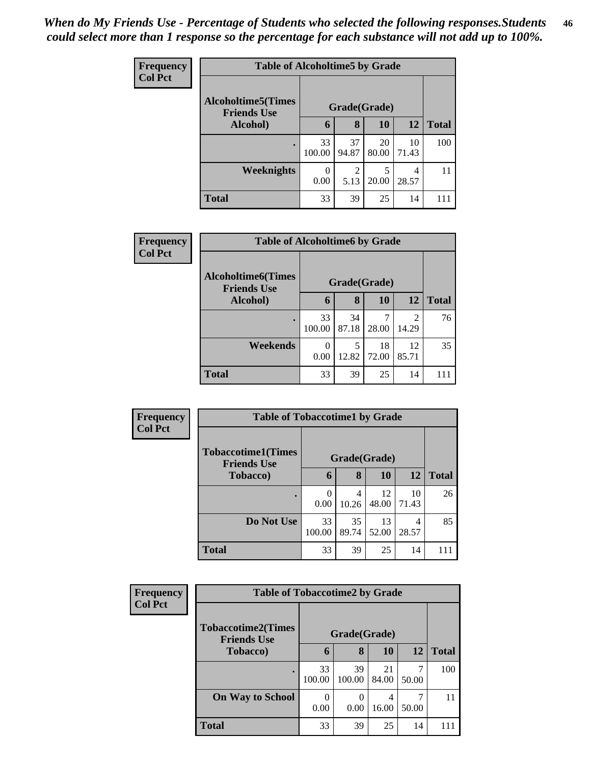*When do My Friends Use - Percentage of Students who selected the following responses.Students could select more than 1 response so the percentage for each substance will not add up to 100%.*

**Frequency**
**Col Pct**

| Table of Alcoholtime5 by Grade | | | | | |
|---|---|---|---|---|---|
| **Alcoholtime5(Times Friends Use Alcohol)** | **Grade(Grade)** | | | | |
| | **6** | **8** | **10** | **12** | **Total** |
| **.** | 33<br>100.00 | 37<br>94.87 | 20<br>80.00 | 10<br>71.43 | 100 |
| **Weeknights** | 0<br>0.00 | 2<br>5.13 | 5<br>20.00 | 4<br>28.57 | 11 |
| **Total** | 33 | 39 | 25 | 14 | 111 |

**Frequency**
**Col Pct**

| Table of Alcoholtime6 by Grade | | | | | |
|---|---|---|---|---|---|
| **Alcoholtime6(Times Friends Use Alcohol)** | **Grade(Grade)** | | | | |
| | **6** | **8** | **10** | **12** | **Total** |
| **.** | 33<br>100.00 | 34<br>87.18 | 7<br>28.00 | 2<br>14.29 | 76 |
| **Weekends** | 0<br>0.00 | 5<br>12.82 | 18<br>72.00 | 12<br>85.71 | 35 |
| **Total** | 33 | 39 | 25 | 14 | 111 |

**Frequency**
**Col Pct**

| Table of Tobaccotime1 by Grade | | | | | |
|---|---|---|---|---|---|
| **Tobaccotime1(Times Friends Use Tobacco)** | **Grade(Grade)** | | | | |
| | **6** | **8** | **10** | **12** | **Total** |
| **.** | 0<br>0.00 | 4<br>10.26 | 12<br>48.00 | 10<br>71.43 | 26 |
| **Do Not Use** | 33<br>100.00 | 35<br>89.74 | 13<br>52.00 | 4<br>28.57 | 85 |
| **Total** | 33 | 39 | 25 | 14 | 111 |

**Frequency**
**Col Pct**

| Table of Tobaccotime2 by Grade | | | | | |
|---|---|---|---|---|---|
| **Tobaccotime2(Times Friends Use Tobacco)** | **Grade(Grade)** | | | | |
| | **6** | **8** | **10** | **12** | **Total** |
| **.** | 33<br>100.00 | 39<br>100.00 | 21<br>84.00 | 7<br>50.00 | 100 |
| **On Way to School** | 0<br>0.00 | 0<br>0.00 | 4<br>16.00 | 7<br>50.00 | 11 |
| **Total** | 33 | 39 | 25 | 14 | 111 |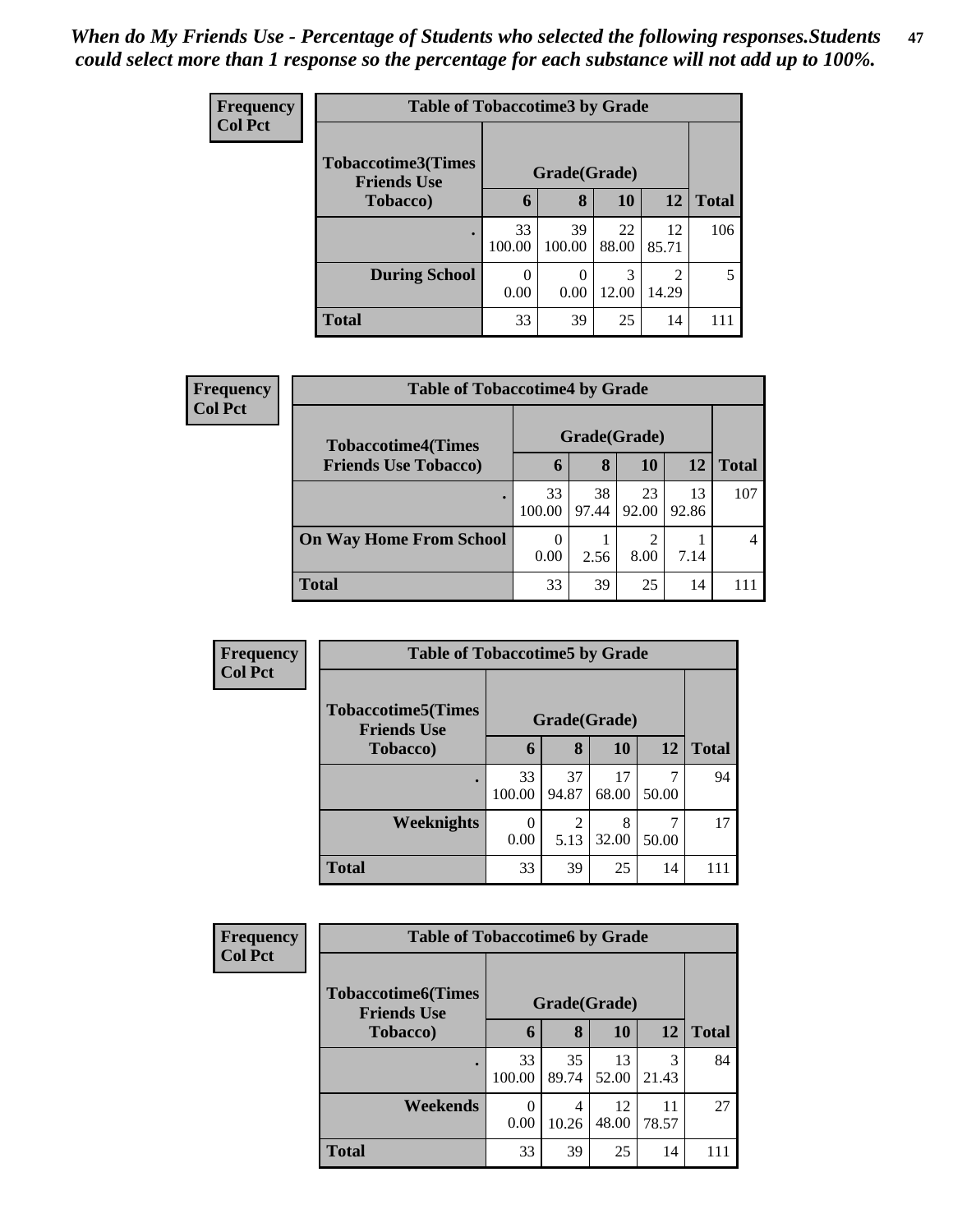*When do My Friends Use - Percentage of Students who selected the following responses.Students could select more than 1 response so the percentage for each substance will not add up to 100%.*

**Frequency**
**Col Pct**

| Table of Tobaccotime3 by Grade | | | | | |
|---|---|---|---|---|---|
| **Tobaccotime3(Times Friends Use Tobacco)** | **Grade(Grade)** | | | | |
| | **6** | **8** | **10** | **12** | **Total** |
| **.** | 33<br>100.00 | 39<br>100.00 | 22<br>88.00 | 12<br>85.71 | 106 |
| **During School** | 0<br>0.00 | 0<br>0.00 | 3<br>12.00 | 2<br>14.29 | 5 |
| **Total** | 33 | 39 | 25 | 14 | 111 |

**Frequency**
**Col Pct**

| Table of Tobaccotime4 by Grade | | | | | |
|---|---|---|---|---|---|
| **Tobaccotime4(Times Friends Use Tobacco)** | **Grade(Grade)** | | | | |
| | **6** | **8** | **10** | **12** | **Total** |
| **.** | 33<br>100.00 | 38<br>97.44 | 23<br>92.00 | 13<br>92.86 | 107 |
| **On Way Home From School** | 0<br>0.00 | 1<br>2.56 | 2<br>8.00 | 1<br>7.14 | 4 |
| **Total** | 33 | 39 | 25 | 14 | 111 |

**Frequency**
**Col Pct**

| Table of Tobaccotime5 by Grade | | | | | |
|---|---|---|---|---|---|
| **Tobaccotime5(Times Friends Use Tobacco)** | **Grade(Grade)** | | | | |
| | **6** | **8** | **10** | **12** | **Total** |
| **.** | 33<br>100.00 | 37<br>94.87 | 17<br>68.00 | 7<br>50.00 | 94 |
| **Weeknights** | 0<br>0.00 | 2<br>5.13 | 8<br>32.00 | 7<br>50.00 | 17 |
| **Total** | 33 | 39 | 25 | 14 | 111 |

**Frequency**
**Col Pct**

| Table of Tobaccotime6 by Grade | | | | | |
|---|---|---|---|---|---|
| **Tobaccotime6(Times Friends Use Tobacco)** | **Grade(Grade)** | | | | |
| | **6** | **8** | **10** | **12** | **Total** |
| **.** | 33<br>100.00 | 35<br>89.74 | 13<br>52.00 | 3<br>21.43 | 84 |
| **Weekends** | 0<br>0.00 | 4<br>10.26 | 12<br>48.00 | 11<br>78.57 | 27 |
| **Total** | 33 | 39 | 25 | 14 | 111 |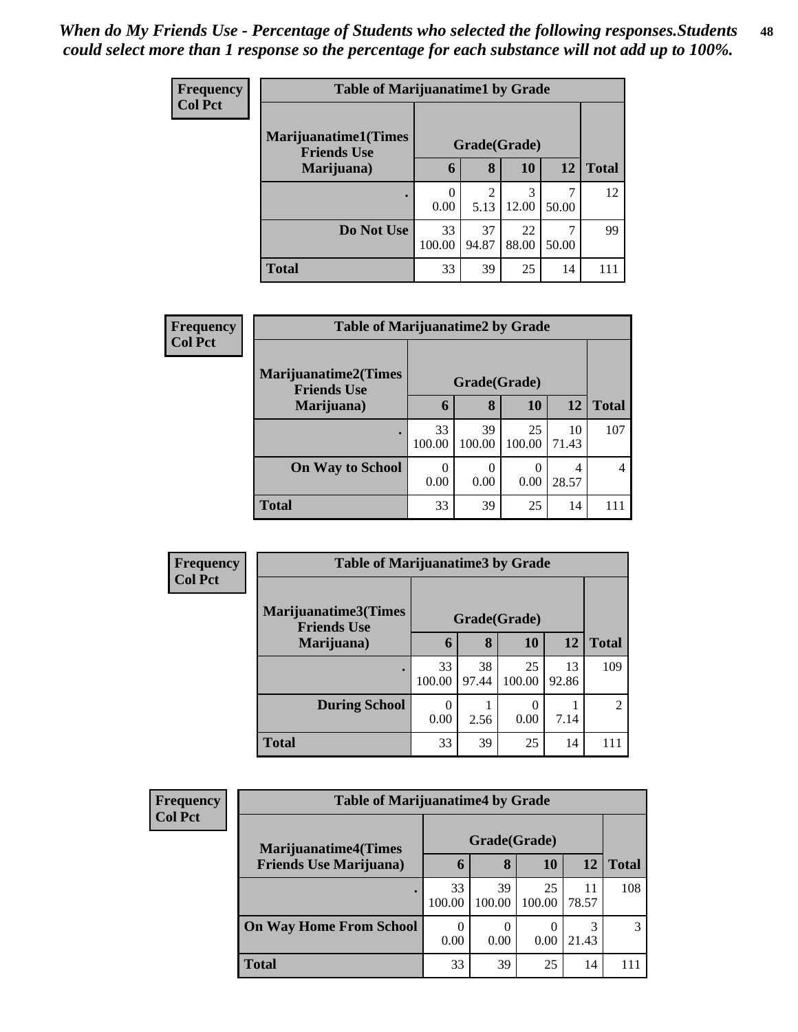*When do My Friends Use - Percentage of Students who selected the following responses.Students could select more than 1 response so the percentage for each substance will not add up to 100%.*

**Frequency**
**Col Pct**

| Table of Marijuanatime1 by Grade | | | | | |
|---|---|---|---|---|---|
| **Marijuanatime1(Times Friends Use Marijuana)** | **Grade(Grade)** | | | | |
| | **6** | **8** | **10** | **12** | **Total** |
| **.** | 0<br>0.00 | 2<br>5.13 | 3<br>12.00 | 7<br>50.00 | 12 |
| **Do Not Use** | 33<br>100.00 | 37<br>94.87 | 22<br>88.00 | 7<br>50.00 | 99 |
| **Total** | 33 | 39 | 25 | 14 | 111 |

**Frequency**
**Col Pct**

| Table of Marijuanatime2 by Grade | | | | | |
|---|---|---|---|---|---|
| **Marijuanatime2(Times Friends Use Marijuana)** | **Grade(Grade)** | | | | |
| | **6** | **8** | **10** | **12** | **Total** |
| **.** | 33<br>100.00 | 39<br>100.00 | 25<br>100.00 | 10<br>71.43 | 107 |
| **On Way to School** | 0<br>0.00 | 0<br>0.00 | 0<br>0.00 | 4<br>28.57 | 4 |
| **Total** | 33 | 39 | 25 | 14 | 111 |

**Frequency**
**Col Pct**

| Table of Marijuanatime3 by Grade | | | | | |
|---|---|---|---|---|---|
| **Marijuanatime3(Times Friends Use Marijuana)** | **Grade(Grade)** | | | | |
| | **6** | **8** | **10** | **12** | **Total** |
| **.** | 33<br>100.00 | 38<br>97.44 | 25<br>100.00 | 13<br>92.86 | 109 |
| **During School** | 0<br>0.00 | 1<br>2.56 | 0<br>0.00 | 1<br>7.14 | 2 |
| **Total** | 33 | 39 | 25 | 14 | 111 |

**Frequency**
**Col Pct**

| Table of Marijuanatime4 by Grade | | | | | |
|---|---|---|---|---|---|
| **Marijuanatime4(Times Friends Use Marijuana)** | **Grade(Grade)** | | | | |
| | **6** | **8** | **10** | **12** | **Total** |
| **.** | 33<br>100.00 | 39<br>100.00 | 25<br>100.00 | 11<br>78.57 | 108 |
| **On Way Home From School** | 0<br>0.00 | 0<br>0.00 | 0<br>0.00 | 3<br>21.43 | 3 |
| **Total** | 33 | 39 | 25 | 14 | 111 |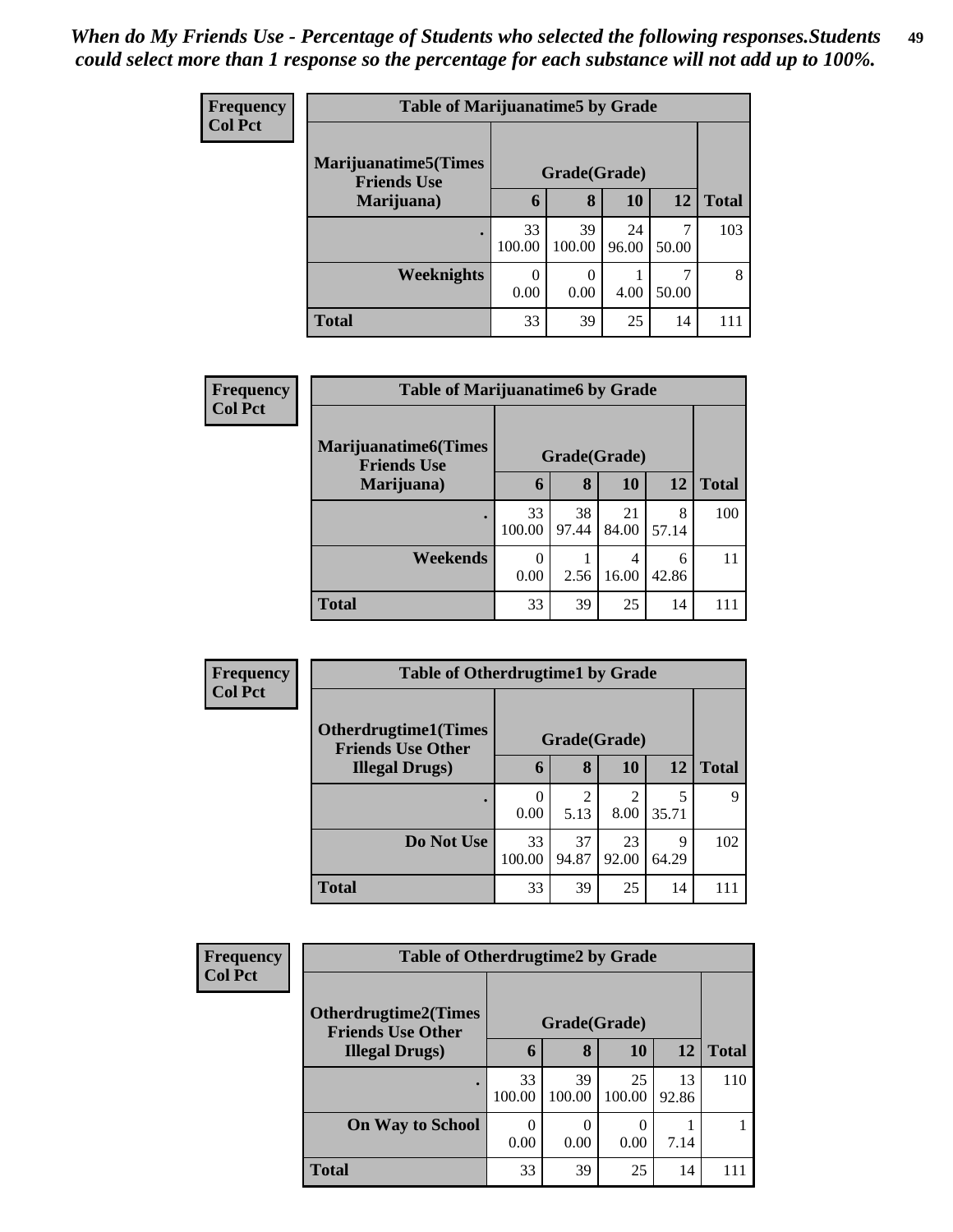*When do My Friends Use - Percentage of Students who selected the following responses.Students could select more than 1 response so the percentage for each substance will not add up to 100%.*

**Frequency Col Pct**

| Table of Marijuanatime5 by Grade | | | | | |
|---|---|---|---|---|---|
| **Marijuanatime5(Times Friends Use Marijuana)** | **Grade(Grade)** | | | | |
| | **6** | **8** | **10** | **12** | **Total** |
| **.** | 33<br>100.00 | 39<br>100.00 | 24<br>96.00 | 7<br>50.00 | 103 |
| **Weeknights** | 0<br>0.00 | 0<br>0.00 | 1<br>4.00 | 7<br>50.00 | 8 |
| **Total** | 33 | 39 | 25 | 14 | 111 |

**Frequency Col Pct**

| Table of Marijuanatime6 by Grade | | | | | |
|---|---|---|---|---|---|
| **Marijuanatime6(Times Friends Use Marijuana)** | **Grade(Grade)** | | | | |
| | **6** | **8** | **10** | **12** | **Total** |
| **.** | 33<br>100.00 | 38<br>97.44 | 21<br>84.00 | 8<br>57.14 | 100 |
| **Weekends** | 0<br>0.00 | 1<br>2.56 | 4<br>16.00 | 6<br>42.86 | 11 |
| **Total** | 33 | 39 | 25 | 14 | 111 |

**Frequency Col Pct**

| Table of Otherdrugtime1 by Grade | | | | | |
|---|---|---|---|---|---|
| **Otherdrugtime1(Times Friends Use Other Illegal Drugs)** | **Grade(Grade)** | | | | |
| | **6** | **8** | **10** | **12** | **Total** |
| **.** | 0<br>0.00 | 2<br>5.13 | 2<br>8.00 | 5<br>35.71 | 9 |
| **Do Not Use** | 33<br>100.00 | 37<br>94.87 | 23<br>92.00 | 9<br>64.29 | 102 |
| **Total** | 33 | 39 | 25 | 14 | 111 |

**Frequency Col Pct**

| Table of Otherdrugtime2 by Grade | | | | | |
|---|---|---|---|---|---|
| **Otherdrugtime2(Times Friends Use Other Illegal Drugs)** | **Grade(Grade)** | | | | |
| | **6** | **8** | **10** | **12** | **Total** |
| **.** | 33<br>100.00 | 39<br>100.00 | 25<br>100.00 | 13<br>92.86 | 110 |
| **On Way to School** | 0<br>0.00 | 0<br>0.00 | 0<br>0.00 | 1<br>7.14 | 1 |
| **Total** | 33 | 39 | 25 | 14 | 111 |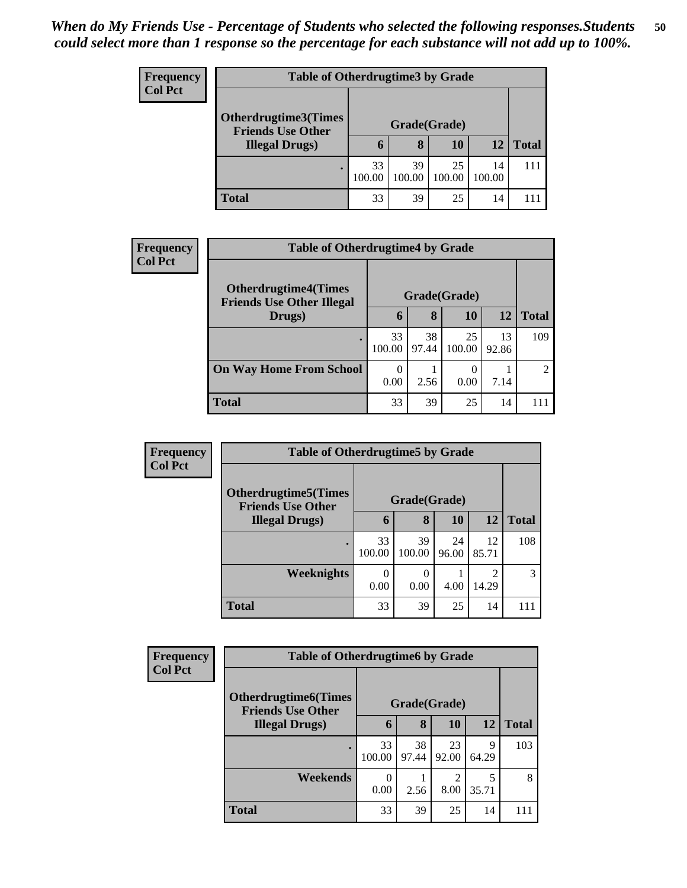*When do My Friends Use - Percentage of Students who selected the following responses.Students could select more than 1 response so the percentage for each substance will not add up to 100%.*

**Frequency**
**Col Pct**

| Table of Otherdrugtime3 by Grade | | | | | |
|---|---|---|---|---|---|
| **Otherdrugtime3(Times Friends Use Other Illegal Drugs)** | **Grade(Grade)** | | | | |
| | **6** | **8** | **10** | **12** | **Total** |
| . | 33<br>100.00 | 39<br>100.00 | 25<br>100.00 | 14<br>100.00 | 111 |
| **Total** | 33 | 39 | 25 | 14 | 111 |

**Frequency**
**Col Pct**

| Table of Otherdrugtime4 by Grade | | | | | |
|---|---|---|---|---|---|
| **Otherdrugtime4(Times Friends Use Other Illegal Drugs)** | **Grade(Grade)** | | | | |
| | **6** | **8** | **10** | **12** | **Total** |
| . | 33<br>100.00 | 38<br>97.44 | 25<br>100.00 | 13<br>92.86 | 109 |
| **On Way Home From School** | 0<br>0.00 | 1<br>2.56 | 0<br>0.00 | 1<br>7.14 | 2 |
| **Total** | 33 | 39 | 25 | 14 | 111 |

**Frequency**
**Col Pct**

| Table of Otherdrugtime5 by Grade | | | | | |
|---|---|---|---|---|---|
| **Otherdrugtime5(Times Friends Use Other Illegal Drugs)** | **Grade(Grade)** | | | | |
| | **6** | **8** | **10** | **12** | **Total** |
| . | 33<br>100.00 | 39<br>100.00 | 24<br>96.00 | 12<br>85.71 | 108 |
| **Weeknights** | 0<br>0.00 | 0<br>0.00 | 1<br>4.00 | 2<br>14.29 | 3 |
| **Total** | 33 | 39 | 25 | 14 | 111 |

**Frequency**
**Col Pct**

| Table of Otherdrugtime6 by Grade | | | | | |
|---|---|---|---|---|---|
| **Otherdrugtime6(Times Friends Use Other Illegal Drugs)** | **Grade(Grade)** | | | | |
| | **6** | **8** | **10** | **12** | **Total** |
| . | 33<br>100.00 | 38<br>97.44 | 23<br>92.00 | 9<br>64.29 | 103 |
| **Weekends** | 0<br>0.00 | 1<br>2.56 | 2<br>8.00 | 5<br>35.71 | 8 |
| **Total** | 33 | 39 | 25 | 14 | 111 |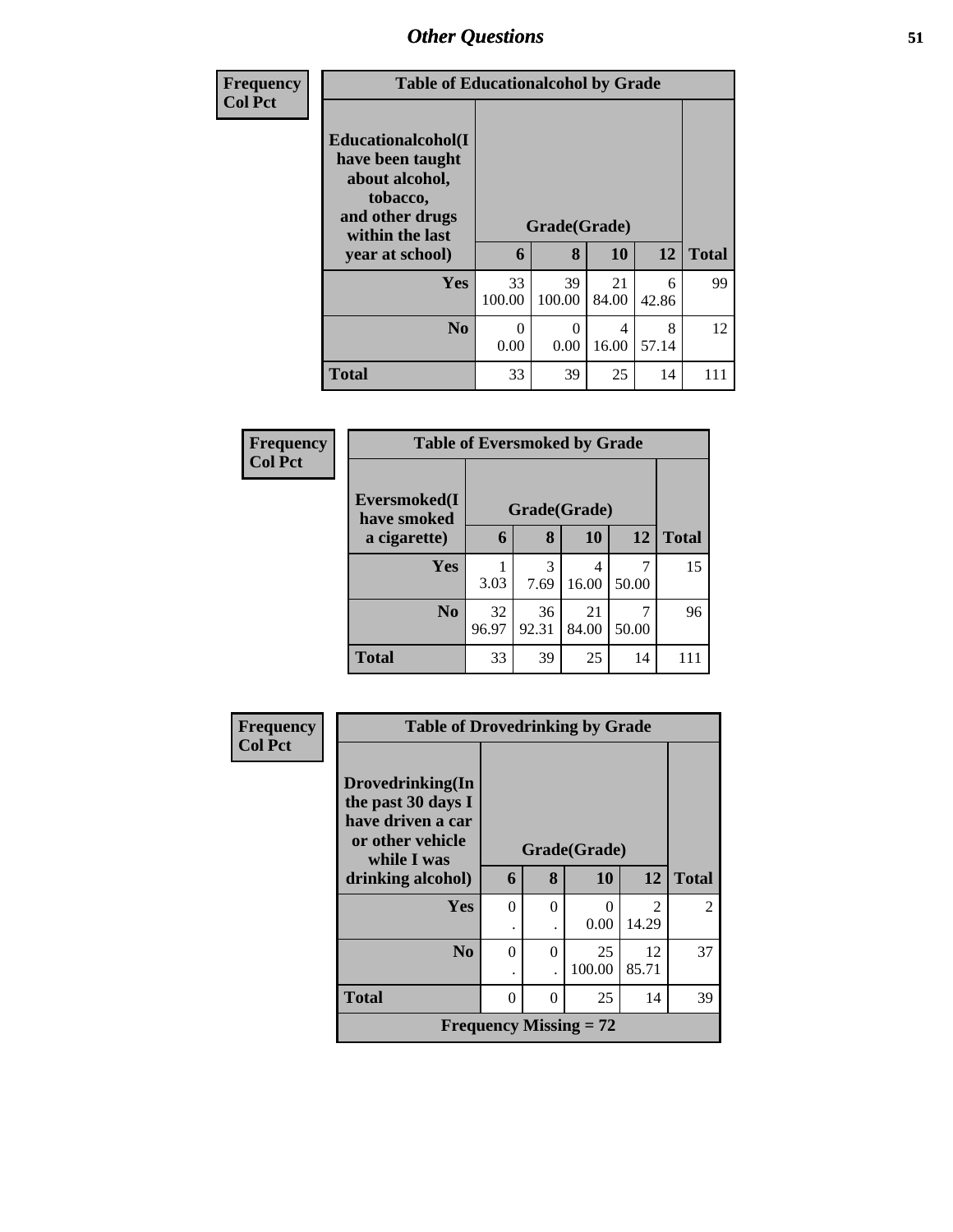| Frequency<br>Col Pct |
|---|

**Table of Educationalalcohol by Grade**

| Educationalalcohol(I have been taught about alcohol, tobacco, and other drugs within the last year at school) | Grade(Grade) | | | | |
|---|---|---|---|---|---|
| | 6 | 8 | 10 | 12 | Total |
| Yes | 33<br>100.00 | 39<br>100.00 | 21<br>84.00 | 6<br>42.86 | 99 |
| No | 0<br>0.00 | 0<br>0.00 | 4<br>16.00 | 8<br>57.14 | 12 |
| Total | 33 | 39 | 25 | 14 | 111 |

| Frequency<br>Col Pct |
|---|

**Table of Eversmoked by Grade**

| Eversmoked(I have smoked a cigarette) | Grade(Grade) | | | | |
|---|---|---|---|---|---|
| | 6 | 8 | 10 | 12 | Total |
| Yes | 1<br>3.03 | 3<br>7.69 | 4<br>16.00 | 7<br>50.00 | 15 |
| No | 32<br>96.97 | 36<br>92.31 | 21<br>84.00 | 7<br>50.00 | 96 |
| Total | 33 | 39 | 25 | 14 | 111 |

| Frequency<br>Col Pct |
|---|

**Table of Drovedrinking by Grade**

| Drovedrinking(In the past 30 days I have driven a car or other vehicle while I was drinking alcohol) | Grade(Grade) | | | | |
|---|---|---|---|---|---|
| | 6 | 8 | 10 | 12 | Total |
| Yes | 0<br>. | 0<br>. | 0<br>0.00 | 2<br>14.29 | 2 |
| No | 0<br>. | 0<br>. | 25<br>100.00 | 12<br>85.71 | 37 |
| Total | 0 | 0 | 25 | 14 | 39 |
| Frequency Missing = 72 | | | | | |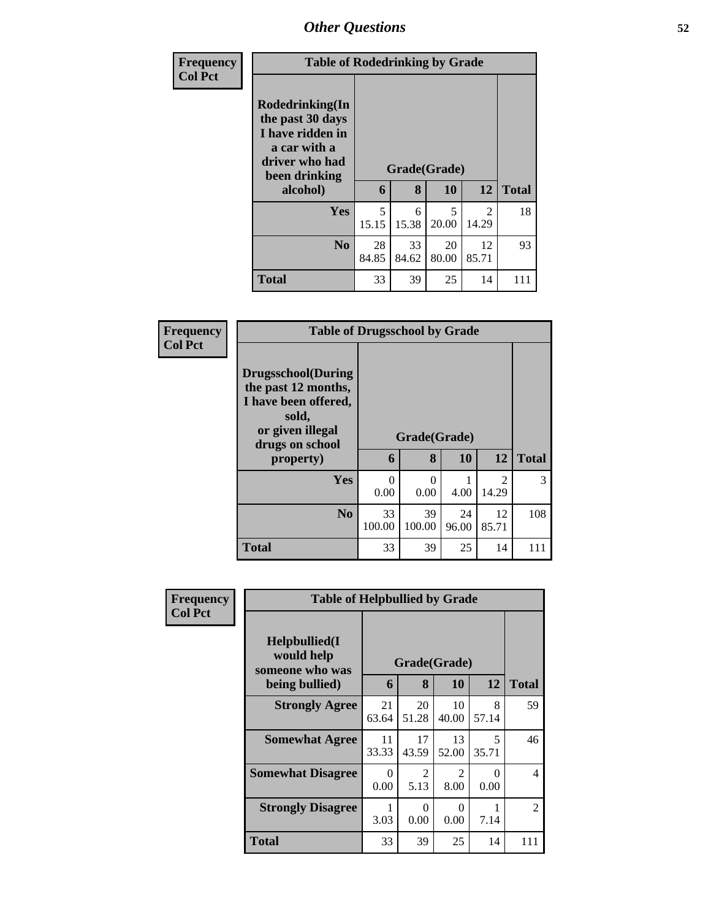## Other Questions

**Frequency**
**Col Pct**

| Table of Rodedrinking by Grade | | | | | |
|---|---|---|---|---|---|
| **Rodedrinking(In the past 30 days I have ridden in a car with a driver who had been drinking alcohol)** | **Grade(Grade)** | | | | |
| | **6** | **8** | **10** | **12** | **Total** |
| **Yes** | 5<br>15.15 | 6<br>15.38 | 5<br>20.00 | 2<br>14.29 | 18 |
| **No** | 28<br>84.85 | 33<br>84.62 | 20<br>80.00 | 12<br>85.71 | 93 |
| **Total** | 33 | 39 | 25 | 14 | 111 |

**Frequency**
**Col Pct**

| Table of Drugsschool by Grade | | | | | |
|---|---|---|---|---|---|
| **Drugsschool(During the past 12 months, I have been offered, sold, or given illegal drugs on school property)** | **Grade(Grade)** | | | | |
| | **6** | **8** | **10** | **12** | **Total** |
| **Yes** | 0<br>0.00 | 0<br>0.00 | 1<br>4.00 | 2<br>14.29 | 3 |
| **No** | 33<br>100.00 | 39<br>100.00 | 24<br>96.00 | 12<br>85.71 | 108 |
| **Total** | 33 | 39 | 25 | 14 | 111 |

**Frequency**
**Col Pct**

| Table of Helpbullied by Grade | | | | | |
|---|---|---|---|---|---|
| **Helpbullied(I would help someone who was being bullied)** | **Grade(Grade)** | | | | |
| | **6** | **8** | **10** | **12** | **Total** |
| **Strongly Agree** | 21<br>63.64 | 20<br>51.28 | 10<br>40.00 | 8<br>57.14 | 59 |
| **Somewhat Agree** | 11<br>33.33 | 17<br>43.59 | 13<br>52.00 | 5<br>35.71 | 46 |
| **Somewhat Disagree** | 0<br>0.00 | 2<br>5.13 | 2<br>8.00 | 0<br>0.00 | 4 |
| **Strongly Disagree** | 1<br>3.03 | 0<br>0.00 | 0<br>0.00 | 1<br>7.14 | 2 |
| **Total** | 33 | 39 | 25 | 14 | 111 |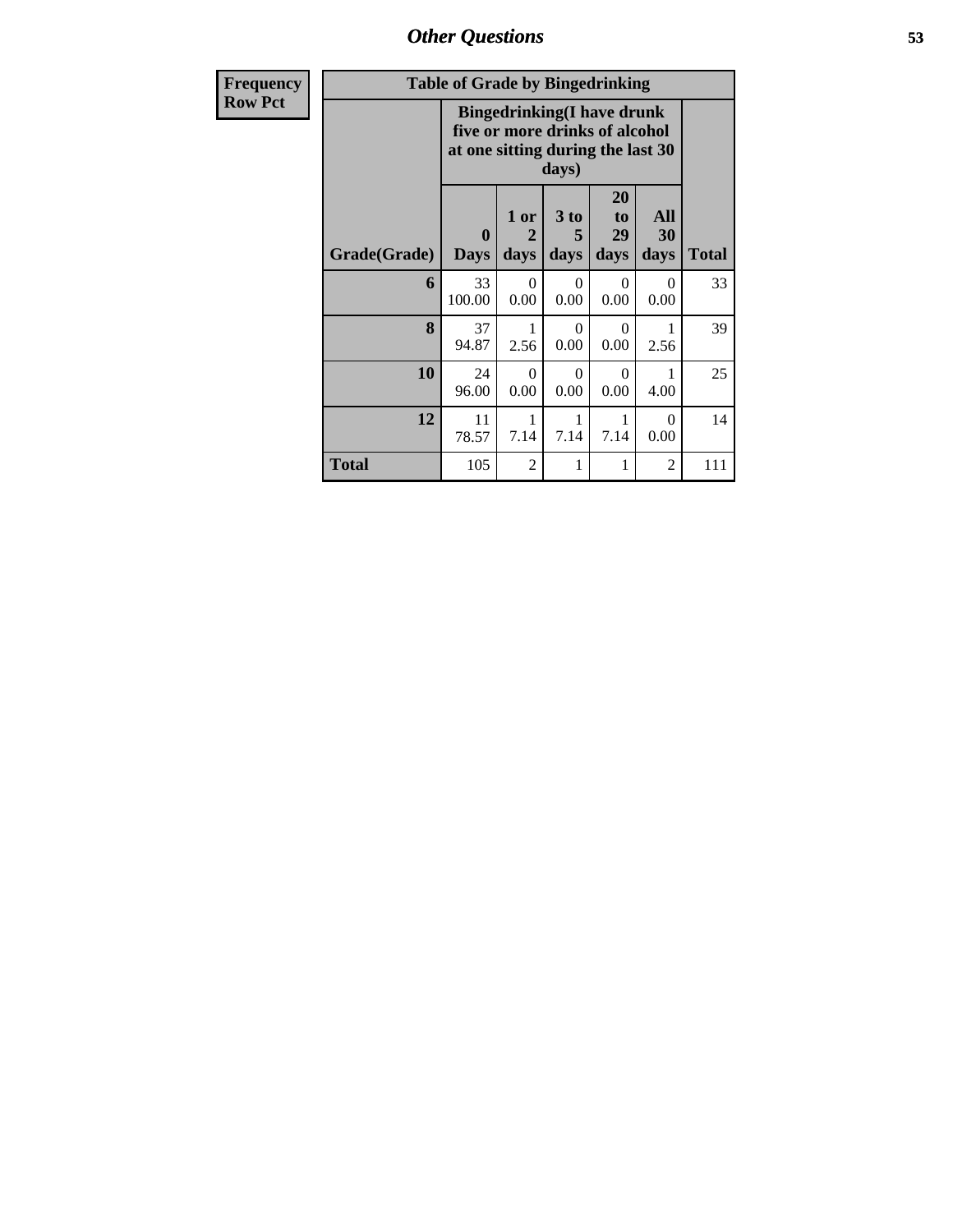## Other Questions

| Frequency<br>Row Pct |
|---|

**Table of Grade by Bingedrinking**

| Grade(Grade) | Bingedrinking(I have drunk five or more drinks of alcohol at one sitting during the last 30 days) | | | | | Total |
|---|---|---|---|---|---|---|
| | 0 Days | 1 or 2 days | 3 to 5 days | 20 to 29 days | All 30 days | |
| **6** | 33<br>100.00 | 0<br>0.00 | 0<br>0.00 | 0<br>0.00 | 0<br>0.00 | 33 |
| **8** | 37<br>94.87 | 1<br>2.56 | 0<br>0.00 | 0<br>0.00 | 1<br>2.56 | 39 |
| **10** | 24<br>96.00 | 0<br>0.00 | 0<br>0.00 | 0<br>0.00 | 1<br>4.00 | 25 |
| **12** | 11<br>78.57 | 1<br>7.14 | 1<br>7.14 | 1<br>7.14 | 0<br>0.00 | 14 |
| **Total** | 105 | 2 | 1 | 1 | 2 | 111 |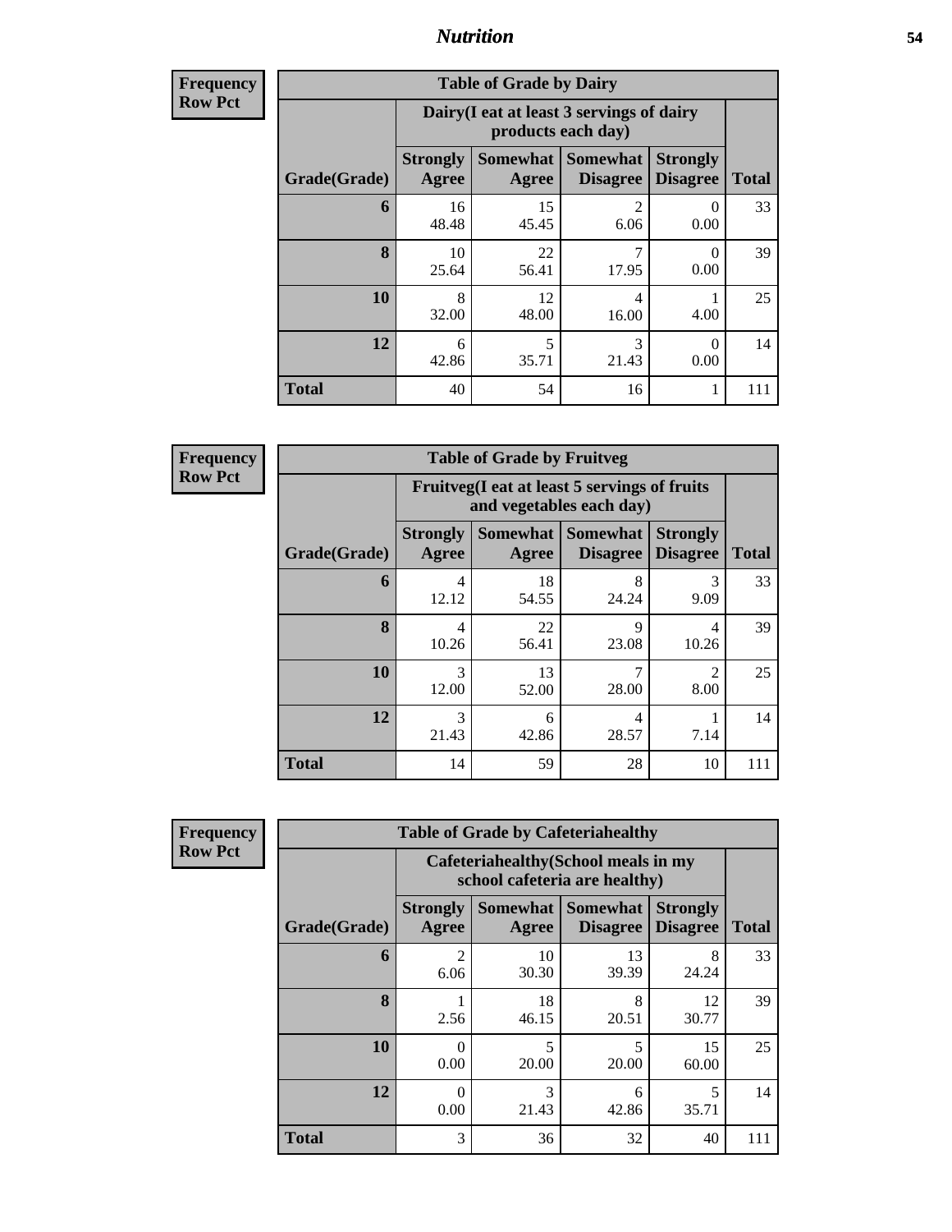**Frequency**
**Row Pct**

| Table of Grade by Dairy | | | | | |
|---|---|---|---|---|---|
| | Dairy(I eat at least 3 servings of dairy products each day) | | | | |
| Grade(Grade) | Strongly Agree | Somewhat Agree | Somewhat Disagree | Strongly Disagree | Total |
| **6** | 16<br>48.48 | 15<br>45.45 | 2<br>6.06 | 0<br>0.00 | 33 |
| **8** | 10<br>25.64 | 22<br>56.41 | 7<br>17.95 | 0<br>0.00 | 39 |
| **10** | 8<br>32.00 | 12<br>48.00 | 4<br>16.00 | 1<br>4.00 | 25 |
| **12** | 6<br>42.86 | 5<br>35.71 | 3<br>21.43 | 0<br>0.00 | 14 |
| **Total** | 40 | 54 | 16 | 1 | 111 |

**Frequency**
**Row Pct**

| Table of Grade by Fruitveg | | | | | |
|---|---|---|---|---|---|
| | Fruitveg(I eat at least 5 servings of fruits and vegetables each day) | | | | |
| Grade(Grade) | Strongly Agree | Somewhat Agree | Somewhat Disagree | Strongly Disagree | Total |
| **6** | 4<br>12.12 | 18<br>54.55 | 8<br>24.24 | 3<br>9.09 | 33 |
| **8** | 4<br>10.26 | 22<br>56.41 | 9<br>23.08 | 4<br>10.26 | 39 |
| **10** | 3<br>12.00 | 13<br>52.00 | 7<br>28.00 | 2<br>8.00 | 25 |
| **12** | 3<br>21.43 | 6<br>42.86 | 4<br>28.57 | 1<br>7.14 | 14 |
| **Total** | 14 | 59 | 28 | 10 | 111 |

**Frequency**
**Row Pct**

| Table of Grade by Cafeteriahealthy | | | | | |
|---|---|---|---|---|---|
| | Cafeteriahealthy(School meals in my school cafeteria are healthy) | | | | |
| Grade(Grade) | Strongly Agree | Somewhat Agree | Somewhat Disagree | Strongly Disagree | Total |
| **6** | 2<br>6.06 | 10<br>30.30 | 13<br>39.39 | 8<br>24.24 | 33 |
| **8** | 1<br>2.56 | 18<br>46.15 | 8<br>20.51 | 12<br>30.77 | 39 |
| **10** | 0<br>0.00 | 5<br>20.00 | 5<br>20.00 | 15<br>60.00 | 25 |
| **12** | 0<br>0.00 | 3<br>21.43 | 6<br>42.86 | 5<br>35.71 | 14 |
| **Total** | 3 | 36 | 32 | 40 | 111 |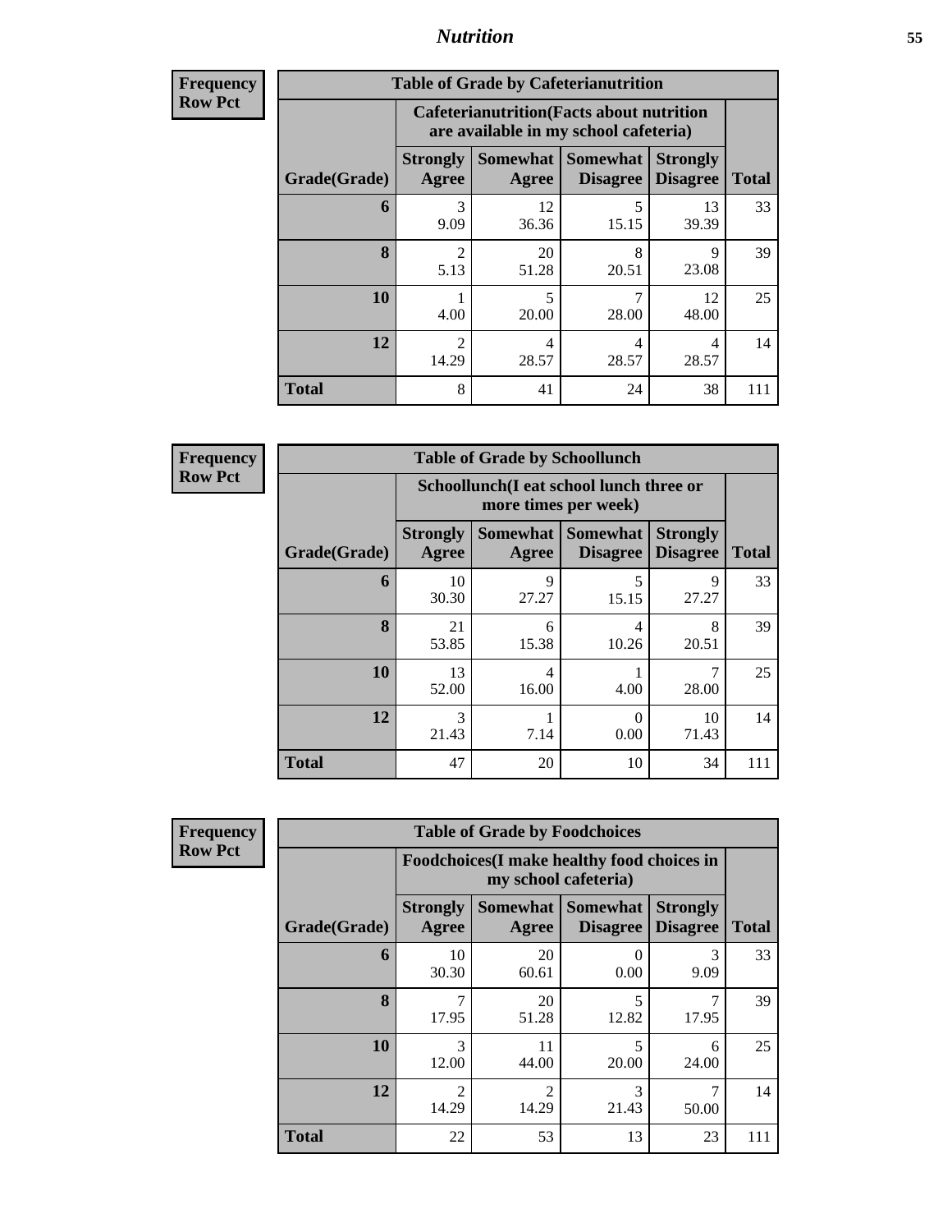## Nutrition

**Frequency**
**Row Pct**

| Table of Grade by Cafeterianutrition | | | | | |
|---|---|---|---|---|---|
| | Cafeterianutrition(Facts about nutrition are available in my school cafeteria) | | | | |
| Grade(Grade) | Strongly Agree | Somewhat Agree | Somewhat Disagree | Strongly Disagree | Total |
| **6** | 3<br>9.09 | 12<br>36.36 | 5<br>15.15 | 13<br>39.39 | 33 |
| **8** | 2<br>5.13 | 20<br>51.28 | 8<br>20.51 | 9<br>23.08 | 39 |
| **10** | 1<br>4.00 | 5<br>20.00 | 7<br>28.00 | 12<br>48.00 | 25 |
| **12** | 2<br>14.29 | 4<br>28.57 | 4<br>28.57 | 4<br>28.57 | 14 |
| **Total** | 8 | 41 | 24 | 38 | 111 |

**Frequency**
**Row Pct**

| Table of Grade by Schoollunch | | | | | |
|---|---|---|---|---|---|
| | Schoollunch(I eat school lunch three or more times per week) | | | | |
| Grade(Grade) | Strongly Agree | Somewhat Agree | Somewhat Disagree | Strongly Disagree | Total |
| **6** | 10<br>30.30 | 9<br>27.27 | 5<br>15.15 | 9<br>27.27 | 33 |
| **8** | 21<br>53.85 | 6<br>15.38 | 4<br>10.26 | 8<br>20.51 | 39 |
| **10** | 13<br>52.00 | 4<br>16.00 | 1<br>4.00 | 7<br>28.00 | 25 |
| **12** | 3<br>21.43 | 1<br>7.14 | 0<br>0.00 | 10<br>71.43 | 14 |
| **Total** | 47 | 20 | 10 | 34 | 111 |

**Frequency**
**Row Pct**

| Table of Grade by Foodchoices | | | | | |
|---|---|---|---|---|---|
| | Foodchoices(I make healthy food choices in my school cafeteria) | | | | |
| Grade(Grade) | Strongly Agree | Somewhat Agree | Somewhat Disagree | Strongly Disagree | Total |
| **6** | 10<br>30.30 | 20<br>60.61 | 0<br>0.00 | 3<br>9.09 | 33 |
| **8** | 7<br>17.95 | 20<br>51.28 | 5<br>12.82 | 7<br>17.95 | 39 |
| **10** | 3<br>12.00 | 11<br>44.00 | 5<br>20.00 | 6<br>24.00 | 25 |
| **12** | 2<br>14.29 | 2<br>14.29 | 3<br>21.43 | 7<br>50.00 | 14 |
| **Total** | 22 | 53 | 13 | 23 | 111 |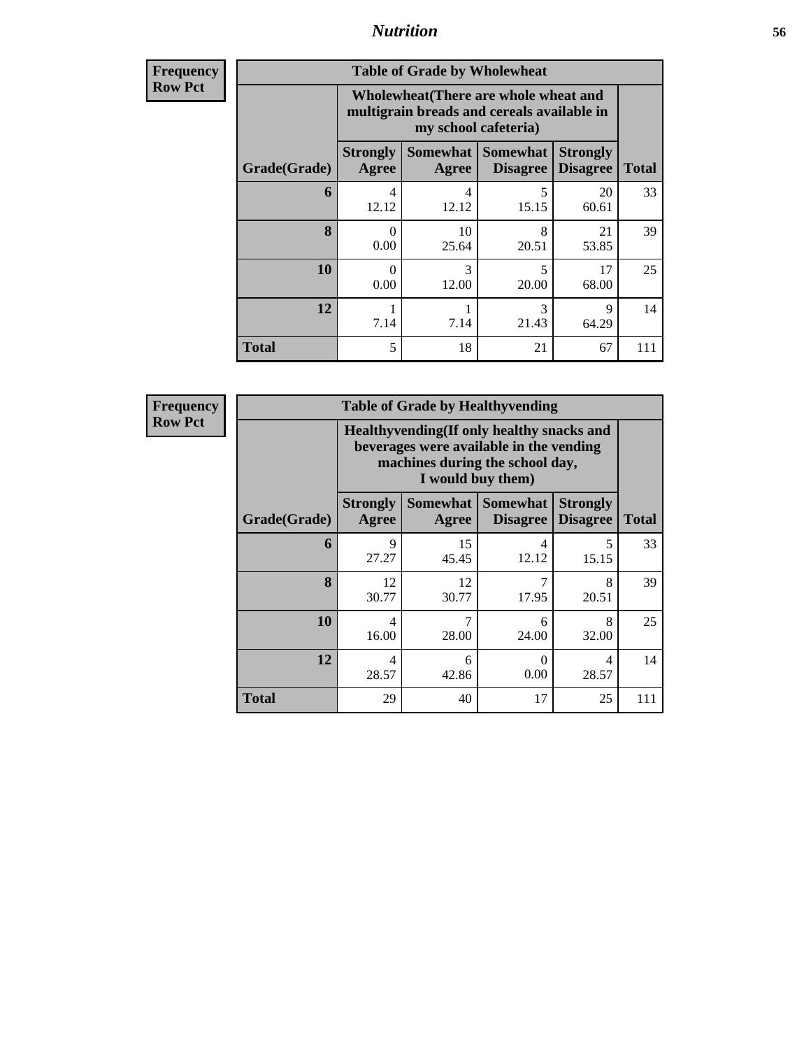**Frequency**
**Row Pct**

| Table of Grade by Wholewheat | | | | | |
|---|---|---|---|---|---|
| | Wholewheat(There are whole wheat and multigrain breads and cereals available in my school cafeteria) | | | | |
| Grade(Grade) | Strongly Agree | Somewhat Agree | Somewhat Disagree | Strongly Disagree | Total |
| 6 | 4<br>12.12 | 4<br>12.12 | 5<br>15.15 | 20<br>60.61 | 33 |
| 8 | 0<br>0.00 | 10<br>25.64 | 8<br>20.51 | 21<br>53.85 | 39 |
| 10 | 0<br>0.00 | 3<br>12.00 | 5<br>20.00 | 17<br>68.00 | 25 |
| 12 | 1<br>7.14 | 1<br>7.14 | 3<br>21.43 | 9<br>64.29 | 14 |
| Total | 5 | 18 | 21 | 67 | 111 |

**Frequency**
**Row Pct**

| Table of Grade by Healthyvending | | | | | |
|---|---|---|---|---|---|
| | Healthyvending(If only healthy snacks and beverages were available in the vending machines during the school day, I would buy them) | | | | |
| Grade(Grade) | Strongly Agree | Somewhat Agree | Somewhat Disagree | Strongly Disagree | Total |
| 6 | 9<br>27.27 | 15<br>45.45 | 4<br>12.12 | 5<br>15.15 | 33 |
| 8 | 12<br>30.77 | 12<br>30.77 | 7<br>17.95 | 8<br>20.51 | 39 |
| 10 | 4<br>16.00 | 7<br>28.00 | 6<br>24.00 | 8<br>32.00 | 25 |
| 12 | 4<br>28.57 | 6<br>42.86 | 0<br>0.00 | 4<br>28.57 | 14 |
| Total | 29 | 40 | 17 | 25 | 111 |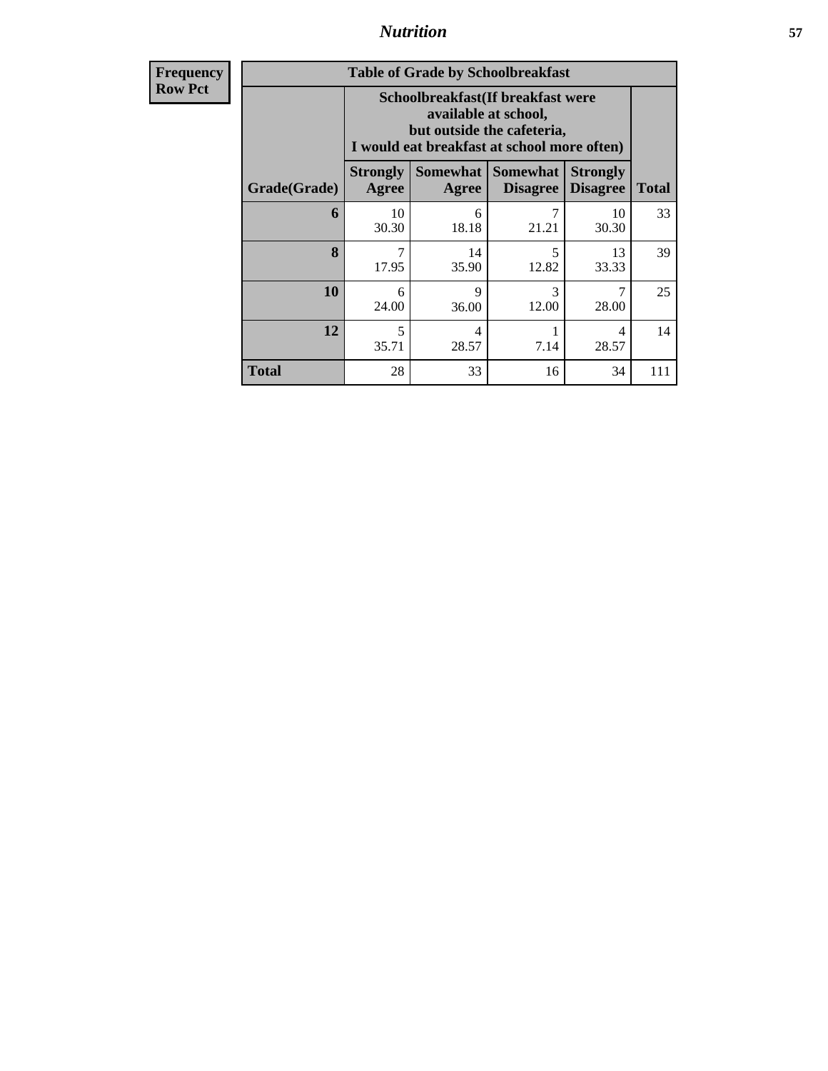| Frequency<br>Row Pct | | | | | |
|---|---|---|---|---|---|

**Table of Grade by Schoolbreakfast**

| | Schoolbreakfast(If breakfast were available at school, but outside the cafeteria, I would eat breakfast at school more often) | | | | |
|---|---|---|---|---|---|
| Grade(Grade) | Strongly Agree | Somewhat Agree | Somewhat Disagree | Strongly Disagree | Total |
| 6 | 10<br>30.30 | 6<br>18.18 | 7<br>21.21 | 10<br>30.30 | 33 |
| 8 | 7<br>17.95 | 14<br>35.90 | 5<br>12.82 | 13<br>33.33 | 39 |
| 10 | 6<br>24.00 | 9<br>36.00 | 3<br>12.00 | 7<br>28.00 | 25 |
| 12 | 5<br>35.71 | 4<br>28.57 | 1<br>7.14 | 4<br>28.57 | 14 |
| Total | 28 | 33 | 16 | 34 | 111 |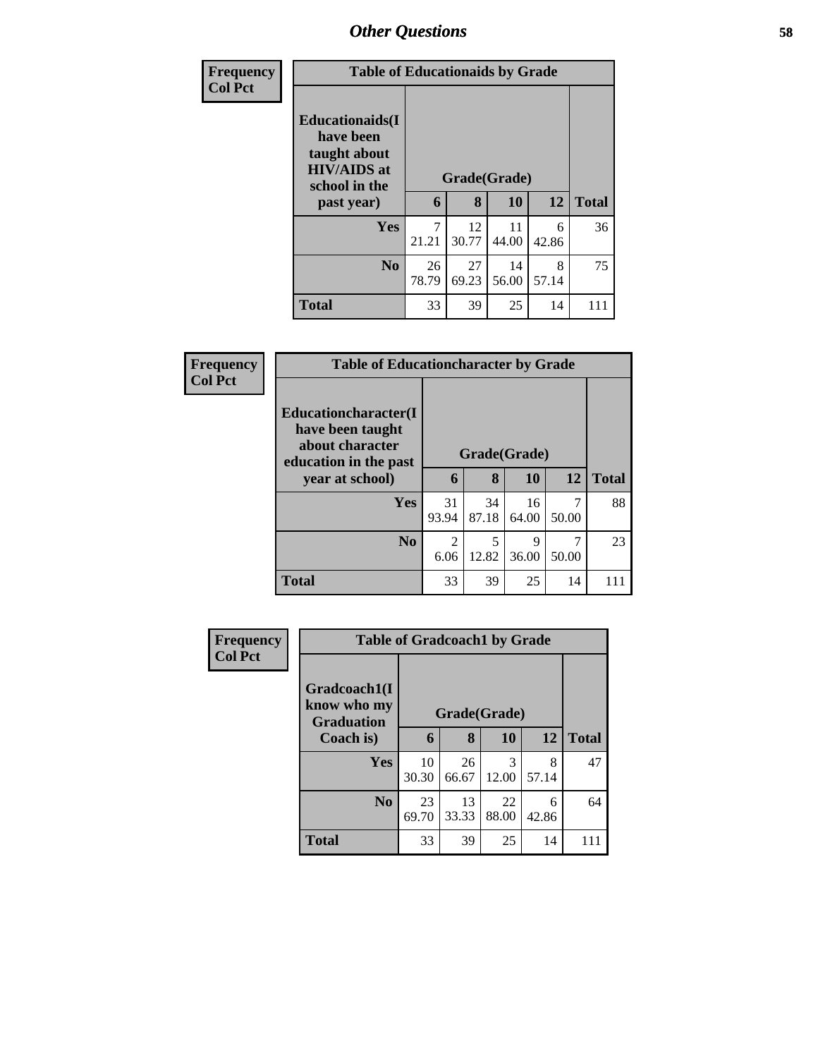## Other Questions

**Frequency**
**Col Pct**

| Table of Educationaids by Grade | | | | | |
|---|---|---|---|---|---|
| Educationaids(I have been taught about HIV/AIDS at school in the past year) | Grade(Grade) | | | | |
| | 6 | 8 | 10 | 12 | Total |
| **Yes** | 7<br>21.21 | 12<br>30.77 | 11<br>44.00 | 6<br>42.86 | 36 |
| **No** | 26<br>78.79 | 27<br>69.23 | 14<br>56.00 | 8<br>57.14 | 75 |
| **Total** | 33 | 39 | 25 | 14 | 111 |

**Frequency**
**Col Pct**

| Table of Educationcharacter by Grade | | | | | |
|---|---|---|---|---|---|
| Educationcharacter(I have been taught about character education in the past year at school) | Grade(Grade) | | | | |
| | 6 | 8 | 10 | 12 | Total |
| **Yes** | 31<br>93.94 | 34<br>87.18 | 16<br>64.00 | 7<br>50.00 | 88 |
| **No** | 2<br>6.06 | 5<br>12.82 | 9<br>36.00 | 7<br>50.00 | 23 |
| **Total** | 33 | 39 | 25 | 14 | 111 |

**Frequency**
**Col Pct**

| Table of Gradcoach1 by Grade | | | | | |
|---|---|---|---|---|---|
| Gradcoach1(I know who my Graduation Coach is) | Grade(Grade) | | | | |
| | 6 | 8 | 10 | 12 | Total |
| **Yes** | 10<br>30.30 | 26<br>66.67 | 3<br>12.00 | 8<br>57.14 | 47 |
| **No** | 23<br>69.70 | 13<br>33.33 | 22<br>88.00 | 6<br>42.86 | 64 |
| **Total** | 33 | 39 | 25 | 14 | 111 |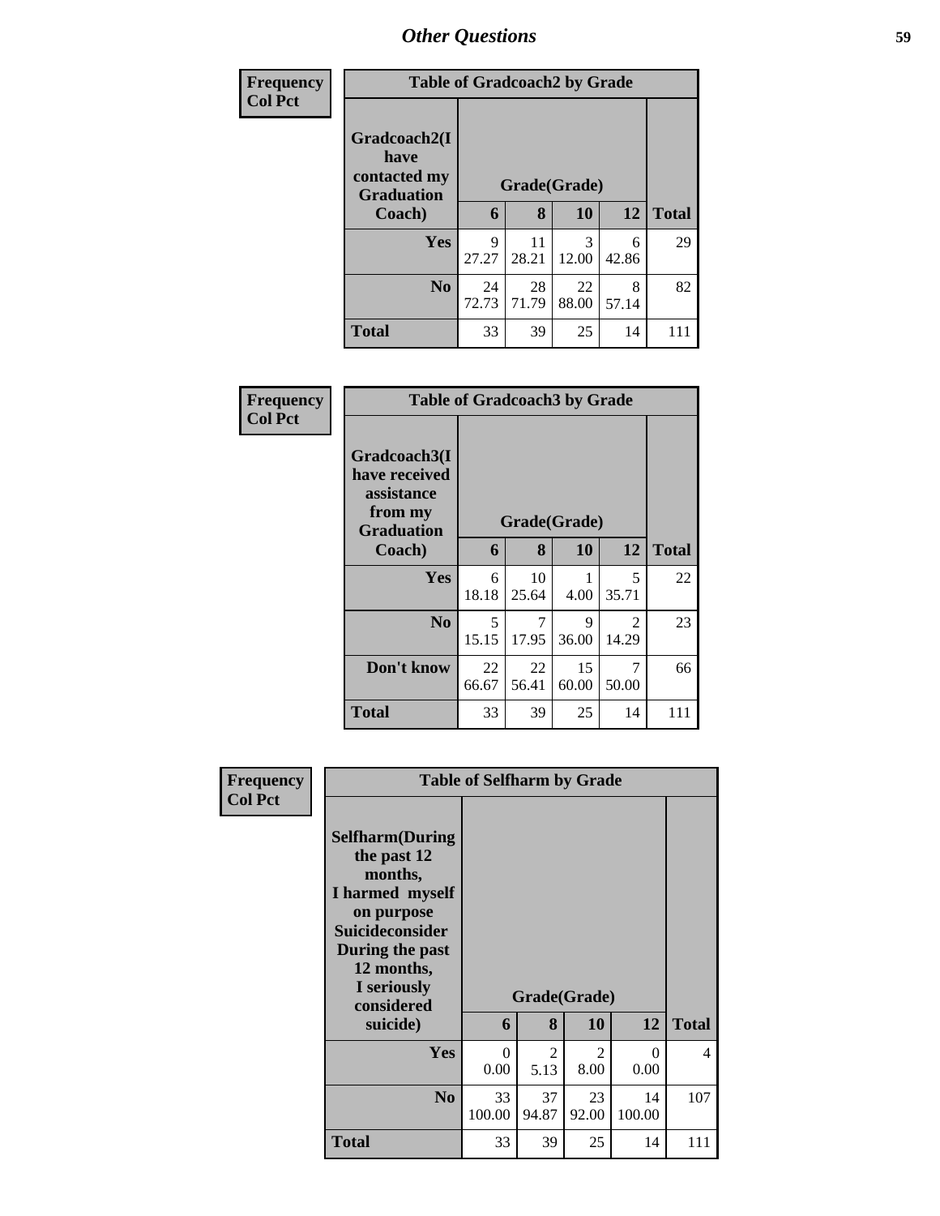## Other Questions

| Frequency Col Pct |
|---|

**Table of Gradcoach2 by Grade**

| Gradcoach2(I have contacted my Graduation Coach) | Grade(Grade) | | | | Total |
|---|---|---|---|---|---|
| | 6 | 8 | 10 | 12 | |
| Yes | 9<br>27.27 | 11<br>28.21 | 3<br>12.00 | 6<br>42.86 | 29 |
| No | 24<br>72.73 | 28<br>71.79 | 22<br>88.00 | 8<br>57.14 | 82 |
| Total | 33 | 39 | 25 | 14 | 111 |

| Frequency Col Pct |
|---|

**Table of Gradcoach3 by Grade**

| Gradcoach3(I have received assistance from my Graduation Coach) | Grade(Grade) | | | | Total |
|---|---|---|---|---|---|
| | 6 | 8 | 10 | 12 | |
| Yes | 6<br>18.18 | 10<br>25.64 | 1<br>4.00 | 5<br>35.71 | 22 |
| No | 5<br>15.15 | 7<br>17.95 | 9<br>36.00 | 2<br>14.29 | 23 |
| Don't know | 22<br>66.67 | 22<br>56.41 | 15<br>60.00 | 7<br>50.00 | 66 |
| Total | 33 | 39 | 25 | 14 | 111 |

| Frequency Col Pct |
|---|

**Table of Selfharm by Grade**

| Selfharm(During the past 12 months, I harmed myself on purpose Suicideconsider During the past 12 months, I seriously considered suicide) | Grade(Grade) | | | | Total |
|---|---|---|---|---|---|
| | 6 | 8 | 10 | 12 | |
| Yes | 0<br>0.00 | 2<br>5.13 | 2<br>8.00 | 0<br>0.00 | 4 |
| No | 33<br>100.00 | 37<br>94.87 | 23<br>92.00 | 14<br>100.00 | 107 |
| Total | 33 | 39 | 25 | 14 | 111 |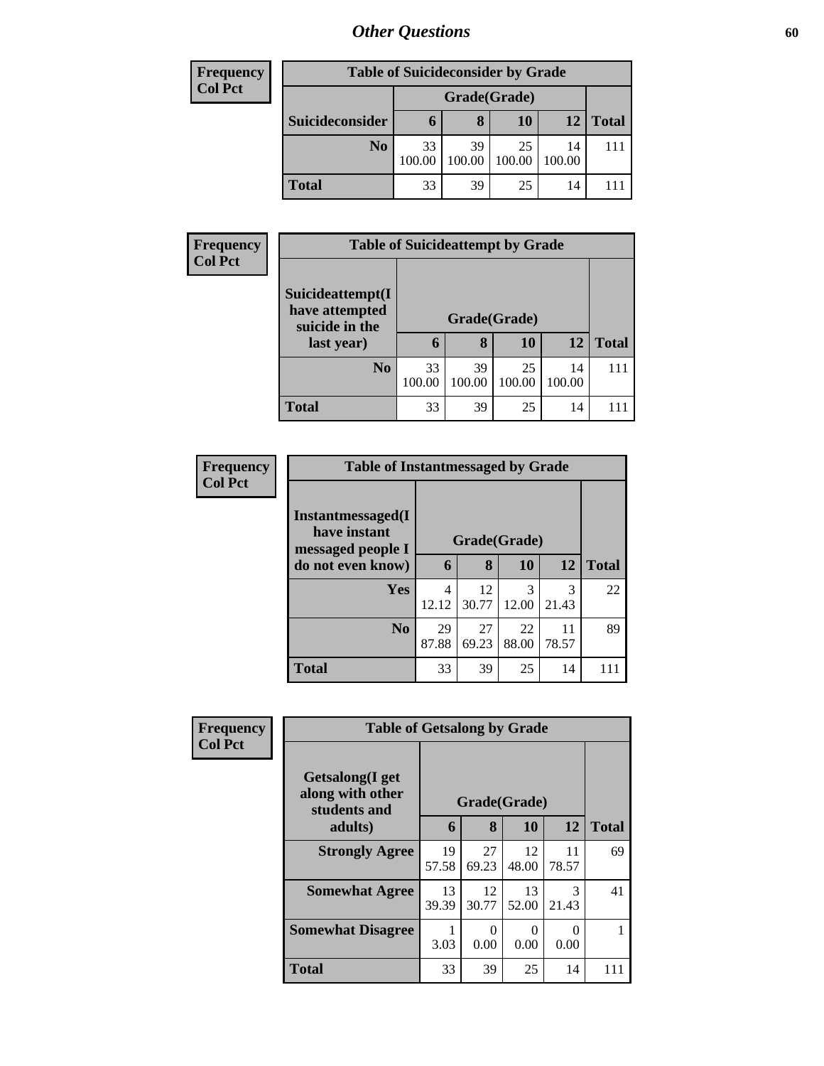# Other Questions

**Frequency**
**Col Pct**

| Table of Suicideconsider by Grade | | | | | |
|---|---|---|---|---|---|
| | Grade(Grade) | | | | |
| Suicideconsider | 6 | 8 | 10 | 12 | Total |
| No | 33<br>100.00 | 39<br>100.00 | 25<br>100.00 | 14<br>100.00 | 111 |
| Total | 33 | 39 | 25 | 14 | 111 |

**Frequency**
**Col Pct**

| Table of Suicideattempt by Grade | | | | | |
|---|---|---|---|---|---|
| Suicideattempt(I have attempted suicide in the last year) | Grade(Grade) | | | | |
| | 6 | 8 | 10 | 12 | Total |
| No | 33<br>100.00 | 39<br>100.00 | 25<br>100.00 | 14<br>100.00 | 111 |
| Total | 33 | 39 | 25 | 14 | 111 |

**Frequency**
**Col Pct**

| Table of Instantmessaged by Grade | | | | | |
|---|---|---|---|---|---|
| Instantmessaged(I have instant messaged people I do not even know) | Grade(Grade) | | | | |
| | 6 | 8 | 10 | 12 | Total |
| Yes | 4<br>12.12 | 12<br>30.77 | 3<br>12.00 | 3<br>21.43 | 22 |
| No | 29<br>87.88 | 27<br>69.23 | 22<br>88.00 | 11<br>78.57 | 89 |
| Total | 33 | 39 | 25 | 14 | 111 |

**Frequency**
**Col Pct**

| Table of Getsalong by Grade | | | | | |
|---|---|---|---|---|---|
| Getsalong(I get along with other students and adults) | Grade(Grade) | | | | |
| | 6 | 8 | 10 | 12 | Total |
| Strongly Agree | 19<br>57.58 | 27<br>69.23 | 12<br>48.00 | 11<br>78.57 | 69 |
| Somewhat Agree | 13<br>39.39 | 12<br>30.77 | 13<br>52.00 | 3<br>21.43 | 41 |
| Somewhat Disagree | 1<br>3.03 | 0<br>0.00 | 0<br>0.00 | 0<br>0.00 | 1 |
| Total | 33 | 39 | 25 | 14 | 111 |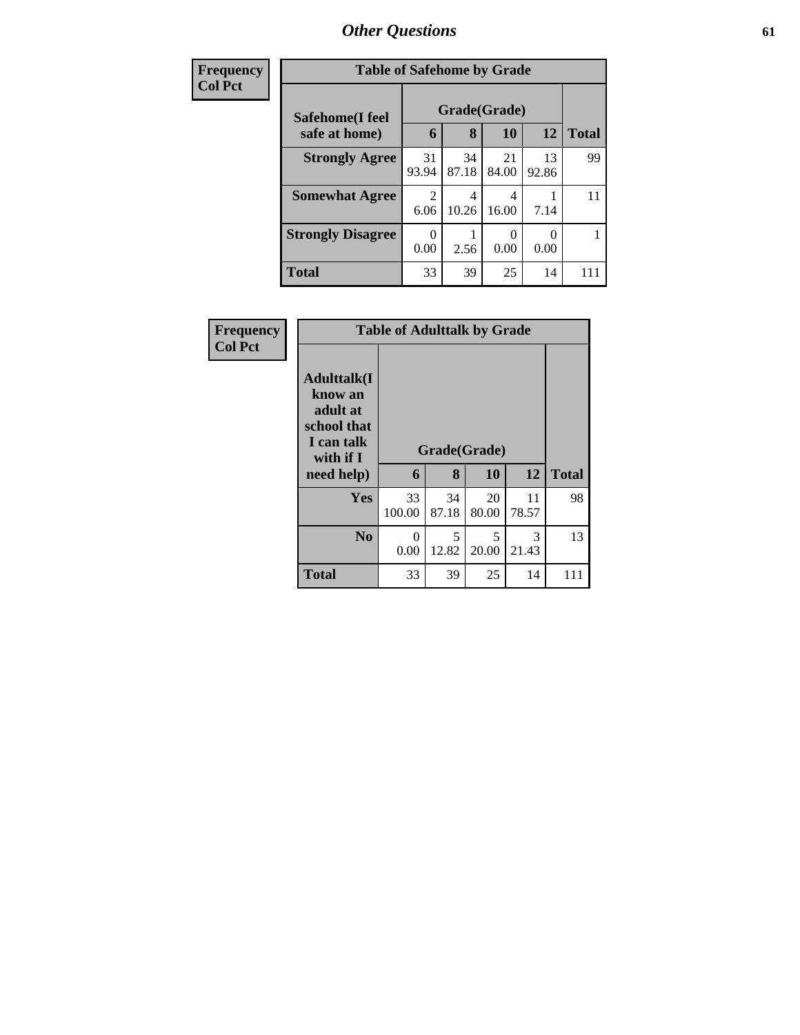| Frequency<br>Col Pct | Table of Safehome by Grade | | | | |
|---|---|---|---|---|---|
| Safehome(I feel safe at home) | Grade(Grade) | | | | |
| | 6 | 8 | 10 | 12 | Total |
| Strongly Agree | 31<br>93.94 | 34<br>87.18 | 21<br>84.00 | 13<br>92.86 | 99 |
| Somewhat Agree | 2<br>6.06 | 4<br>10.26 | 4<br>16.00 | 1<br>7.14 | 11 |
| Strongly Disagree | 0<br>0.00 | 1<br>2.56 | 0<br>0.00 | 0<br>0.00 | 1 |
| Total | 33 | 39 | 25 | 14 | 111 |

| Frequency<br>Col Pct | Table of Adulttalk by Grade | | | | |
|---|---|---|---|---|---|
| Adulttalk(I know an adult at school that I can talk with if I need help) | Grade(Grade) | | | | |
| | 6 | 8 | 10 | 12 | Total |
| Yes | 33<br>100.00 | 34<br>87.18 | 20<br>80.00 | 11<br>78.57 | 98 |
| No | 0<br>0.00 | 5<br>12.82 | 5<br>20.00 | 3<br>21.43 | 13 |
| Total | 33 | 39 | 25 | 14 | 111 |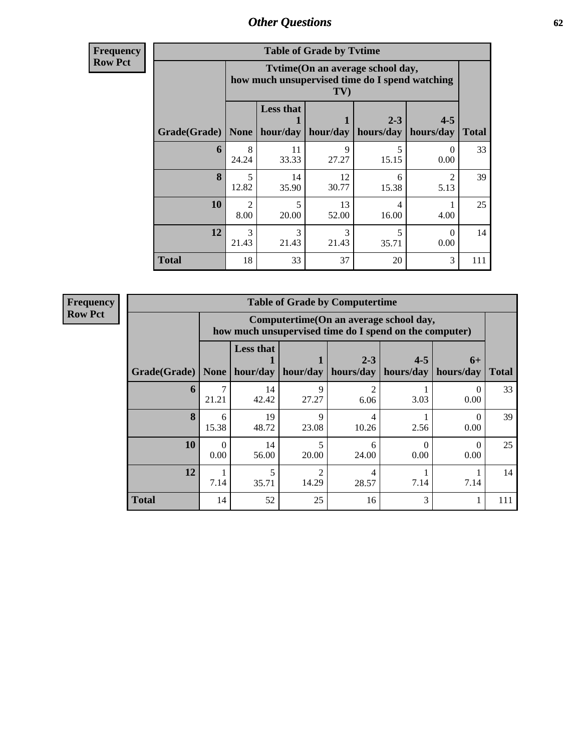## Other Questions

**Frequency**
**Row Pct**

**Table of Grade by Tvtime**

| Grade(Grade) | Tvtime(On an average school day, how much unsupervised time do I spend watching TV) | | | | | Total |
|---|---|---|---|---|---|---|
| | None | Less that 1 hour/day | 1 hour/day | 2-3 hours/day | 4-5 hours/day | |
| **6** | 8<br>24.24 | 11<br>33.33 | 9<br>27.27 | 5<br>15.15 | 0<br>0.00 | 33 |
| **8** | 5<br>12.82 | 14<br>35.90 | 12<br>30.77 | 6<br>15.38 | 2<br>5.13 | 39 |
| **10** | 2<br>8.00 | 5<br>20.00 | 13<br>52.00 | 4<br>16.00 | 1<br>4.00 | 25 |
| **12** | 3<br>21.43 | 3<br>21.43 | 3<br>21.43 | 5<br>35.71 | 0<br>0.00 | 14 |
| **Total** | 18 | 33 | 37 | 20 | 3 | 111 |

**Frequency**
**Row Pct**

**Table of Grade by Computertime**

| Grade(Grade) | Computertime(On an average school day, how much unsupervised time do I spend on the computer) | | | | | | Total |
|---|---|---|---|---|---|---|---|
| | None | Less that 1 hour/day | 1 hour/day | 2-3 hours/day | 4-5 hours/day | 6+ hours/day | |
| **6** | 7<br>21.21 | 14<br>42.42 | 9<br>27.27 | 2<br>6.06 | 1<br>3.03 | 0<br>0.00 | 33 |
| **8** | 6<br>15.38 | 19<br>48.72 | 9<br>23.08 | 4<br>10.26 | 1<br>2.56 | 0<br>0.00 | 39 |
| **10** | 0<br>0.00 | 14<br>56.00 | 5<br>20.00 | 6<br>24.00 | 0<br>0.00 | 0<br>0.00 | 25 |
| **12** | 1<br>7.14 | 5<br>35.71 | 2<br>14.29 | 4<br>28.57 | 1<br>7.14 | 1<br>7.14 | 14 |
| **Total** | 14 | 52 | 25 | 16 | 3 | 1 | 111 |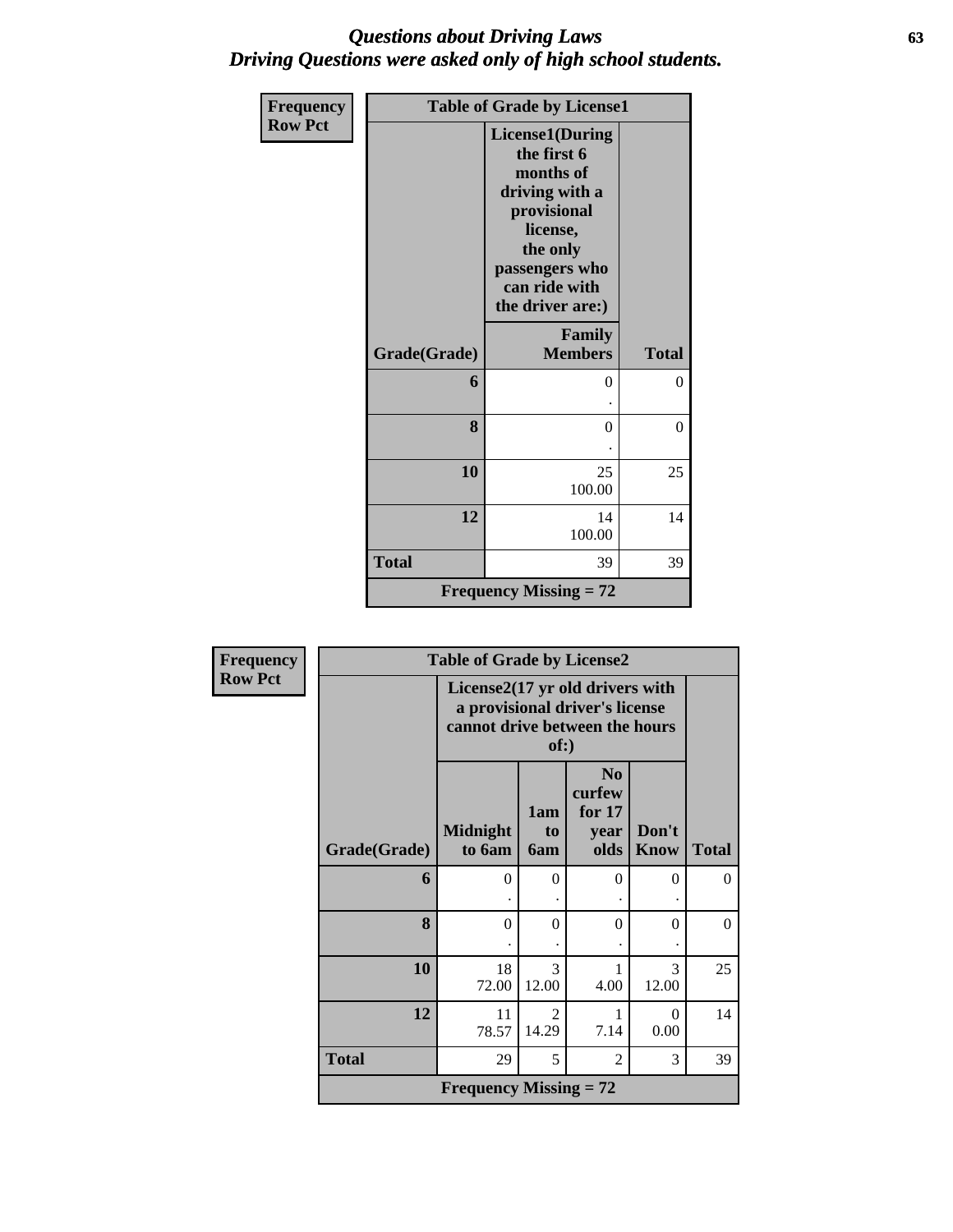## *Questions about Driving Laws*
## *Driving Questions were asked only of high school students.*

| Frequency Row Pct | Table of Grade by License1 | |
|---|---|---|
| | **License1(During the first 6 months of driving with a provisional license, the only passengers who can ride with the driver are:)** | |
| **Grade(Grade)** | **Family Members** | **Total** |
| **6** | 0<br>. | 0 |
| **8** | 0<br>. | 0 |
| **10** | 25<br>100.00 | 25 |
| **12** | 14<br>100.00 | 14 |
| **Total** | 39 | 39 |
| **Frequency Missing = 72** | | |

| Frequency Row Pct | Table of Grade by License2 | | | | |
|---|---|---|---|---|---|
| | **License2(17 yr old drivers with a provisional driver's license cannot drive between the hours of:)** | | | | |
| **Grade(Grade)** | **Midnight to 6am** | **1am to 6am** | **No curfew for 17 year olds** | **Don't Know** | **Total** |
| **6** | 0<br>. | 0<br>. | 0<br>. | 0<br>. | 0 |
| **8** | 0<br>. | 0<br>. | 0<br>. | 0<br>. | 0 |
| **10** | 18<br>72.00 | 3<br>12.00 | 1<br>4.00 | 3<br>12.00 | 25 |
| **12** | 11<br>78.57 | 2<br>14.29 | 1<br>7.14 | 0<br>0.00 | 14 |
| **Total** | 29 | 5 | 2 | 3 | 39 |
| **Frequency Missing = 72** | | | | | |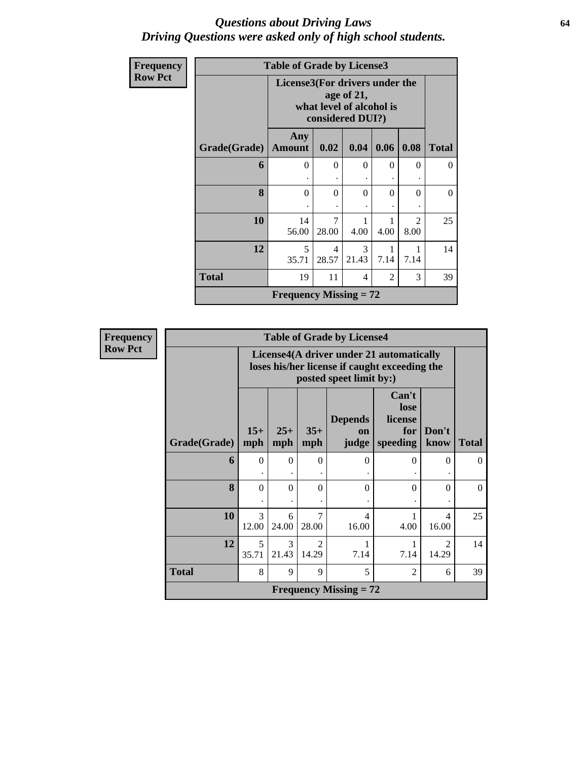# *Questions about Driving Laws*
# *Driving Questions were asked only of high school students.*

**Frequency**
**Row Pct**

| Table of Grade by License3 | | | | | | |
|---|---|---|---|---|---|---|
| | License3(For drivers under the age of 21, what level of alcohol is considered DUI?) | | | | | |
| Grade(Grade) | Any Amount | 0.02 | 0.04 | 0.06 | 0.08 | Total |
| 6 | 0<br>. | 0<br>. | 0<br>. | 0<br>. | 0<br>. | 0 |
| 8 | 0<br>. | 0<br>. | 0<br>. | 0<br>. | 0<br>. | 0 |
| 10 | 14<br>56.00 | 7<br>28.00 | 1<br>4.00 | 1<br>4.00 | 2<br>8.00 | 25 |
| 12 | 5<br>35.71 | 4<br>28.57 | 3<br>21.43 | 1<br>7.14 | 1<br>7.14 | 14 |
| Total | 19 | 11 | 4 | 2 | 3 | 39 |
| Frequency Missing = 72 | | | | | | |

**Frequency**
**Row Pct**

| Table of Grade by License4 | | | | | | | |
|---|---|---|---|---|---|---|---|
| | License4(A driver under 21 automatically loses his/her license if caught exceeding the posted speet limit by:) | | | | | | |
| Grade(Grade) | 15+ mph | 25+ mph | 35+ mph | Depends on judge | Can't lose license for speeding | Don't know | Total |
| 6 | 0<br>. | 0<br>. | 0<br>. | 0<br>. | 0<br>. | 0<br>. | 0 |
| 8 | 0<br>. | 0<br>. | 0<br>. | 0<br>. | 0<br>. | 0<br>. | 0 |
| 10 | 3<br>12.00 | 6<br>24.00 | 7<br>28.00 | 4<br>16.00 | 1<br>4.00 | 4<br>16.00 | 25 |
| 12 | 5<br>35.71 | 3<br>21.43 | 2<br>14.29 | 1<br>7.14 | 1<br>7.14 | 2<br>14.29 | 14 |
| Total | 8 | 9 | 9 | 5 | 2 | 6 | 39 |
| Frequency Missing = 72 | | | | | | | |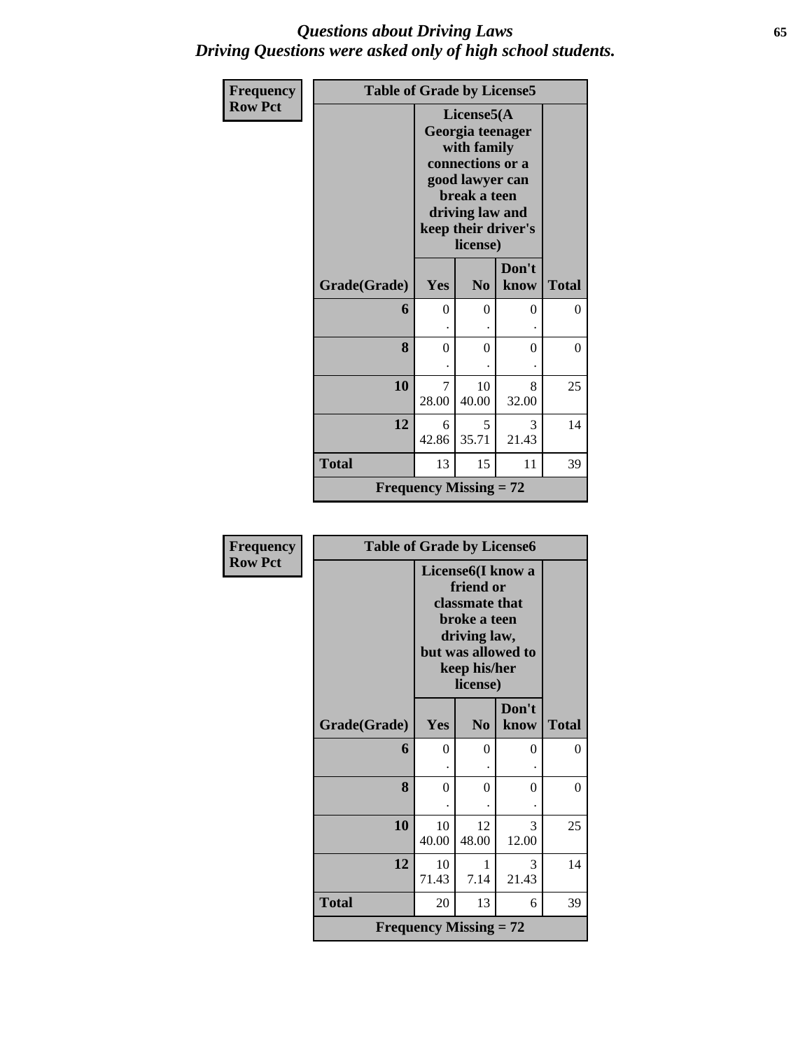# *Questions about Driving Laws*
## *Driving Questions were asked only of high school students.*

**Frequency**
**Row Pct**

**Table of Grade by License5**

| Grade(Grade) | License5(A Georgia teenager with family connections or a good lawyer can break a teen driving law and keep their driver's license) Yes | No | Don't know | Total |
|---|---|---|---|---|
| **6** | 0<br>. | 0<br>. | 0<br>. | 0 |
| **8** | 0<br>. | 0<br>. | 0<br>. | 0 |
| **10** | 7<br>28.00 | 10<br>40.00 | 8<br>32.00 | 25 |
| **12** | 6<br>42.86 | 5<br>35.71 | 3<br>21.43 | 14 |
| **Total** | 13 | 15 | 11 | 39 |

**Frequency Missing = 72**

**Frequency**
**Row Pct**

**Table of Grade by License6**

| Grade(Grade) | License6(I know a friend or classmate that broke a teen driving law, but was allowed to keep his/her license) Yes | No | Don't know | Total |
|---|---|---|---|---|
| **6** | 0<br>. | 0<br>. | 0<br>. | 0 |
| **8** | 0<br>. | 0<br>. | 0<br>. | 0 |
| **10** | 10<br>40.00 | 12<br>48.00 | 3<br>12.00 | 25 |
| **12** | 10<br>71.43 | 1<br>7.14 | 3<br>21.43 | 14 |
| **Total** | 20 | 13 | 6 | 39 |

**Frequency Missing = 72**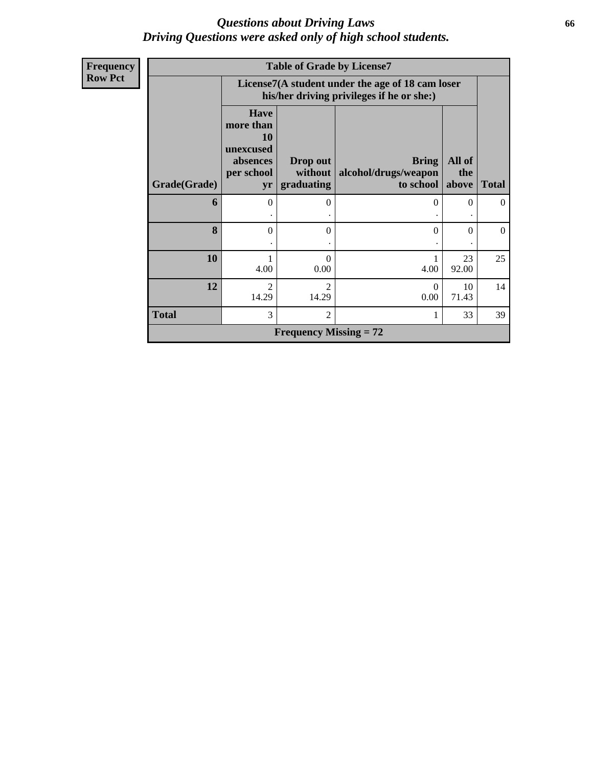*Questions about Driving Laws*
*Driving Questions were asked only of high school students.*

| Frequency Row Pct |
|---|

**Table of Grade by License7**

| | License7(A student under the age of 18 cam loser his/her driving privileges if he or she:) | | | | |
|---|---|---|---|---|---|
| **Grade(Grade)** | **Have more than 10 unexcused absences per school yr** | **Drop out without graduating** | **Bring alcohol/drugs/weapon to school** | **All of the above** | **Total** |
| **6** | 0<br>. | 0<br>. | 0<br>. | 0<br>. | 0 |
| **8** | 0<br>. | 0<br>. | 0<br>. | 0<br>. | 0 |
| **10** | 1<br>4.00 | 0<br>0.00 | 1<br>4.00 | 23<br>92.00 | 25 |
| **12** | 2<br>14.29 | 2<br>14.29 | 0<br>0.00 | 10<br>71.43 | 14 |
| **Total** | 3 | 2 | 1 | 33 | 39 |

**Frequency Missing = 72**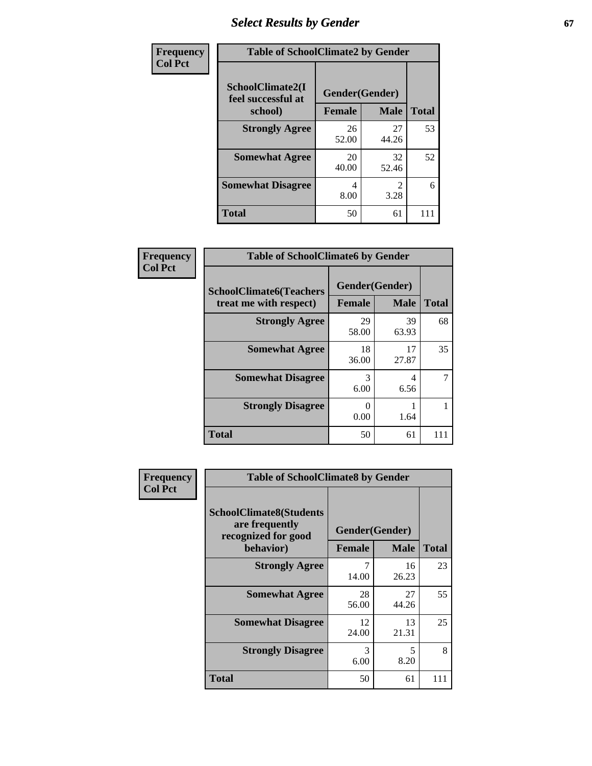# Select Results by Gender

**Frequency / Col Pct**

**Table of SchoolClimate2 by Gender**

| SchoolClimate2(I feel successful at school) | Gender(Gender) | | |
|---|---|---|---|
| | Female | Male | Total |
| Strongly Agree | 26<br>52.00 | 27<br>44.26 | 53 |
| Somewhat Agree | 20<br>40.00 | 32<br>52.46 | 52 |
| Somewhat Disagree | 4<br>8.00 | 2<br>3.28 | 6 |
| Total | 50 | 61 | 111 |

**Frequency / Col Pct**

**Table of SchoolClimate6 by Gender**

| SchoolClimate6(Teachers treat me with respect) | Gender(Gender) | | |
|---|---|---|---|
| | Female | Male | Total |
| Strongly Agree | 29<br>58.00 | 39<br>63.93 | 68 |
| Somewhat Agree | 18<br>36.00 | 17<br>27.87 | 35 |
| Somewhat Disagree | 3<br>6.00 | 4<br>6.56 | 7 |
| Strongly Disagree | 0<br>0.00 | 1<br>1.64 | 1 |
| Total | 50 | 61 | 111 |

**Frequency / Col Pct**

**Table of SchoolClimate8 by Gender**

| SchoolClimate8(Students are frequently recognized for good behavior) | Gender(Gender) | | |
|---|---|---|---|
| | Female | Male | Total |
| Strongly Agree | 7<br>14.00 | 16<br>26.23 | 23 |
| Somewhat Agree | 28<br>56.00 | 27<br>44.26 | 55 |
| Somewhat Disagree | 12<br>24.00 | 13<br>21.31 | 25 |
| Strongly Disagree | 3<br>6.00 | 5<br>8.20 | 8 |
| Total | 50 | 61 | 111 |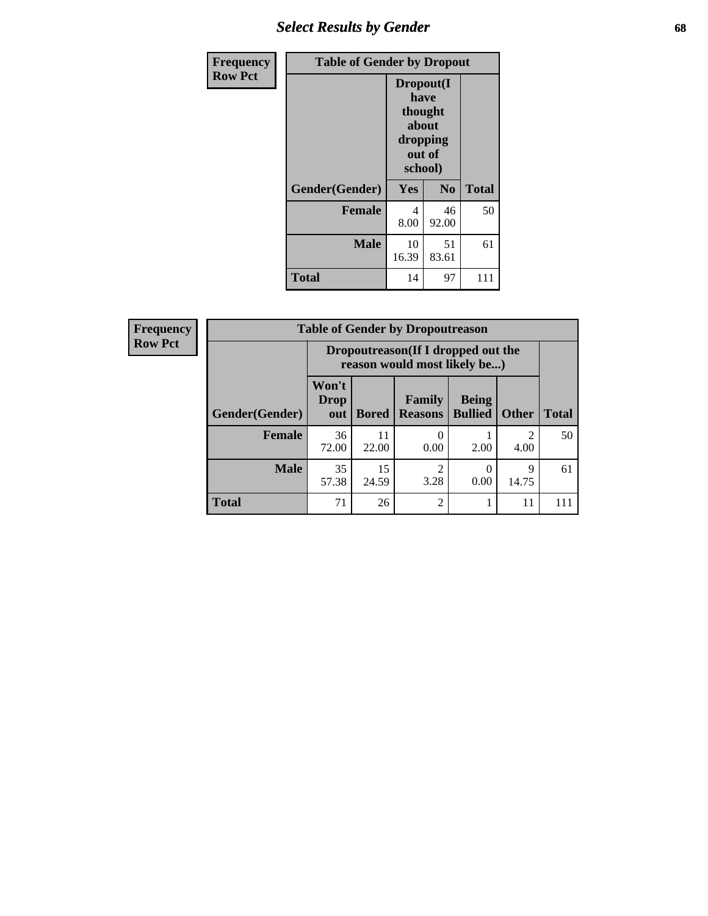## Select Results by Gender

| Frequency<br>Row Pct | Table of Gender by Dropout | | |
|---|---|---|---|
| | Dropout(I have thought about dropping out of school) | | |
| Gender(Gender) | Yes | No | Total |
| **Female** | 4<br>8.00 | 46<br>92.00 | 50 |
| **Male** | 10<br>16.39 | 51<br>83.61 | 61 |
| **Total** | 14 | 97 | 111 |

| Frequency<br>Row Pct | Table of Gender by Dropoutreason | | | | | |
|---|---|---|---|---|---|---|
| | Dropoutreason(If I dropped out the reason would most likely be...) | | | | | |
| Gender(Gender) | Won't Drop out | Bored | Family Reasons | Being Bullied | Other | Total |
| **Female** | 36<br>72.00 | 11<br>22.00 | 0<br>0.00 | 1<br>2.00 | 2<br>4.00 | 50 |
| **Male** | 35<br>57.38 | 15<br>24.59 | 2<br>3.28 | 0<br>0.00 | 9<br>14.75 | 61 |
| **Total** | 71 | 26 | 2 | 1 | 11 | 111 |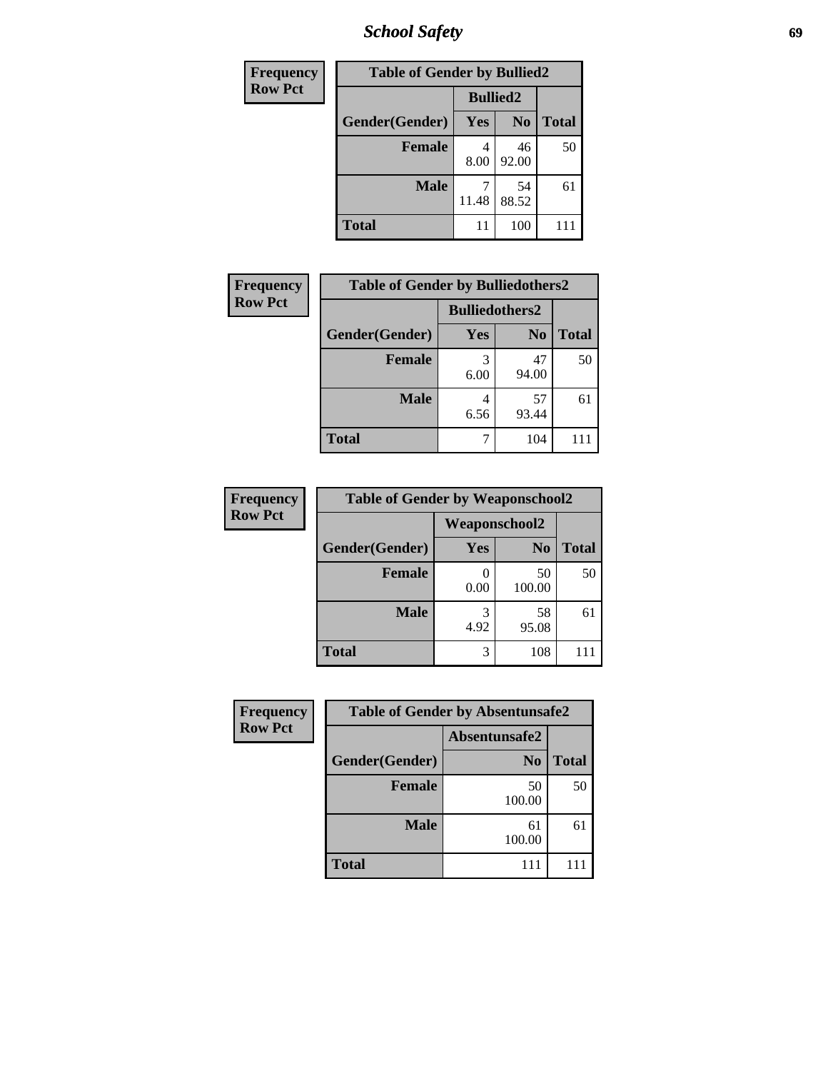| Frequency Row Pct | Table of Gender by Bullied2 | | |
|---|---|---|---|
| | Bullied2 | | |
| Gender(Gender) | Yes | No | Total |
| Female | 4<br>8.00 | 46<br>92.00 | 50 |
| Male | 7<br>11.48 | 54<br>88.52 | 61 |
| Total | 11 | 100 | 111 |

| Frequency Row Pct | Table of Gender by Bulliedothers2 | | |
|---|---|---|---|
| | Bulliedothers2 | | |
| Gender(Gender) | Yes | No | Total |
| Female | 3<br>6.00 | 47<br>94.00 | 50 |
| Male | 4<br>6.56 | 57<br>93.44 | 61 |
| Total | 7 | 104 | 111 |

| Frequency Row Pct | Table of Gender by Weaponschool2 | | |
|---|---|---|---|
| | Weaponschool2 | | |
| Gender(Gender) | Yes | No | Total |
| Female | 0<br>0.00 | 50<br>100.00 | 50 |
| Male | 3<br>4.92 | 58<br>95.08 | 61 |
| Total | 3 | 108 | 111 |

| Frequency Row Pct | Table of Gender by Absentunsafe2 | |
|---|---|---|
| | Absentunsafe2 | |
| Gender(Gender) | No | Total |
| Female | 50<br>100.00 | 50 |
| Male | 61<br>100.00 | 61 |
| Total | 111 | 111 |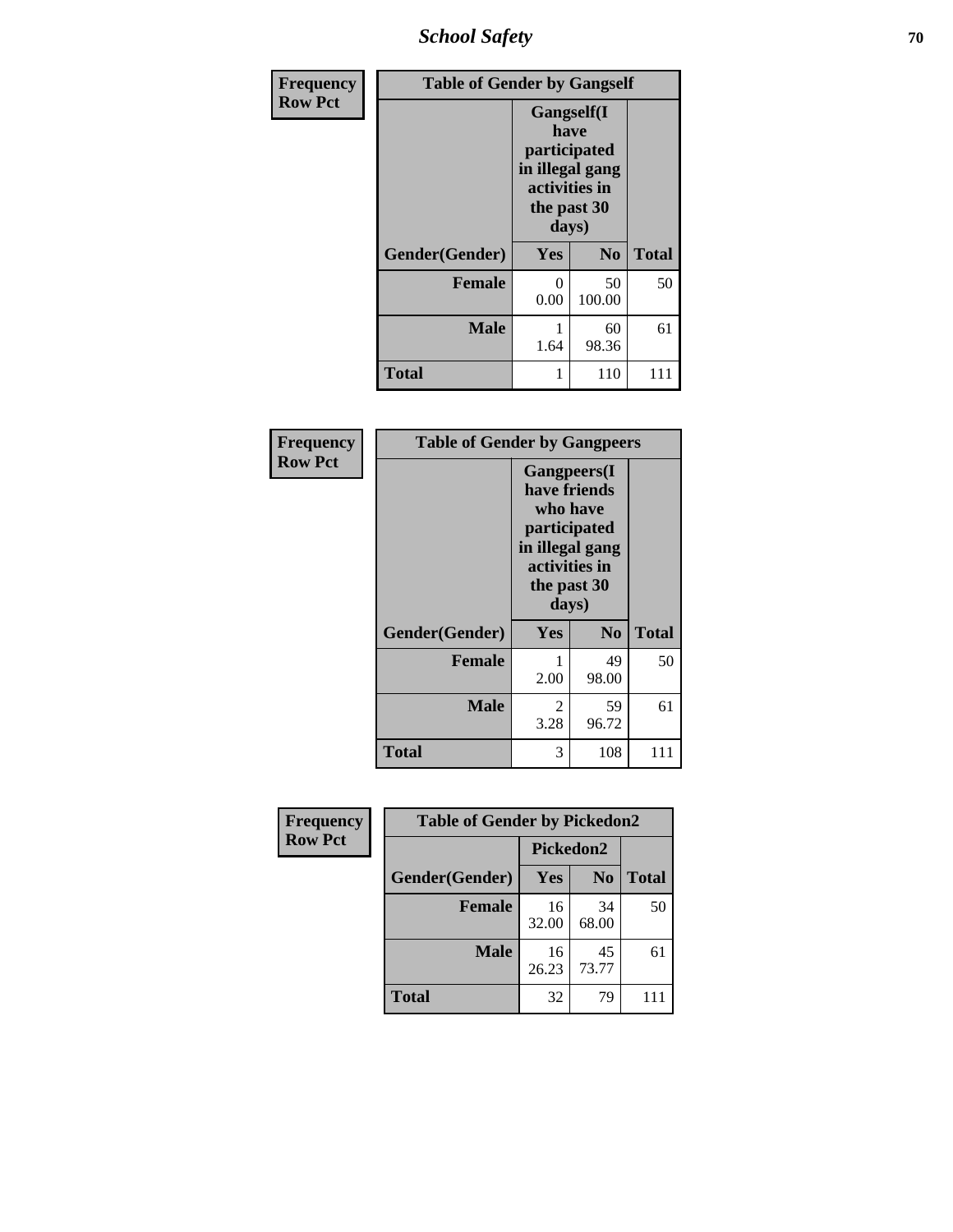| Frequency<br>Row Pct | Table of Gender by Gangself | | |
|---|---|---|---|
| | Gangself(I have participated in illegal gang activities in the past 30 days) | | |
| Gender(Gender) | Yes | No | Total |
| Female | 0<br>0.00 | 50<br>100.00 | 50 |
| Male | 1<br>1.64 | 60<br>98.36 | 61 |
| Total | 1 | 110 | 111 |

| Frequency<br>Row Pct | Table of Gender by Gangpeers | | |
|---|---|---|---|
| | Gangpeers(I have friends who have participated in illegal gang activities in the past 30 days) | | |
| Gender(Gender) | Yes | No | Total |
| Female | 1<br>2.00 | 49<br>98.00 | 50 |
| Male | 2<br>3.28 | 59<br>96.72 | 61 |
| Total | 3 | 108 | 111 |

| Frequency<br>Row Pct | Table of Gender by Pickedon2 | | |
|---|---|---|---|
| | Pickedon2 | | |
| Gender(Gender) | Yes | No | Total |
| Female | 16<br>32.00 | 34<br>68.00 | 50 |
| Male | 16<br>26.23 | 45<br>73.77 | 61 |
| Total | 32 | 79 | 111 |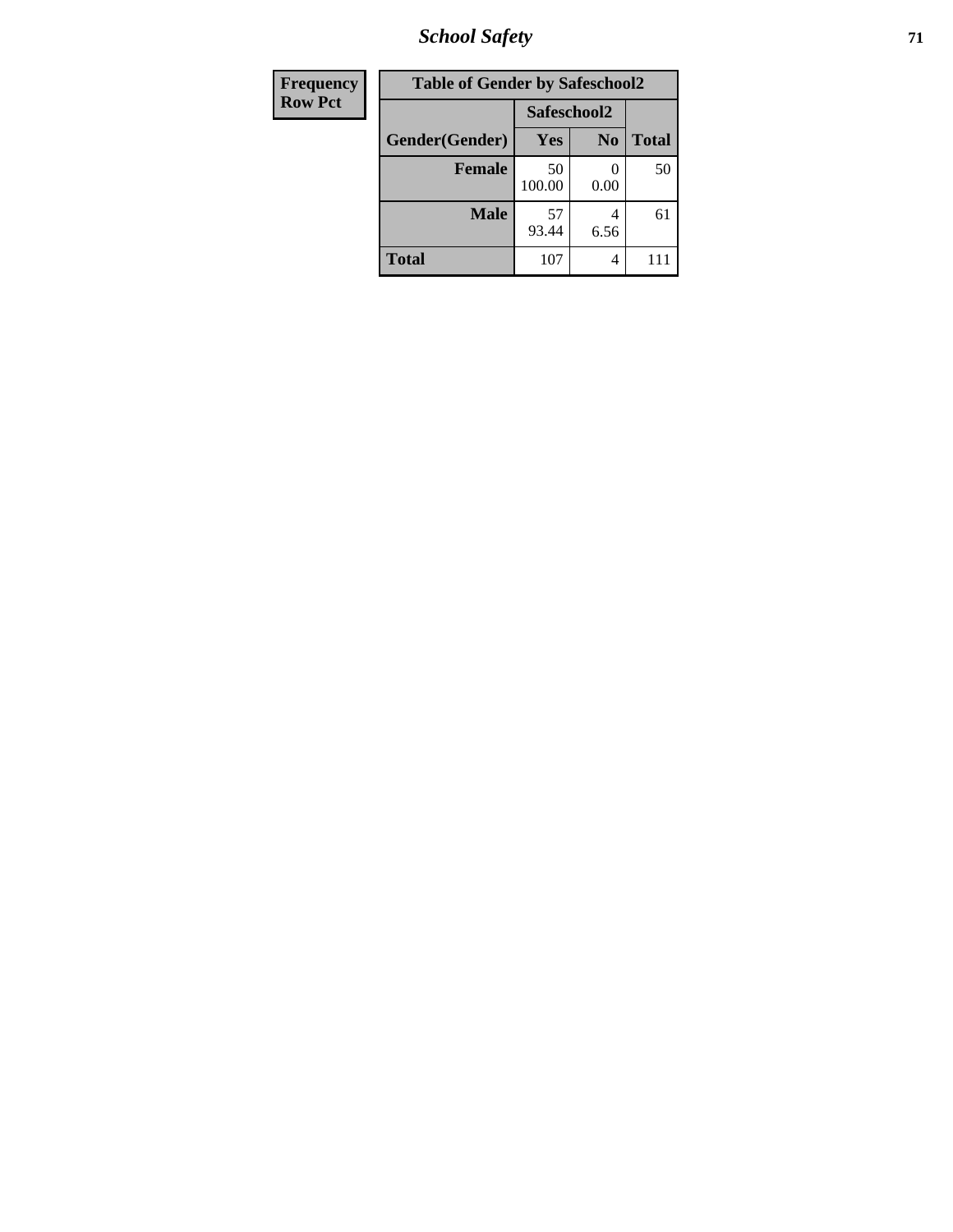| Frequency<br>Row Pct |
|---|

**Table of Gender by Safeschool2**

| Gender(Gender) | Safeschool2 | | Total |
|---|---|---|---|
| | Yes | No | |
| Female | 50<br>100.00 | 0<br>0.00 | 50 |
| Male | 57<br>93.44 | 4<br>6.56 | 61 |
| Total | 107 | 4 | 111 |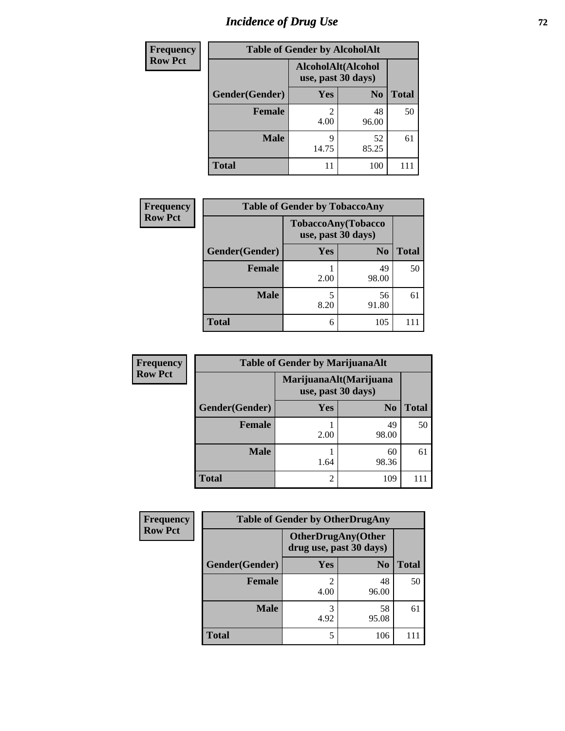# *Incidence of Drug Use*

**Frequency**
**Row Pct**

| **Table of Gender by AlcoholAlt** | | | |
|---|---|---|---|
| | **AlcoholAlt(Alcohol use, past 30 days)** | | |
| **Gender(Gender)** | **Yes** | **No** | **Total** |
| **Female** | 2<br>4.00 | 48<br>96.00 | 50 |
| **Male** | 9<br>14.75 | 52<br>85.25 | 61 |
| **Total** | 11 | 100 | 111 |

**Frequency**
**Row Pct**

| **Table of Gender by TobaccoAny** | | | |
|---|---|---|---|
| | **TobaccoAny(Tobacco use, past 30 days)** | | |
| **Gender(Gender)** | **Yes** | **No** | **Total** |
| **Female** | 1<br>2.00 | 49<br>98.00 | 50 |
| **Male** | 5<br>8.20 | 56<br>91.80 | 61 |
| **Total** | 6 | 105 | 111 |

**Frequency**
**Row Pct**

| **Table of Gender by MarijuanaAlt** | | | |
|---|---|---|---|
| | **MarijuanaAlt(Marijuana use, past 30 days)** | | |
| **Gender(Gender)** | **Yes** | **No** | **Total** |
| **Female** | 1<br>2.00 | 49<br>98.00 | 50 |
| **Male** | 1<br>1.64 | 60<br>98.36 | 61 |
| **Total** | 2 | 109 | 111 |

**Frequency**
**Row Pct**

| **Table of Gender by OtherDrugAny** | | | |
|---|---|---|---|
| | **OtherDrugAny(Other drug use, past 30 days)** | | |
| **Gender(Gender)** | **Yes** | **No** | **Total** |
| **Female** | 2<br>4.00 | 48<br>96.00 | 50 |
| **Male** | 3<br>4.92 | 58<br>95.08 | 61 |
| **Total** | 5 | 106 | 111 |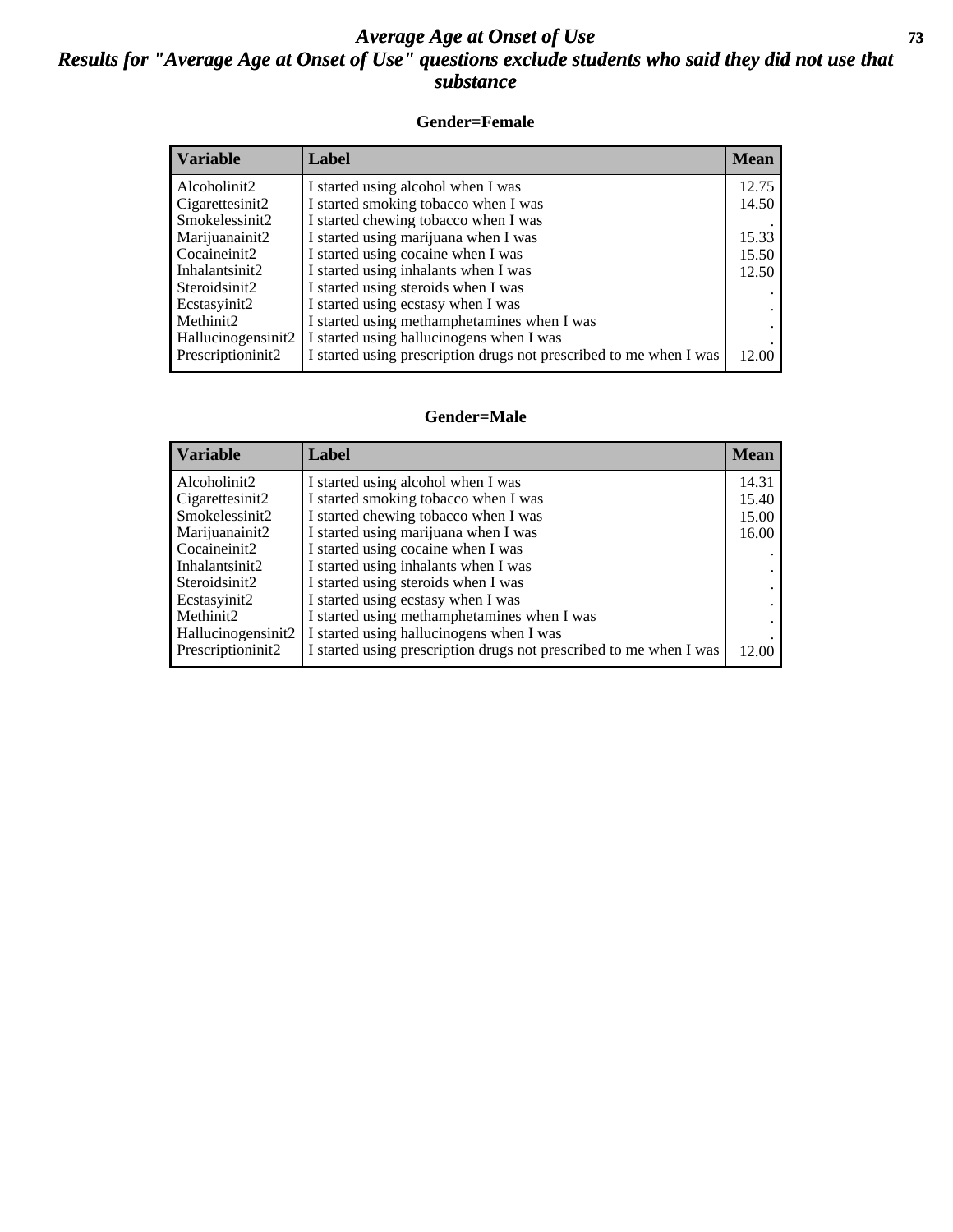# *Average Age at Onset of Use*

## *Results for "Average Age at Onset of Use" questions exclude students who said they did not use that substance*

### Gender=Female

| Variable | Label | Mean |
|---|---|---|
| Alcoholinit2 | I started using alcohol when I was | 12.75 |
| Cigarettesinit2 | I started smoking tobacco when I was | 14.50 |
| Smokelessinit2 | I started chewing tobacco when I was | . |
| Marijuanainit2 | I started using marijuana when I was | 15.33 |
| Cocaineinit2 | I started using cocaine when I was | 15.50 |
| Inhalantsinit2 | I started using inhalants when I was | 12.50 |
| Steroidsinit2 | I started using steroids when I was | . |
| Ecstasyinit2 | I started using ecstasy when I was | . |
| Methinit2 | I started using methamphetamines when I was | . |
| Hallucinogensinit2 | I started using hallucinogens when I was | . |
| Prescriptioninit2 | I started using prescription drugs not prescribed to me when I was | 12.00 |

### Gender=Male

| Variable | Label | Mean |
|---|---|---|
| Alcoholinit2 | I started using alcohol when I was | 14.31 |
| Cigarettesinit2 | I started smoking tobacco when I was | 15.40 |
| Smokelessinit2 | I started chewing tobacco when I was | 15.00 |
| Marijuanainit2 | I started using marijuana when I was | 16.00 |
| Cocaineinit2 | I started using cocaine when I was | . |
| Inhalantsinit2 | I started using inhalants when I was | . |
| Steroidsinit2 | I started using steroids when I was | . |
| Ecstasyinit2 | I started using ecstasy when I was | . |
| Methinit2 | I started using methamphetamines when I was | . |
| Hallucinogensinit2 | I started using hallucinogens when I was | . |
| Prescriptioninit2 | I started using prescription drugs not prescribed to me when I was | 12.00 |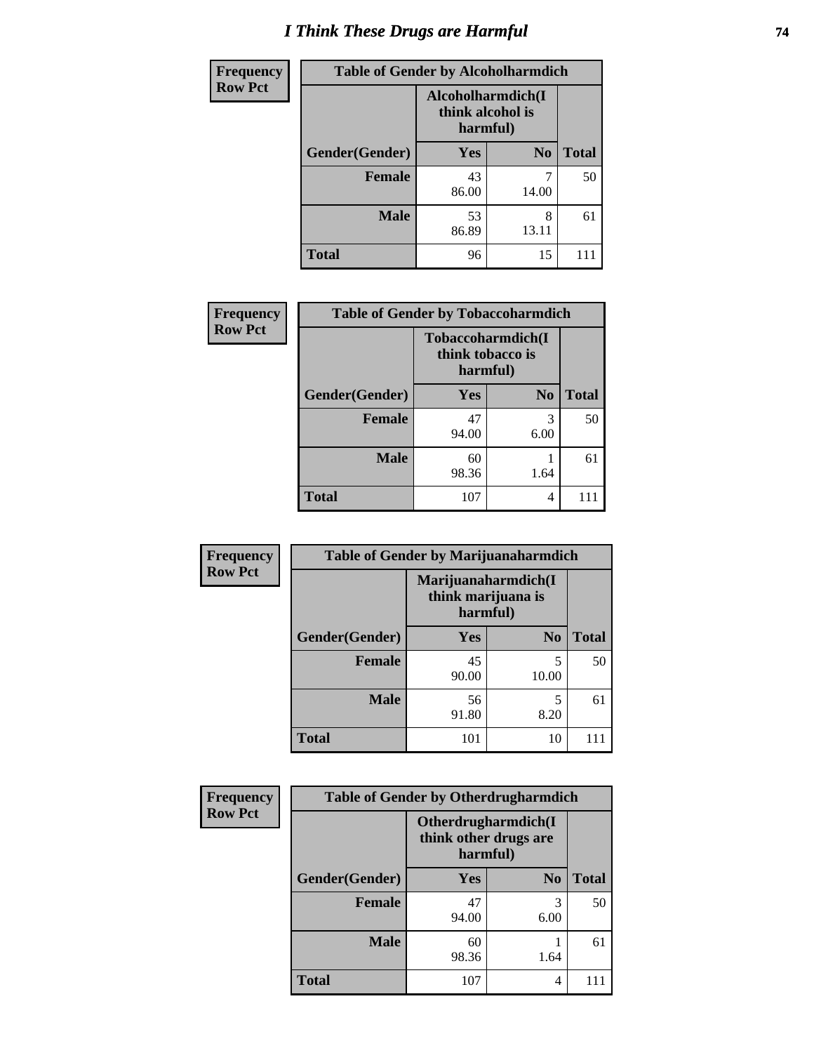# I Think These Drugs are Harmful

**Frequency**
**Row Pct**

| Table of Gender by Alcoholharmdich | | | |
|---|---|---|---|
| | Alcoholharmdich(I think alcohol is harmful) | | |
| Gender(Gender) | Yes | No | Total |
| Female | 43<br>86.00 | 7<br>14.00 | 50 |
| Male | 53<br>86.89 | 8<br>13.11 | 61 |
| Total | 96 | 15 | 111 |

**Frequency**
**Row Pct**

| Table of Gender by Tobaccoharmdich | | | |
|---|---|---|---|
| | Tobaccoharmdich(I think tobacco is harmful) | | |
| Gender(Gender) | Yes | No | Total |
| Female | 47<br>94.00 | 3<br>6.00 | 50 |
| Male | 60<br>98.36 | 1<br>1.64 | 61 |
| Total | 107 | 4 | 111 |

**Frequency**
**Row Pct**

| Table of Gender by Marijuanaharmdich | | | |
|---|---|---|---|
| | Marijuanaharmdich(I think marijuana is harmful) | | |
| Gender(Gender) | Yes | No | Total |
| Female | 45<br>90.00 | 5<br>10.00 | 50 |
| Male | 56<br>91.80 | 5<br>8.20 | 61 |
| Total | 101 | 10 | 111 |

**Frequency**
**Row Pct**

| Table of Gender by Otherdrugharmdich | | | |
|---|---|---|---|
| | Otherdrugharmdich(I think other drugs are harmful) | | |
| Gender(Gender) | Yes | No | Total |
| Female | 47<br>94.00 | 3<br>6.00 | 50 |
| Male | 60<br>98.36 | 1<br>1.64 | 61 |
| Total | 107 | 4 | 111 |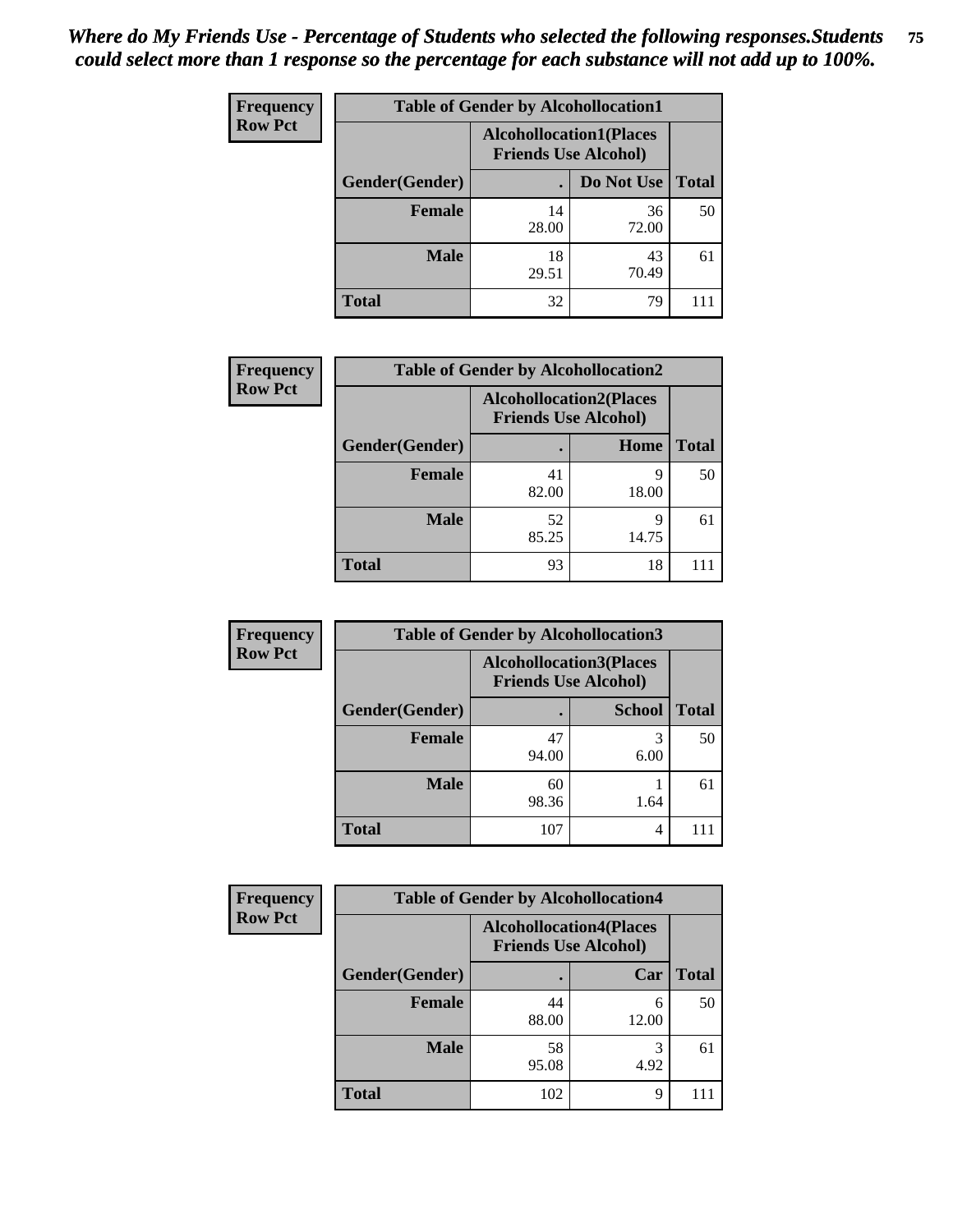*Where do My Friends Use - Percentage of Students who selected the following responses.Students could select more than 1 response so the percentage for each substance will not add up to 100%.*

**Frequency**
**Row Pct**

| Table of Gender by Alcohollocation1 | | | |
|---|---|---|---|
| | Alcohollocation1(Places Friends Use Alcohol) | | |
| Gender(Gender) | . | Do Not Use | Total |
| **Female** | 14<br>28.00 | 36<br>72.00 | 50 |
| **Male** | 18<br>29.51 | 43<br>70.49 | 61 |
| **Total** | 32 | 79 | 111 |

**Frequency**
**Row Pct**

| Table of Gender by Alcohollocation2 | | | |
|---|---|---|---|
| | Alcohollocation2(Places Friends Use Alcohol) | | |
| Gender(Gender) | . | Home | Total |
| **Female** | 41<br>82.00 | 9<br>18.00 | 50 |
| **Male** | 52<br>85.25 | 9<br>14.75 | 61 |
| **Total** | 93 | 18 | 111 |

**Frequency**
**Row Pct**

| Table of Gender by Alcohollocation3 | | | |
|---|---|---|---|
| | Alcohollocation3(Places Friends Use Alcohol) | | |
| Gender(Gender) | . | School | Total |
| **Female** | 47<br>94.00 | 3<br>6.00 | 50 |
| **Male** | 60<br>98.36 | 1<br>1.64 | 61 |
| **Total** | 107 | 4 | 111 |

**Frequency**
**Row Pct**

| Table of Gender by Alcohollocation4 | | | |
|---|---|---|---|
| | Alcohollocation4(Places Friends Use Alcohol) | | |
| Gender(Gender) | . | Car | Total |
| **Female** | 44<br>88.00 | 6<br>12.00 | 50 |
| **Male** | 58<br>95.08 | 3<br>4.92 | 61 |
| **Total** | 102 | 9 | 111 |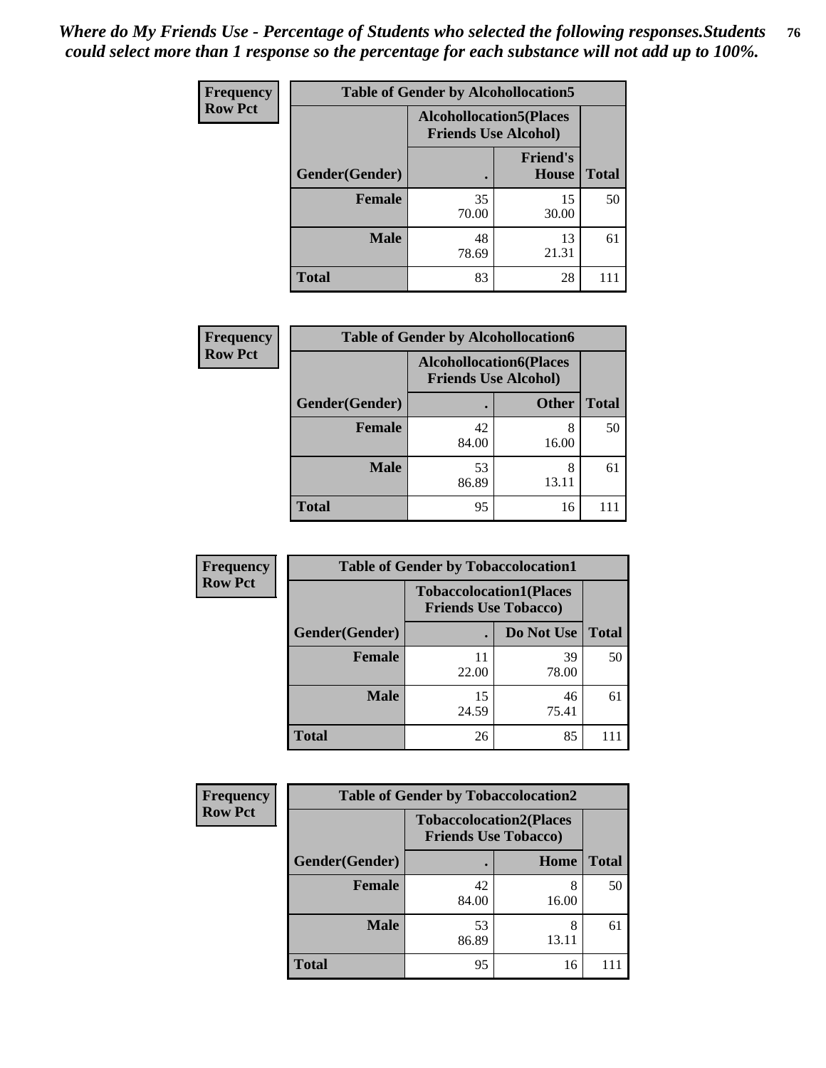*Where do My Friends Use - Percentage of Students who selected the following responses.Students could select more than 1 response so the percentage for each substance will not add up to 100%.*

| Frequency Row Pct | Table of Gender by Alcohollocation5 | | |
|---|---|---|---|
| | Alcohollocation5(Places Friends Use Alcohol) | | |
| Gender(Gender) | . | Friend's House | Total |
| Female | 35<br>70.00 | 15<br>30.00 | 50 |
| Male | 48<br>78.69 | 13<br>21.31 | 61 |
| Total | 83 | 28 | 111 |

| Frequency Row Pct | Table of Gender by Alcohollocation6 | | |
|---|---|---|---|
| | Alcohollocation6(Places Friends Use Alcohol) | | |
| Gender(Gender) | . | Other | Total |
| Female | 42<br>84.00 | 8<br>16.00 | 50 |
| Male | 53<br>86.89 | 8<br>13.11 | 61 |
| Total | 95 | 16 | 111 |

| Frequency Row Pct | Table of Gender by Tobaccolocation1 | | |
|---|---|---|---|
| | Tobaccolocation1(Places Friends Use Tobacco) | | |
| Gender(Gender) | . | Do Not Use | Total |
| Female | 11<br>22.00 | 39<br>78.00 | 50 |
| Male | 15<br>24.59 | 46<br>75.41 | 61 |
| Total | 26 | 85 | 111 |

| Frequency Row Pct | Table of Gender by Tobaccolocation2 | | |
|---|---|---|---|
| | Tobaccolocation2(Places Friends Use Tobacco) | | |
| Gender(Gender) | . | Home | Total |
| Female | 42<br>84.00 | 8<br>16.00 | 50 |
| Male | 53<br>86.89 | 8<br>13.11 | 61 |
| Total | 95 | 16 | 111 |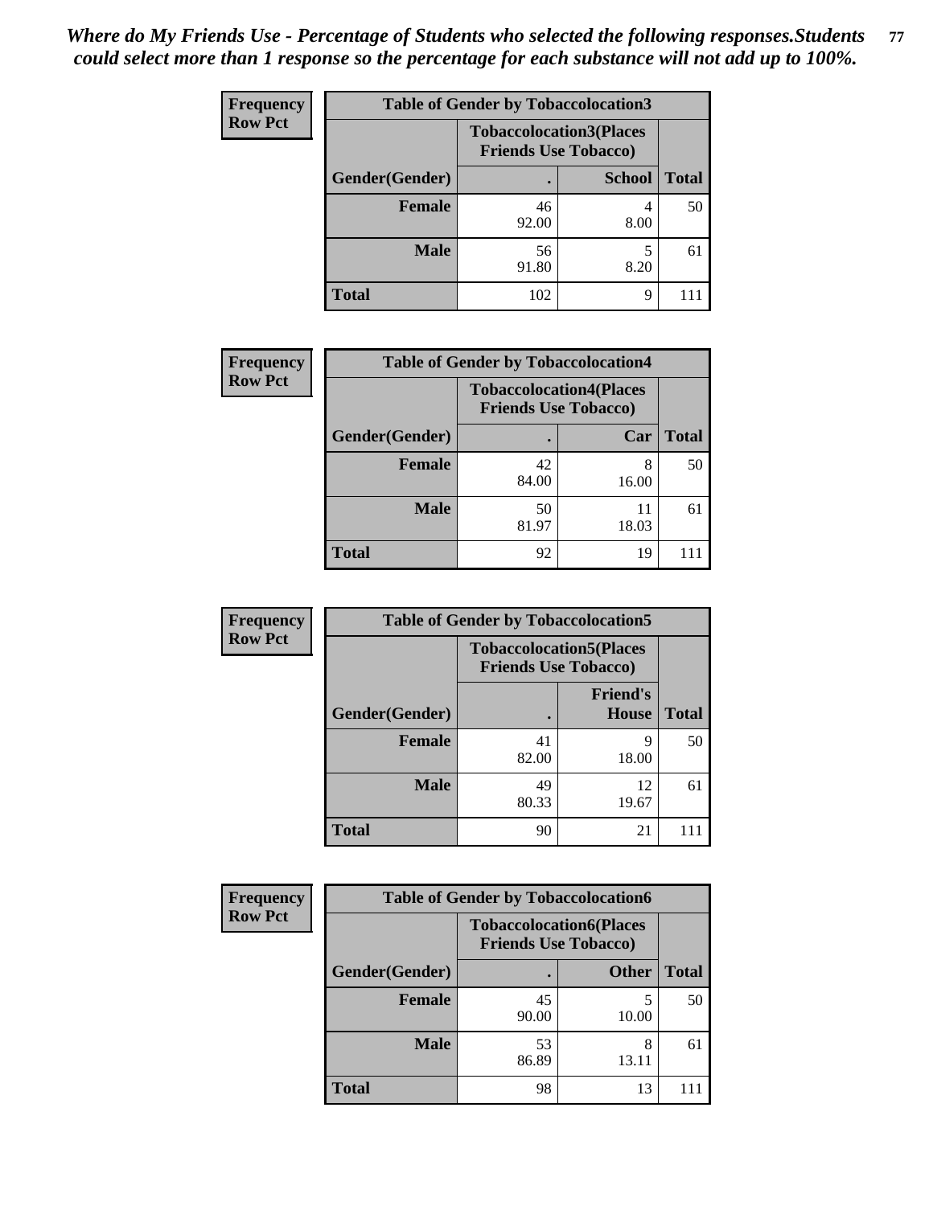*Where do My Friends Use - Percentage of Students who selected the following responses.Students could select more than 1 response so the percentage for each substance will not add up to 100%.*

**Frequency**
**Row Pct**

| Table of Gender by Tobaccolocation3 | | | |
|---|---|---|---|
| | Tobaccolocation3(Places Friends Use Tobacco) | | |
| Gender(Gender) | . | School | Total |
| Female | 46<br>92.00 | 4<br>8.00 | 50 |
| Male | 56<br>91.80 | 5<br>8.20 | 61 |
| Total | 102 | 9 | 111 |

**Frequency**
**Row Pct**

| Table of Gender by Tobaccolocation4 | | | |
|---|---|---|---|
| | Tobaccolocation4(Places Friends Use Tobacco) | | |
| Gender(Gender) | . | Car | Total |
| Female | 42<br>84.00 | 8<br>16.00 | 50 |
| Male | 50<br>81.97 | 11<br>18.03 | 61 |
| Total | 92 | 19 | 111 |

**Frequency**
**Row Pct**

| Table of Gender by Tobaccolocation5 | | | |
|---|---|---|---|
| | Tobaccolocation5(Places Friends Use Tobacco) | | |
| Gender(Gender) | . | Friend's House | Total |
| Female | 41<br>82.00 | 9<br>18.00 | 50 |
| Male | 49<br>80.33 | 12<br>19.67 | 61 |
| Total | 90 | 21 | 111 |

**Frequency**
**Row Pct**

| Table of Gender by Tobaccolocation6 | | | |
|---|---|---|---|
| | Tobaccolocation6(Places Friends Use Tobacco) | | |
| Gender(Gender) | . | Other | Total |
| Female | 45<br>90.00 | 5<br>10.00 | 50 |
| Male | 53<br>86.89 | 8<br>13.11 | 61 |
| Total | 98 | 13 | 111 |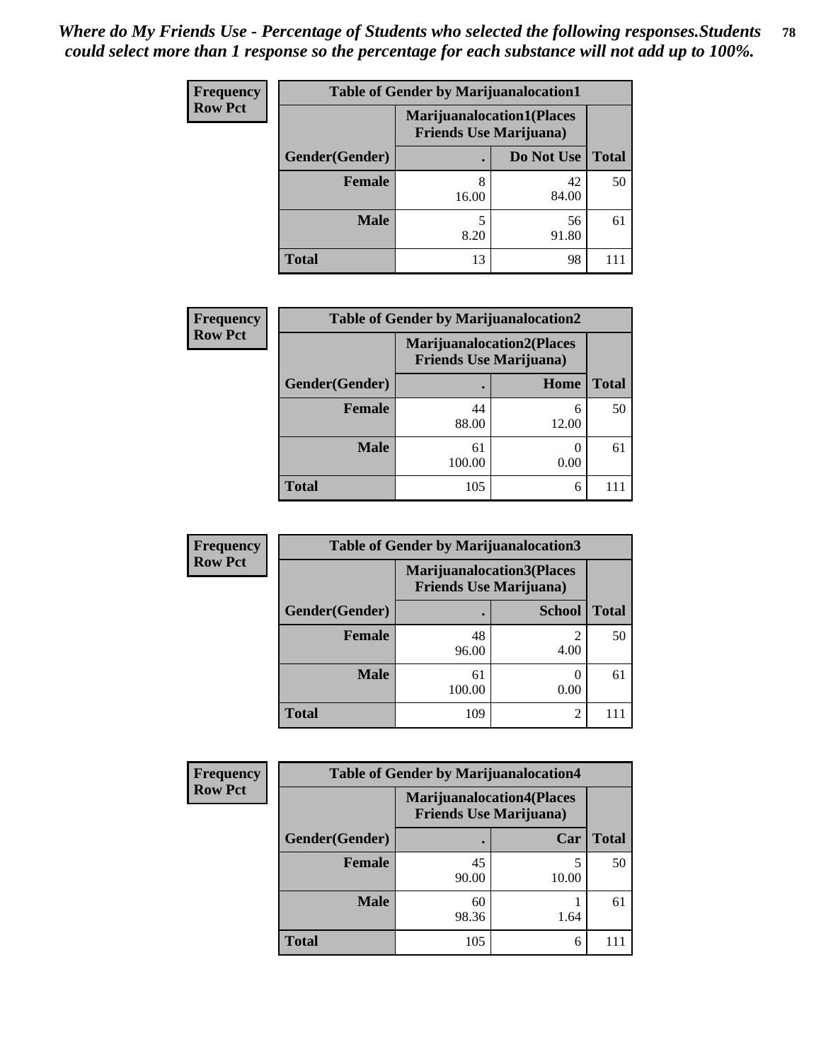*Where do My Friends Use - Percentage of Students who selected the following responses.Students could select more than 1 response so the percentage for each substance will not add up to 100%.*

| Frequency Row Pct | Table of Gender by Marijuanalocation1 | | |
|---|---|---|---|
| | Marijuanalocation1(Places Friends Use Marijuana) | | |
| Gender(Gender) | . | Do Not Use | Total |
| Female | 8<br>16.00 | 42<br>84.00 | 50 |
| Male | 5<br>8.20 | 56<br>91.80 | 61 |
| Total | 13 | 98 | 111 |

| Frequency Row Pct | Table of Gender by Marijuanalocation2 | | |
|---|---|---|---|
| | Marijuanalocation2(Places Friends Use Marijuana) | | |
| Gender(Gender) | . | Home | Total |
| Female | 44<br>88.00 | 6<br>12.00 | 50 |
| Male | 61<br>100.00 | 0<br>0.00 | 61 |
| Total | 105 | 6 | 111 |

| Frequency Row Pct | Table of Gender by Marijuanalocation3 | | |
|---|---|---|---|
| | Marijuanalocation3(Places Friends Use Marijuana) | | |
| Gender(Gender) | . | School | Total |
| Female | 48<br>96.00 | 2<br>4.00 | 50 |
| Male | 61<br>100.00 | 0<br>0.00 | 61 |
| Total | 109 | 2 | 111 |

| Frequency Row Pct | Table of Gender by Marijuanalocation4 | | |
|---|---|---|---|
| | Marijuanalocation4(Places Friends Use Marijuana) | | |
| Gender(Gender) | . | Car | Total |
| Female | 45<br>90.00 | 5<br>10.00 | 50 |
| Male | 60<br>98.36 | 1<br>1.64 | 61 |
| Total | 105 | 6 | 111 |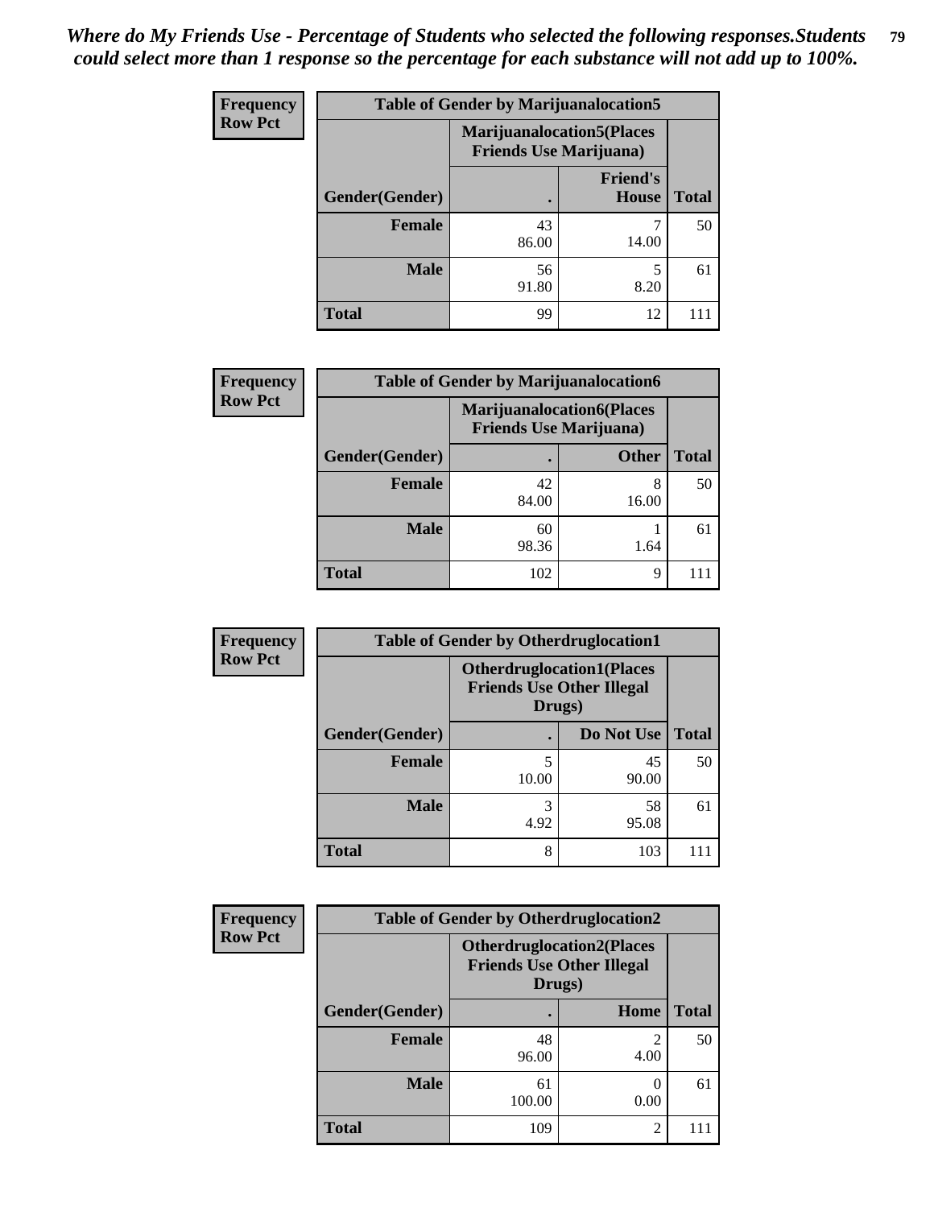*Where do My Friends Use - Percentage of Students who selected the following responses.Students could select more than 1 response so the percentage for each substance will not add up to 100%.*

**Frequency**
**Row Pct**

| Table of Gender by Marijuanalocation5 | | | |
|---|---|---|---|
| | Marijuanalocation5(Places Friends Use Marijuana) | | |
| Gender(Gender) | . | Friend's House | Total |
| **Female** | 43<br>86.00 | 7<br>14.00 | 50 |
| **Male** | 56<br>91.80 | 5<br>8.20 | 61 |
| **Total** | 99 | 12 | 111 |

**Frequency**
**Row Pct**

| Table of Gender by Marijuanalocation6 | | | |
|---|---|---|---|
| | Marijuanalocation6(Places Friends Use Marijuana) | | |
| Gender(Gender) | . | Other | Total |
| **Female** | 42<br>84.00 | 8<br>16.00 | 50 |
| **Male** | 60<br>98.36 | 1<br>1.64 | 61 |
| **Total** | 102 | 9 | 111 |

**Frequency**
**Row Pct**

| Table of Gender by Otherdruglocation1 | | | |
|---|---|---|---|
| | Otherdruglocation1(Places Friends Use Other Illegal Drugs) | | |
| Gender(Gender) | . | Do Not Use | Total |
| **Female** | 5<br>10.00 | 45<br>90.00 | 50 |
| **Male** | 3<br>4.92 | 58<br>95.08 | 61 |
| **Total** | 8 | 103 | 111 |

**Frequency**
**Row Pct**

| Table of Gender by Otherdruglocation2 | | | |
|---|---|---|---|
| | Otherdruglocation2(Places Friends Use Other Illegal Drugs) | | |
| Gender(Gender) | . | Home | Total |
| **Female** | 48<br>96.00 | 2<br>4.00 | 50 |
| **Male** | 61<br>100.00 | 0<br>0.00 | 61 |
| **Total** | 109 | 2 | 111 |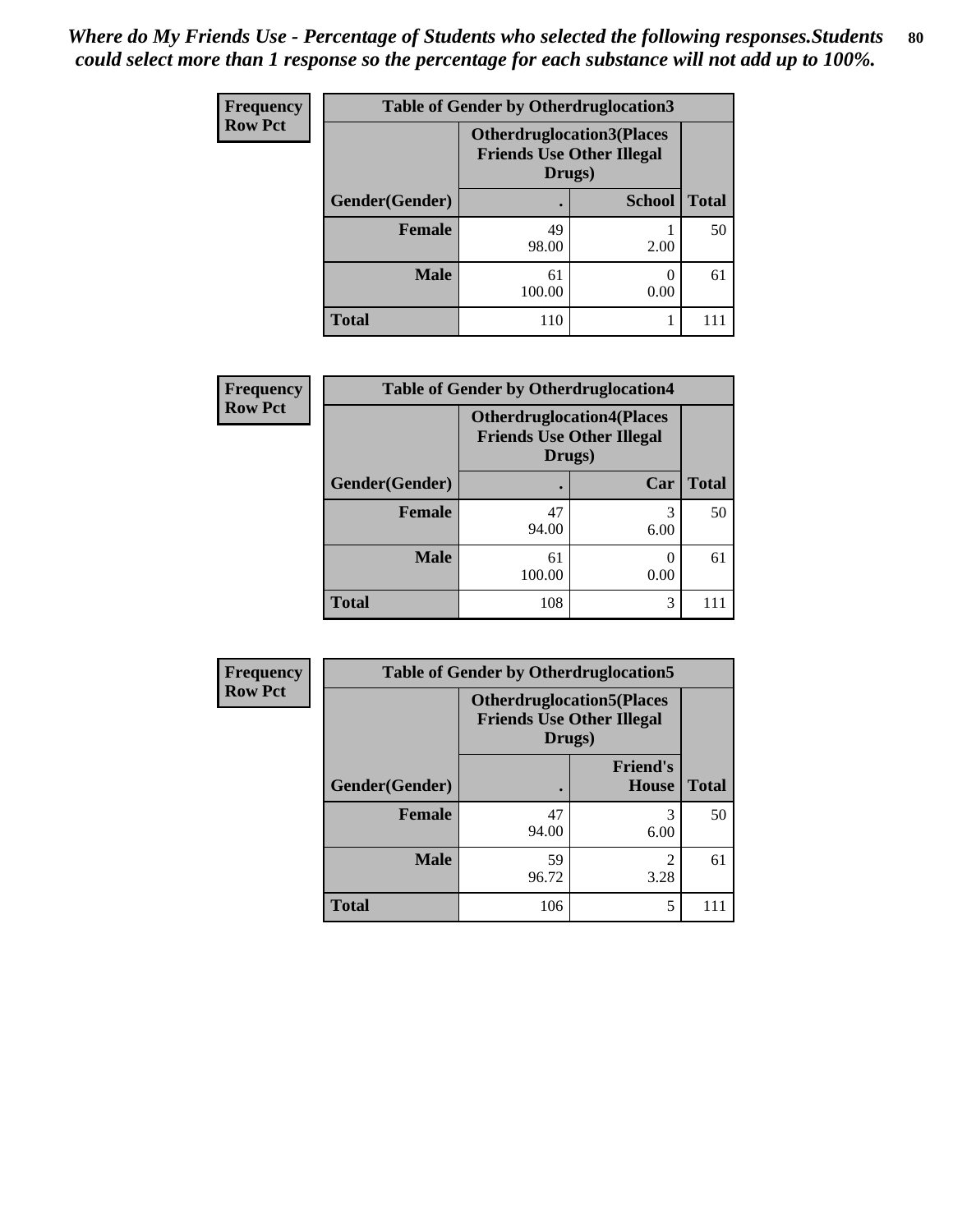*Where do My Friends Use - Percentage of Students who selected the following responses.Students could select more than 1 response so the percentage for each substance will not add up to 100%.*

**Frequency**
**Row Pct**

| Table of Gender by Otherdruglocation3 | | | |
|---|---|---|---|
| | Otherdruglocation3(Places Friends Use Other Illegal Drugs) | | |
| Gender(Gender) | . | School | Total |
| Female | 49<br>98.00 | 1<br>2.00 | 50 |
| Male | 61<br>100.00 | 0<br>0.00 | 61 |
| Total | 110 | 1 | 111 |

**Frequency**
**Row Pct**

| Table of Gender by Otherdruglocation4 | | | |
|---|---|---|---|
| | Otherdruglocation4(Places Friends Use Other Illegal Drugs) | | |
| Gender(Gender) | . | Car | Total |
| Female | 47<br>94.00 | 3<br>6.00 | 50 |
| Male | 61<br>100.00 | 0<br>0.00 | 61 |
| Total | 108 | 3 | 111 |

**Frequency**
**Row Pct**

| Table of Gender by Otherdruglocation5 | | | |
|---|---|---|---|
| | Otherdruglocation5(Places Friends Use Other Illegal Drugs) | | |
| Gender(Gender) | . | Friend's House | Total |
| Female | 47<br>94.00 | 3<br>6.00 | 50 |
| Male | 59<br>96.72 | 2<br>3.28 | 61 |
| Total | 106 | 5 | 111 |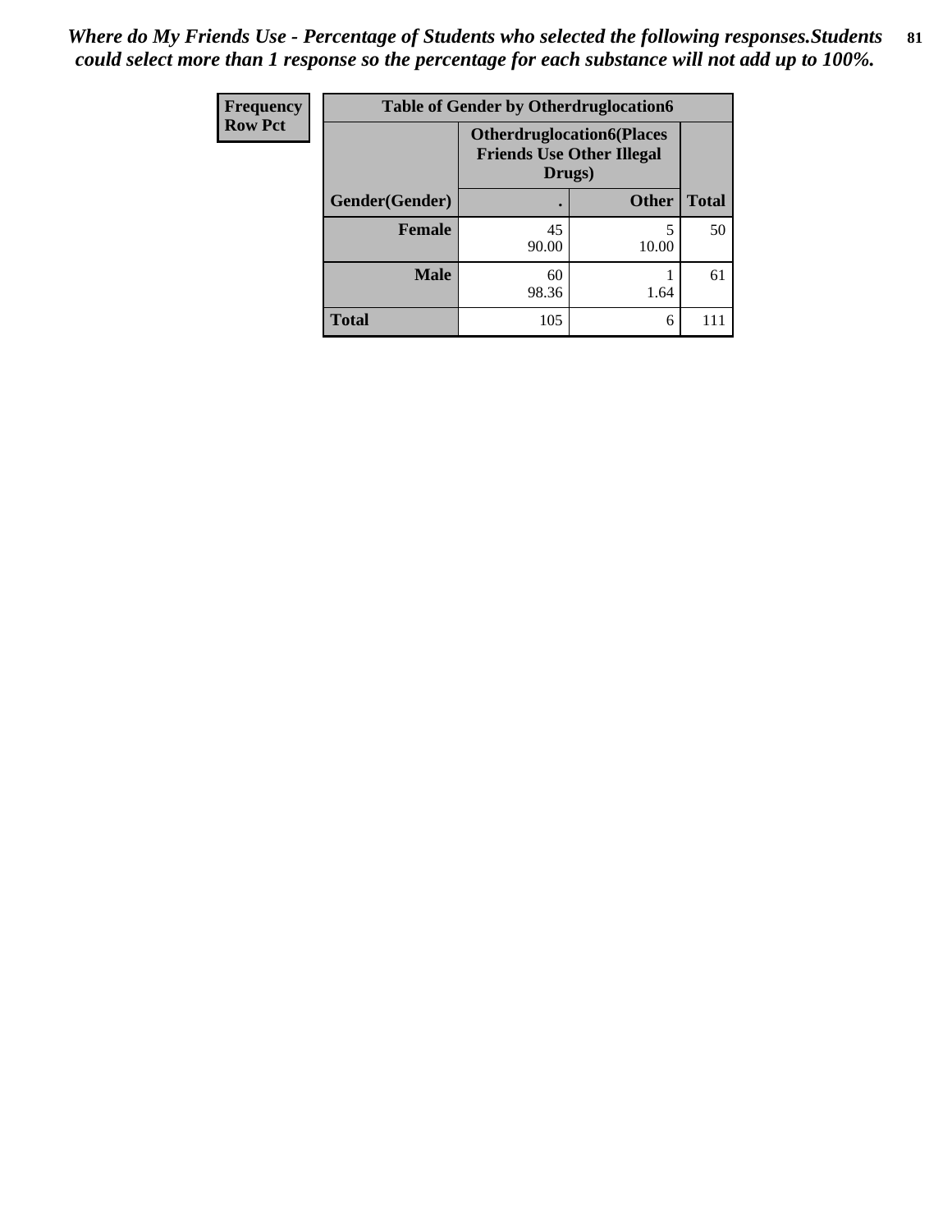*Where do My Friends Use - Percentage of Students who selected the following responses.Students could select more than 1 response so the percentage for each substance will not add up to 100%.*

| Frequency<br>Row Pct | Table of Gender by Otherdruglocation6 | | |
|---|---|---|---|
| | Otherdruglocation6(Places Friends Use Other Illegal Drugs) | | |
| Gender(Gender) | . | Other | Total |
| **Female** | 45<br>90.00 | 5<br>10.00 | 50 |
| **Male** | 60<br>98.36 | 1<br>1.64 | 61 |
| **Total** | 105 | 6 | 111 |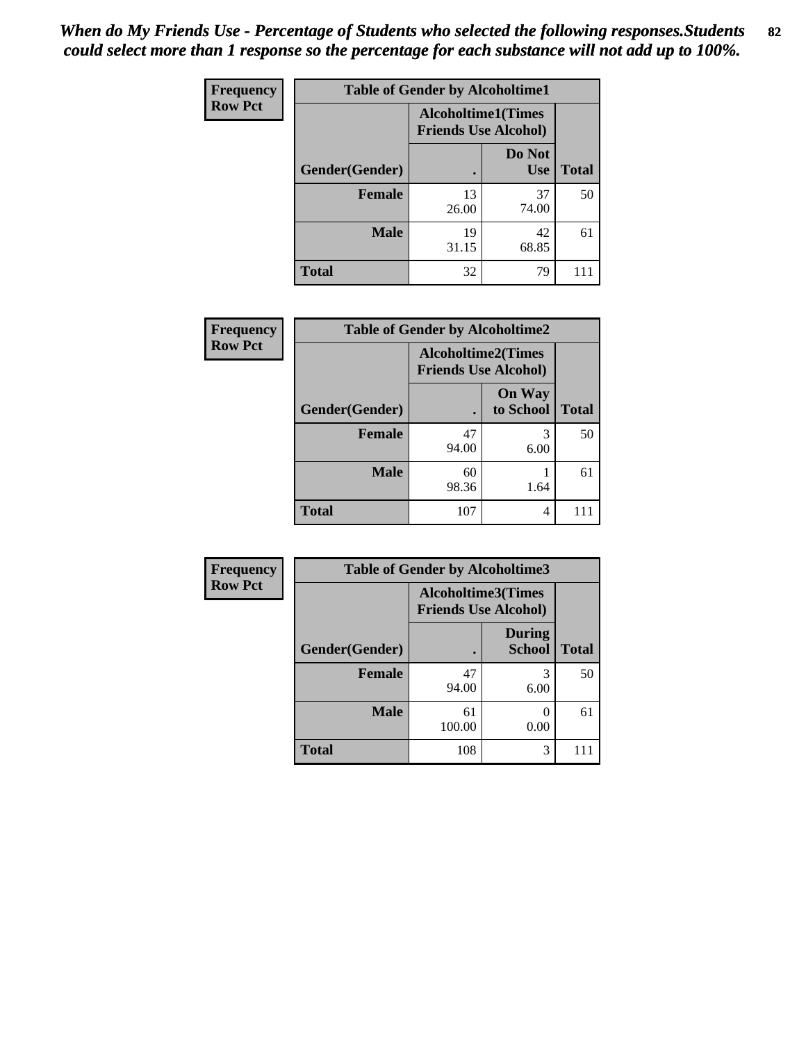*When do My Friends Use - Percentage of Students who selected the following responses.Students could select more than 1 response so the percentage for each substance will not add up to 100%.*

**Frequency**
**Row Pct**

| Table of Gender by Alcoholtime1 | | | |
|---|---|---|---|
| | Alcoholtime1(Times Friends Use Alcohol) | | |
| Gender(Gender) | . | Do Not Use | Total |
| **Female** | 13<br>26.00 | 37<br>74.00 | 50 |
| **Male** | 19<br>31.15 | 42<br>68.85 | 61 |
| **Total** | 32 | 79 | 111 |

**Frequency**
**Row Pct**

| Table of Gender by Alcoholtime2 | | | |
|---|---|---|---|
| | Alcoholtime2(Times Friends Use Alcohol) | | |
| Gender(Gender) | . | On Way to School | Total |
| **Female** | 47<br>94.00 | 3<br>6.00 | 50 |
| **Male** | 60<br>98.36 | 1<br>1.64 | 61 |
| **Total** | 107 | 4 | 111 |

**Frequency**
**Row Pct**

| Table of Gender by Alcoholtime3 | | | |
|---|---|---|---|
| | Alcoholtime3(Times Friends Use Alcohol) | | |
| Gender(Gender) | . | During School | Total |
| **Female** | 47<br>94.00 | 3<br>6.00 | 50 |
| **Male** | 61<br>100.00 | 0<br>0.00 | 61 |
| **Total** | 108 | 3 | 111 |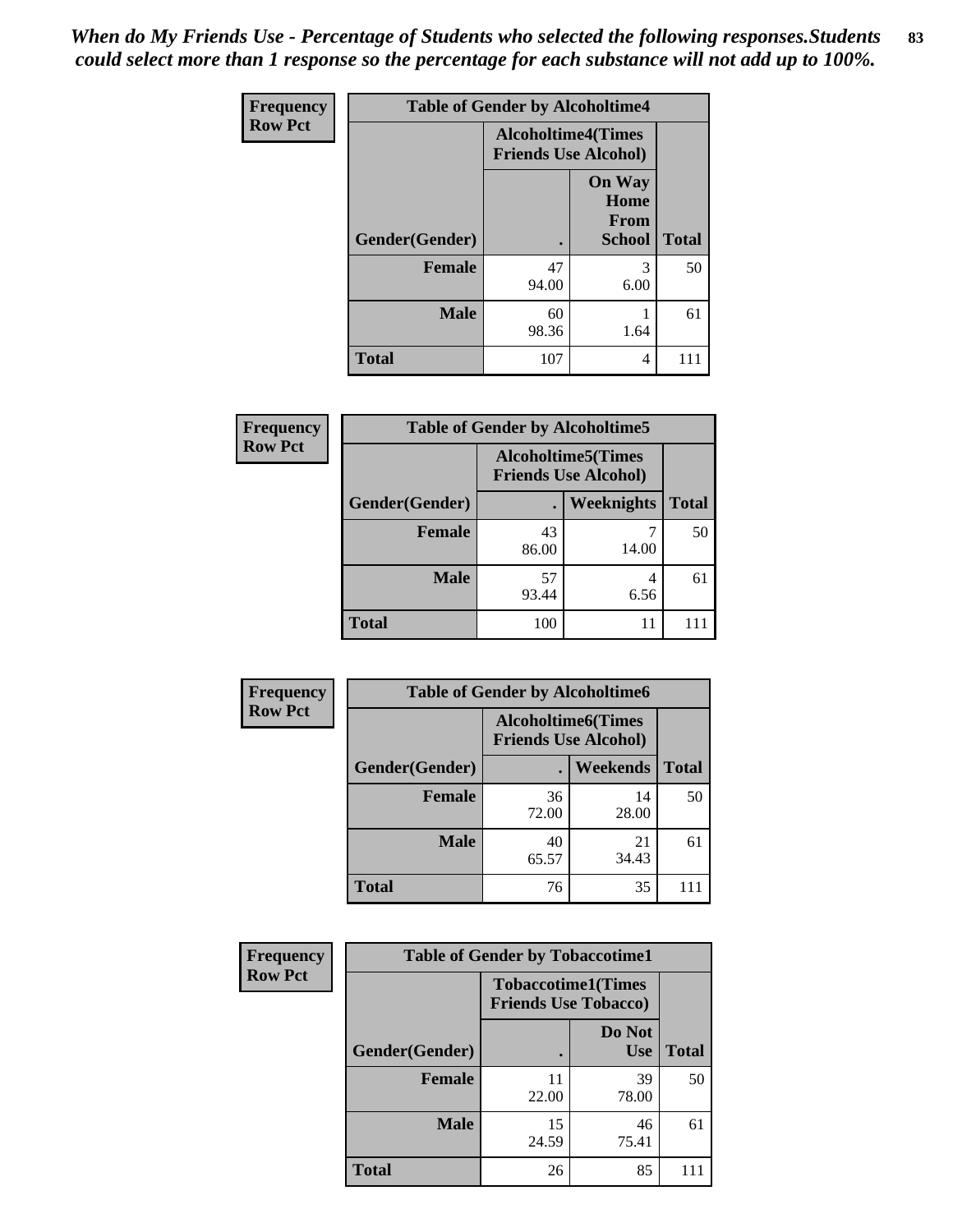*When do My Friends Use - Percentage of Students who selected the following responses.Students could select more than 1 response so the percentage for each substance will not add up to 100%.*

**Frequency Row Pct**

| Table of Gender by Alcoholtime4 | | | |
|---|---|---|---|
| | Alcoholtime4(Times Friends Use Alcohol) | | |
| Gender(Gender) | . | On Way Home From School | Total |
| **Female** | 47<br>94.00 | 3<br>6.00 | 50 |
| **Male** | 60<br>98.36 | 1<br>1.64 | 61 |
| **Total** | 107 | 4 | 111 |

**Frequency Row Pct**

| Table of Gender by Alcoholtime5 | | | |
|---|---|---|---|
| | Alcoholtime5(Times Friends Use Alcohol) | | |
| Gender(Gender) | . | Weeknights | Total |
| **Female** | 43<br>86.00 | 7<br>14.00 | 50 |
| **Male** | 57<br>93.44 | 4<br>6.56 | 61 |
| **Total** | 100 | 11 | 111 |

**Frequency Row Pct**

| Table of Gender by Alcoholtime6 | | | |
|---|---|---|---|
| | Alcoholtime6(Times Friends Use Alcohol) | | |
| Gender(Gender) | . | Weekends | Total |
| **Female** | 36<br>72.00 | 14<br>28.00 | 50 |
| **Male** | 40<br>65.57 | 21<br>34.43 | 61 |
| **Total** | 76 | 35 | 111 |

**Frequency Row Pct**

| Table of Gender by Tobaccotime1 | | | |
|---|---|---|---|
| | Tobaccotime1(Times Friends Use Tobacco) | | |
| Gender(Gender) | . | Do Not Use | Total |
| **Female** | 11<br>22.00 | 39<br>78.00 | 50 |
| **Male** | 15<br>24.59 | 46<br>75.41 | 61 |
| **Total** | 26 | 85 | 111 |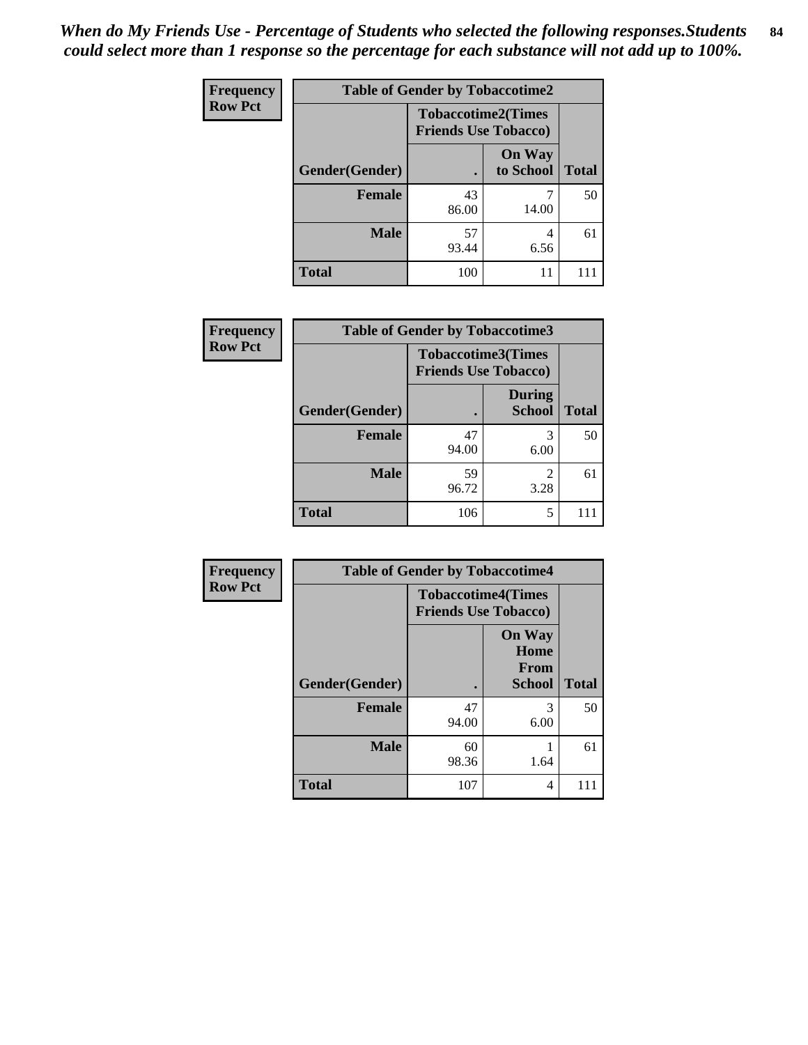*When do My Friends Use - Percentage of Students who selected the following responses.Students could select more than 1 response so the percentage for each substance will not add up to 100%.*

**Frequency**
**Row Pct**

| Table of Gender by Tobaccotime2 | | | |
|---|---|---|---|
| | Tobaccotime2(Times Friends Use Tobacco) | | |
| Gender(Gender) | . | On Way to School | Total |
| **Female** | 43<br>86.00 | 7<br>14.00 | 50 |
| **Male** | 57<br>93.44 | 4<br>6.56 | 61 |
| **Total** | 100 | 11 | 111 |

**Frequency**
**Row Pct**

| Table of Gender by Tobaccotime3 | | | |
|---|---|---|---|
| | Tobaccotime3(Times Friends Use Tobacco) | | |
| Gender(Gender) | . | During School | Total |
| **Female** | 47<br>94.00 | 3<br>6.00 | 50 |
| **Male** | 59<br>96.72 | 2<br>3.28 | 61 |
| **Total** | 106 | 5 | 111 |

**Frequency**
**Row Pct**

| Table of Gender by Tobaccotime4 | | | |
|---|---|---|---|
| | Tobaccotime4(Times Friends Use Tobacco) | | |
| Gender(Gender) | . | On Way Home From School | Total |
| **Female** | 47<br>94.00 | 3<br>6.00 | 50 |
| **Male** | 60<br>98.36 | 1<br>1.64 | 61 |
| **Total** | 107 | 4 | 111 |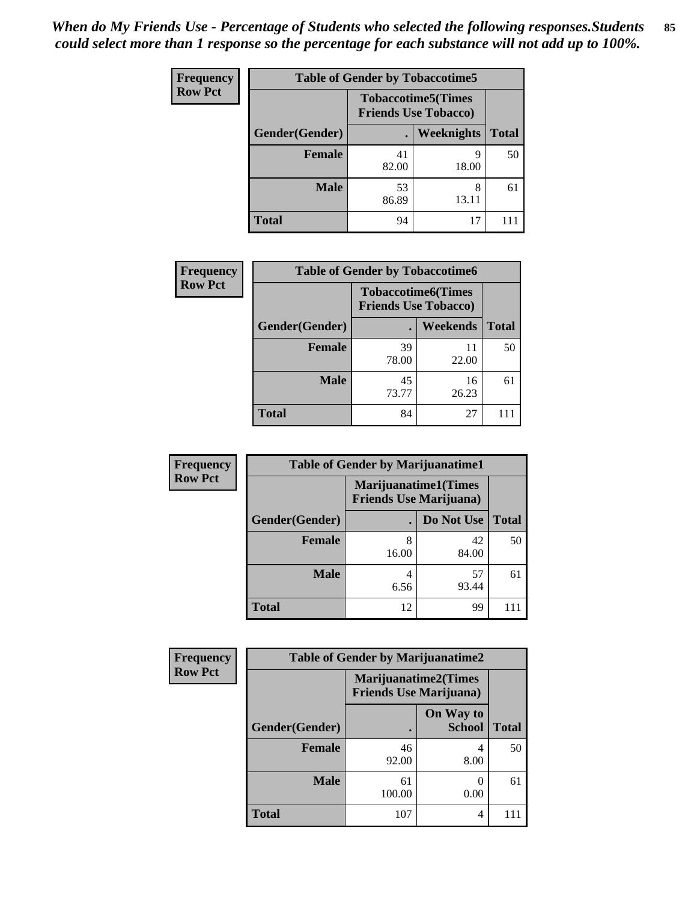*When do My Friends Use - Percentage of Students who selected the following responses.Students could select more than 1 response so the percentage for each substance will not add up to 100%.*

**Frequency**
**Row Pct**

| Table of Gender by Tobaccotime5 | | | |
|---|---|---|---|
| | Tobaccotime5(Times Friends Use Tobacco) | | |
| Gender(Gender) | . | Weeknights | Total |
| **Female** | 41<br>82.00 | 9<br>18.00 | 50 |
| **Male** | 53<br>86.89 | 8<br>13.11 | 61 |
| **Total** | 94 | 17 | 111 |

**Frequency**
**Row Pct**

| Table of Gender by Tobaccotime6 | | | |
|---|---|---|---|
| | Tobaccotime6(Times Friends Use Tobacco) | | |
| Gender(Gender) | . | Weekends | Total |
| **Female** | 39<br>78.00 | 11<br>22.00 | 50 |
| **Male** | 45<br>73.77 | 16<br>26.23 | 61 |
| **Total** | 84 | 27 | 111 |

**Frequency**
**Row Pct**

| Table of Gender by Marijuanatime1 | | | |
|---|---|---|---|
| | Marijuanatime1(Times Friends Use Marijuana) | | |
| Gender(Gender) | . | Do Not Use | Total |
| **Female** | 8<br>16.00 | 42<br>84.00 | 50 |
| **Male** | 4<br>6.56 | 57<br>93.44 | 61 |
| **Total** | 12 | 99 | 111 |

**Frequency**
**Row Pct**

| Table of Gender by Marijuanatime2 | | | |
|---|---|---|---|
| | Marijuanatime2(Times Friends Use Marijuana) | | |
| Gender(Gender) | . | On Way to School | Total |
| **Female** | 46<br>92.00 | 4<br>8.00 | 50 |
| **Male** | 61<br>100.00 | 0<br>0.00 | 61 |
| **Total** | 107 | 4 | 111 |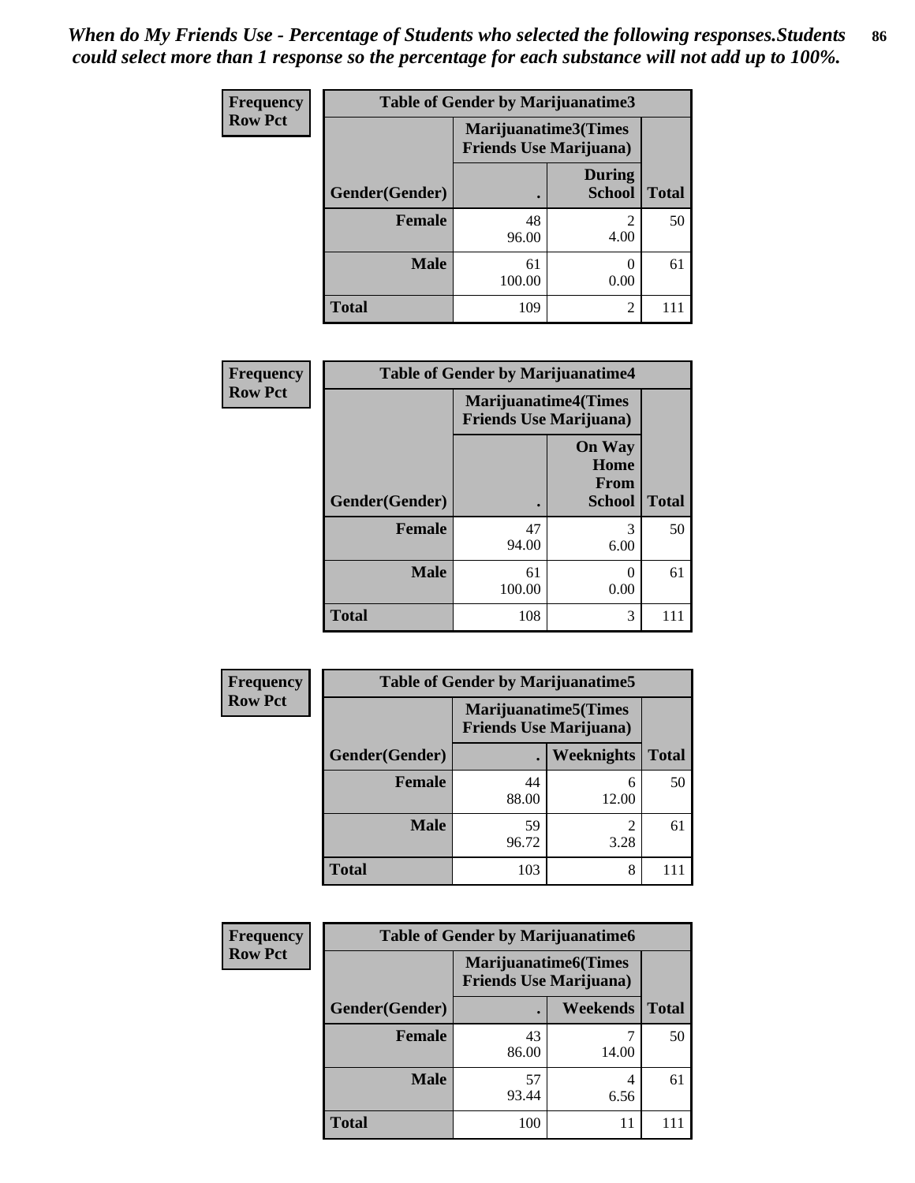*When do My Friends Use - Percentage of Students who selected the following responses.Students could select more than 1 response so the percentage for each substance will not add up to 100%.*

**Table of Gender by Marijuanatime3**

| Frequency / Row Pct | Marijuanatime3(Times Friends Use Marijuana) | | |
|---|---|---|---|
| Gender(Gender) | . | During School | Total |
| Female | 48<br>96.00 | 2<br>4.00 | 50 |
| Male | 61<br>100.00 | 0<br>0.00 | 61 |
| Total | 109 | 2 | 111 |

**Table of Gender by Marijuanatime4**

| Frequency / Row Pct | Marijuanatime4(Times Friends Use Marijuana) | | |
|---|---|---|---|
| Gender(Gender) | . | On Way Home From School | Total |
| Female | 47<br>94.00 | 3<br>6.00 | 50 |
| Male | 61<br>100.00 | 0<br>0.00 | 61 |
| Total | 108 | 3 | 111 |

**Table of Gender by Marijuanatime5**

| Frequency / Row Pct | Marijuanatime5(Times Friends Use Marijuana) | | |
|---|---|---|---|
| Gender(Gender) | . | Weeknights | Total |
| Female | 44<br>88.00 | 6<br>12.00 | 50 |
| Male | 59<br>96.72 | 2<br>3.28 | 61 |
| Total | 103 | 8 | 111 |

**Table of Gender by Marijuanatime6**

| Frequency / Row Pct | Marijuanatime6(Times Friends Use Marijuana) | | |
|---|---|---|---|
| Gender(Gender) | . | Weekends | Total |
| Female | 43<br>86.00 | 7<br>14.00 | 50 |
| Male | 57<br>93.44 | 4<br>6.56 | 61 |
| Total | 100 | 11 | 111 |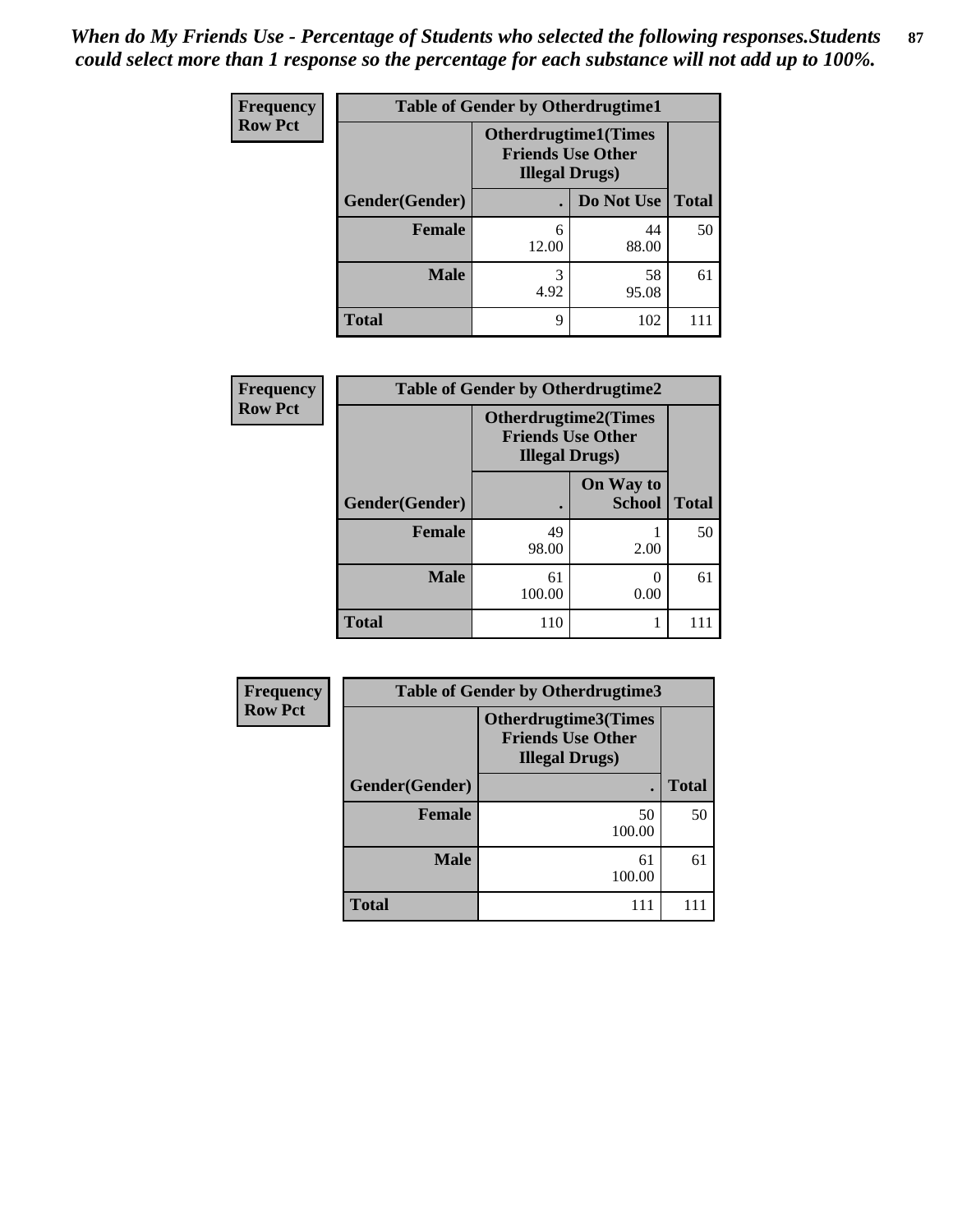*When do My Friends Use - Percentage of Students who selected the following responses.Students could select more than 1 response so the percentage for each substance will not add up to 100%.*

**Frequency**
**Row Pct**

**Table of Gender by Otherdrugtime1**

| Gender(Gender) | Otherdrugtime1(Times Friends Use Other Illegal Drugs) . | Do Not Use | Total |
|---|---|---|---|
| **Female** | 6<br>12.00 | 44<br>88.00 | 50 |
| **Male** | 3<br>4.92 | 58<br>95.08 | 61 |
| **Total** | 9 | 102 | 111 |

**Frequency**
**Row Pct**

**Table of Gender by Otherdrugtime2**

| Gender(Gender) | Otherdrugtime2(Times Friends Use Other Illegal Drugs) . | On Way to School | Total |
|---|---|---|---|
| **Female** | 49<br>98.00 | 1<br>2.00 | 50 |
| **Male** | 61<br>100.00 | 0<br>0.00 | 61 |
| **Total** | 110 | 1 | 111 |

**Frequency**
**Row Pct**

**Table of Gender by Otherdrugtime3**

| Gender(Gender) | Otherdrugtime3(Times Friends Use Other Illegal Drugs) . | Total |
|---|---|---|
| **Female** | 50<br>100.00 | 50 |
| **Male** | 61<br>100.00 | 61 |
| **Total** | 111 | 111 |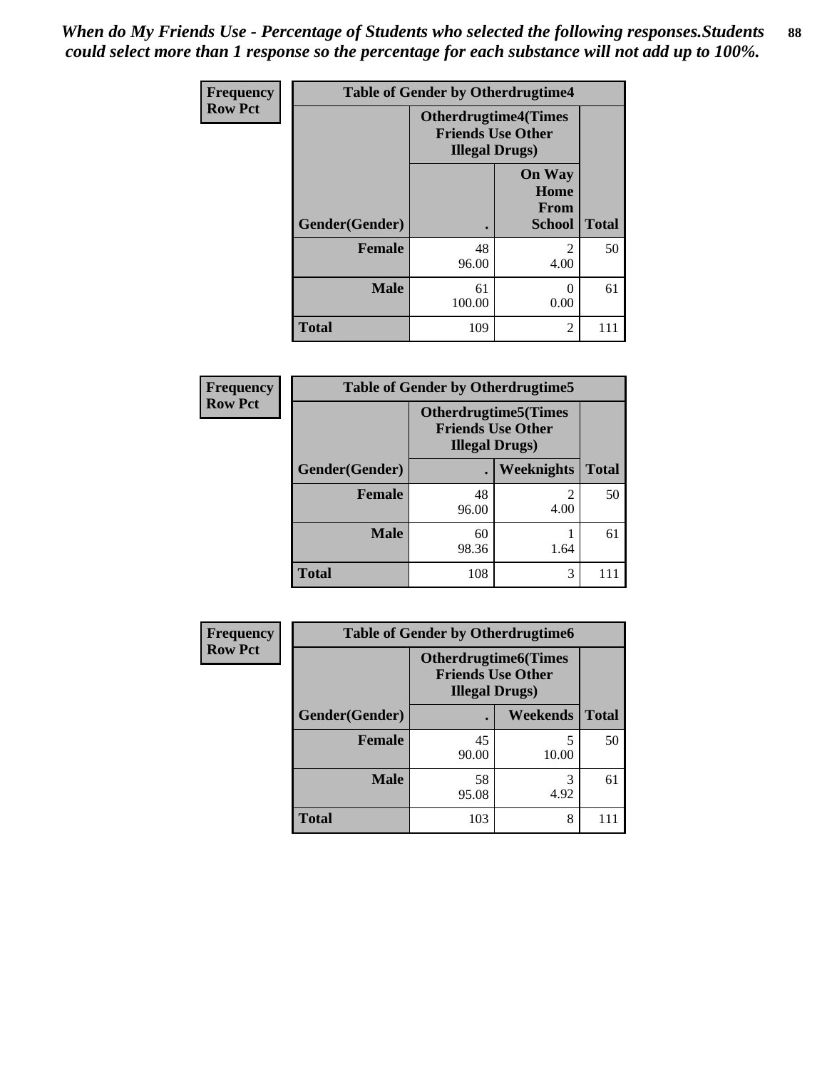*When do My Friends Use - Percentage of Students who selected the following responses.Students could select more than 1 response so the percentage for each substance will not add up to 100%.*

**Frequency**
**Row Pct**

| Table of Gender by Otherdrugtime4 | | | |
|---|---|---|---|
| | Otherdrugtime4(Times Friends Use Other Illegal Drugs) | | |
| Gender(Gender) | . | On Way Home From School | Total |
| **Female** | 48<br>96.00 | 2<br>4.00 | 50 |
| **Male** | 61<br>100.00 | 0<br>0.00 | 61 |
| **Total** | 109 | 2 | 111 |

**Frequency**
**Row Pct**

| Table of Gender by Otherdrugtime5 | | | |
|---|---|---|---|
| | Otherdrugtime5(Times Friends Use Other Illegal Drugs) | | |
| Gender(Gender) | . | Weeknights | Total |
| **Female** | 48<br>96.00 | 2<br>4.00 | 50 |
| **Male** | 60<br>98.36 | 1<br>1.64 | 61 |
| **Total** | 108 | 3 | 111 |

**Frequency**
**Row Pct**

| Table of Gender by Otherdrugtime6 | | | |
|---|---|---|---|
| | Otherdrugtime6(Times Friends Use Other Illegal Drugs) | | |
| Gender(Gender) | . | Weekends | Total |
| **Female** | 45<br>90.00 | 5<br>10.00 | 50 |
| **Male** | 58<br>95.08 | 3<br>4.92 | 61 |
| **Total** | 103 | 8 | 111 |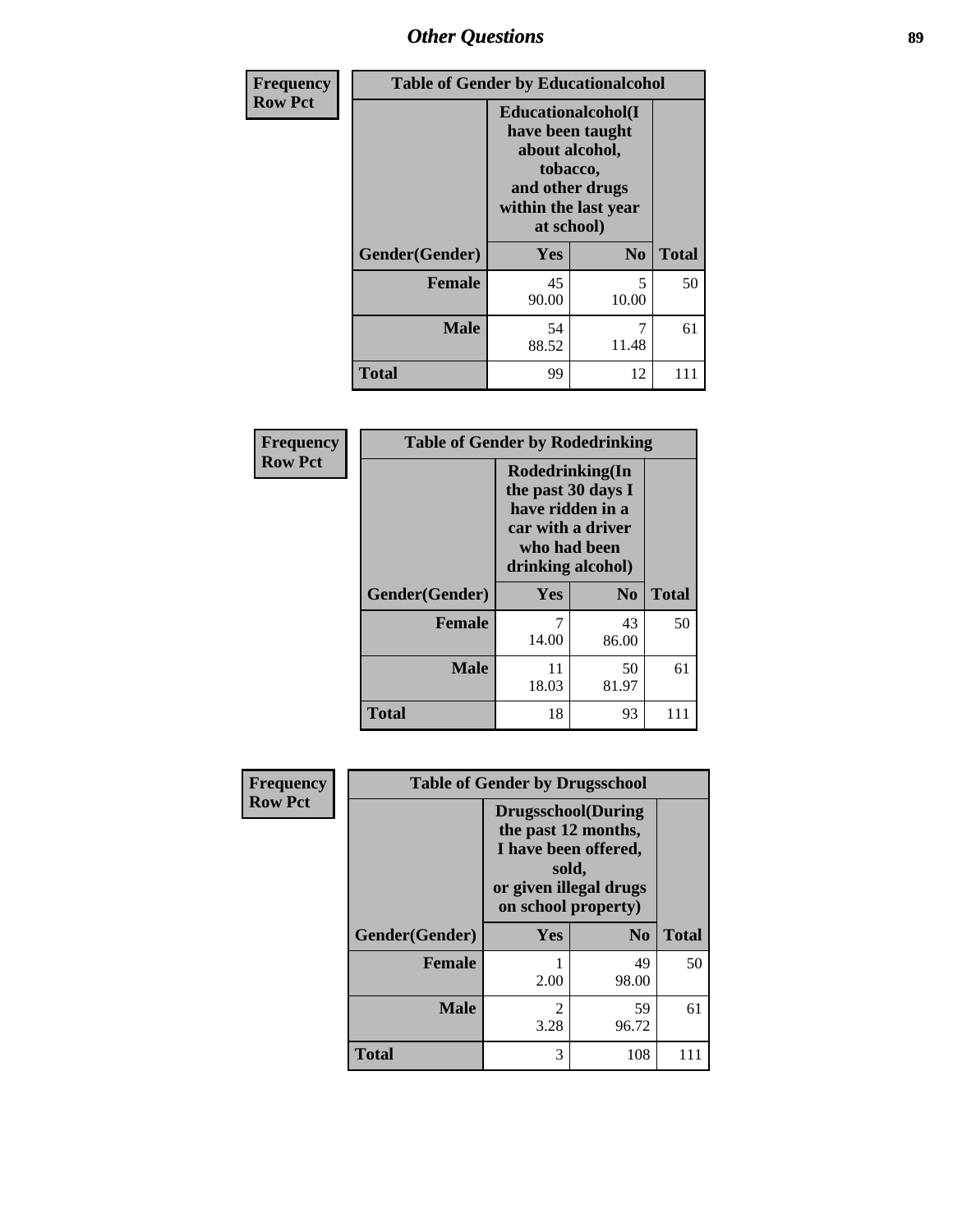## Other Questions

**Frequency**
**Row Pct**

| Table of Gender by Educationalcohol | | | |
|---|---|---|---|
| | Educationalcohol(I have been taught about alcohol, tobacco, and other drugs within the last year at school) | | |
| Gender(Gender) | Yes | No | Total |
| Female | 45<br>90.00 | 5<br>10.00 | 50 |
| Male | 54<br>88.52 | 7<br>11.48 | 61 |
| Total | 99 | 12 | 111 |

**Frequency**
**Row Pct**

| Table of Gender by Rodedrinking | | | |
|---|---|---|---|
| | Rodedrinking(In the past 30 days I have ridden in a car with a driver who had been drinking alcohol) | | |
| Gender(Gender) | Yes | No | Total |
| Female | 7<br>14.00 | 43<br>86.00 | 50 |
| Male | 11<br>18.03 | 50<br>81.97 | 61 |
| Total | 18 | 93 | 111 |

**Frequency**
**Row Pct**

| Table of Gender by Drugsschool | | | |
|---|---|---|---|
| | Drugsschool(During the past 12 months, I have been offered, sold, or given illegal drugs on school property) | | |
| Gender(Gender) | Yes | No | Total |
| Female | 1<br>2.00 | 49<br>98.00 | 50 |
| Male | 2<br>3.28 | 59<br>96.72 | 61 |
| Total | 3 | 108 | 111 |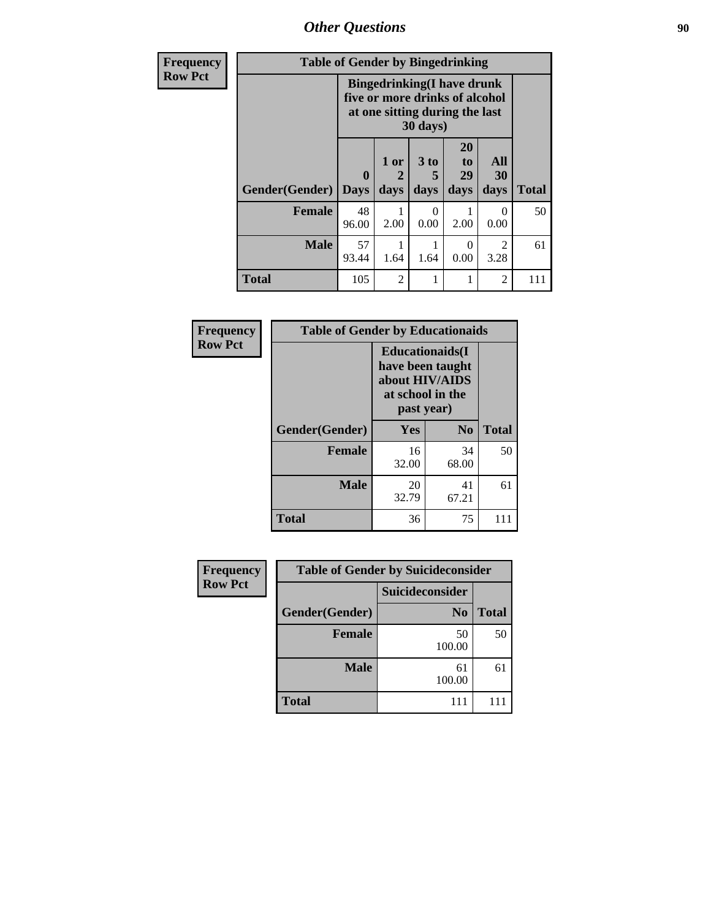## Other Questions

**Frequency**
**Row Pct**

| Table of Gender by Bingedrinking | | | | | | |
|---|---|---|---|---|---|---|
| | Bingedrinking(I have drunk five or more drinks of alcohol at one sitting during the last 30 days) | | | | | |
| Gender(Gender) | 0 Days | 1 or 2 days | 3 to 5 days | 20 to 29 days | All 30 days | Total |
| Female | 48<br>96.00 | 1<br>2.00 | 0<br>0.00 | 1<br>2.00 | 0<br>0.00 | 50 |
| Male | 57<br>93.44 | 1<br>1.64 | 1<br>1.64 | 0<br>0.00 | 2<br>3.28 | 61 |
| Total | 105 | 2 | 1 | 1 | 2 | 111 |

**Frequency**
**Row Pct**

| Table of Gender by Educationaids | | | |
|---|---|---|---|
| | Educationaids(I have been taught about HIV/AIDS at school in the past year) | | |
| Gender(Gender) | Yes | No | Total |
| Female | 16<br>32.00 | 34<br>68.00 | 50 |
| Male | 20<br>32.79 | 41<br>67.21 | 61 |
| Total | 36 | 75 | 111 |

**Frequency**
**Row Pct**

| Table of Gender by Suicideconsider | | |
|---|---|---|
| | Suicideconsider | |
| Gender(Gender) | No | Total |
| Female | 50<br>100.00 | 50 |
| Male | 61<br>100.00 | 61 |
| Total | 111 | 111 |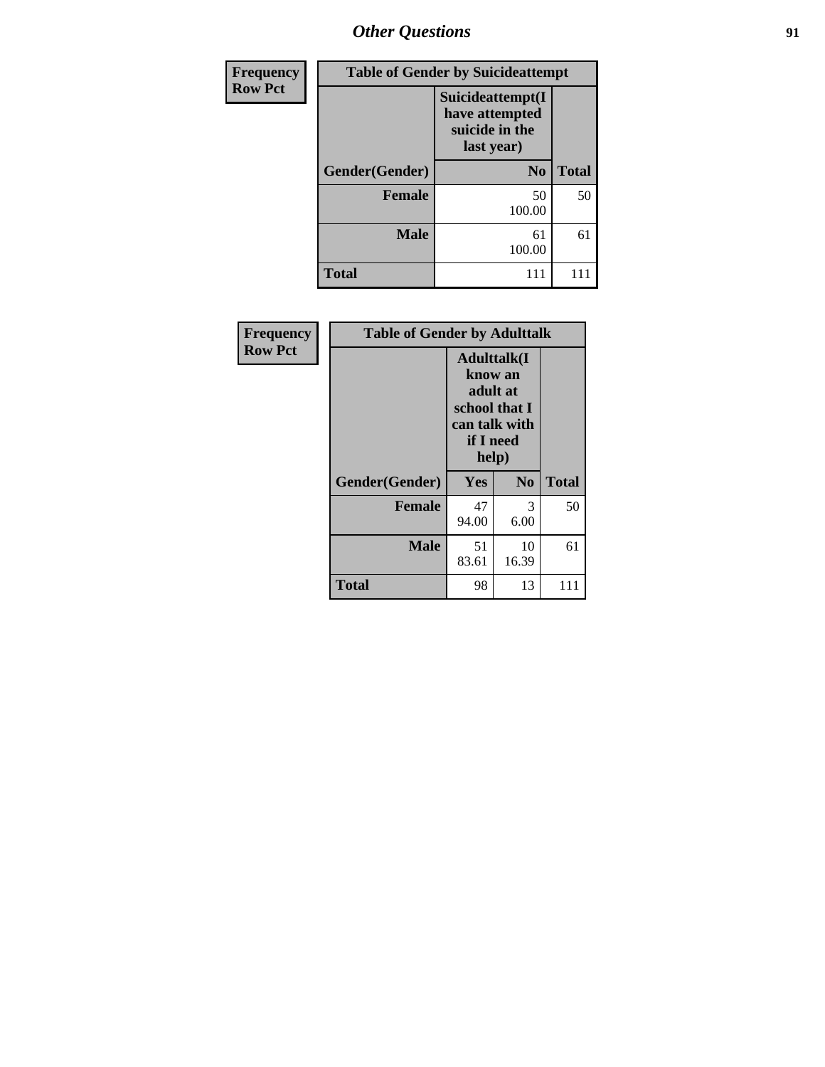## Other Questions

| Frequency Row Pct | Table of Gender by Suicideattempt | |
|---|---|---|
| | Suicideattempt(I have attempted suicide in the last year) | |
| Gender(Gender) | No | Total |
| Female | 50<br>100.00 | 50 |
| Male | 61<br>100.00 | 61 |
| Total | 111 | 111 |

| Frequency Row Pct | Table of Gender by Adulttalk | | |
|---|---|---|---|
| | Adulttalk(I know an adult at school that I can talk with if I need help) | | |
| Gender(Gender) | Yes | No | Total |
| Female | 47<br>94.00 | 3<br>6.00 | 50 |
| Male | 51<br>83.61 | 10<br>16.39 | 61 |
| Total | 98 | 13 | 111 |